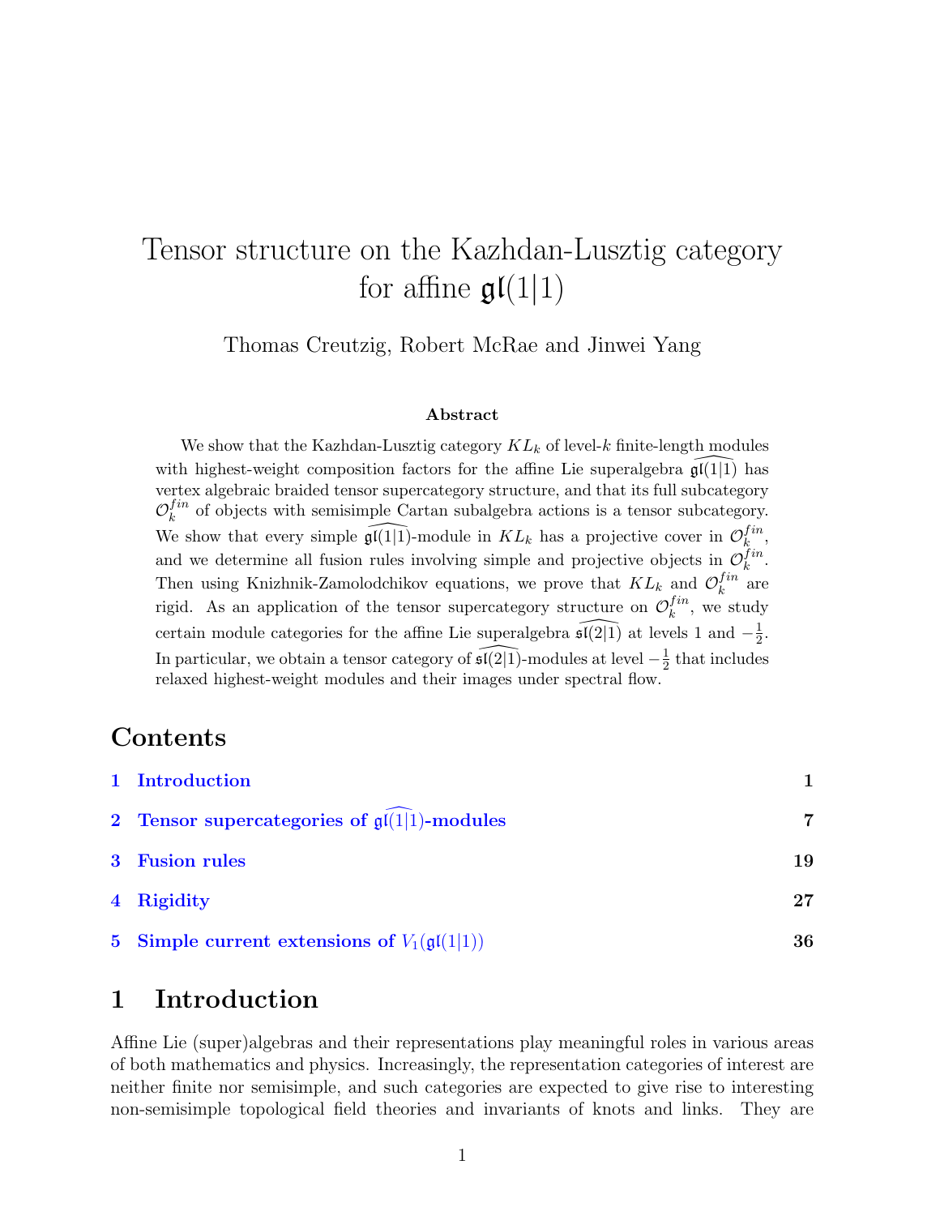# Tensor structure on the Kazhdan-Lusztig category for affine $\mathfrak{gl}(1|1)$

Thomas Creutzig, Robert McRae and Jinwei Yang

### Abstract

We show that the Kazhdan-Lusztig category $KL_k$ of level-$k$ finite-length modules with highest-weight composition factors for the affine Lie superalgebra $\widehat{\mathfrak{gl}(1|1)}$ has vertex algebraic braided tensor supercategory structure, and that its full subcategory $\mathcal{O}_k^{fin}$ of objects with semisimple Cartan subalgebra actions is a tensor subcategory. We show that every simple $\widehat{\mathfrak{gl}(1|1)}$-module in $KL_k$ has a projective cover in $\mathcal{O}_k^{fin}$, and we determine all fusion rules involving simple and projective objects in $\mathcal{O}_k^{fin}$. Then using Knizhnik-Zamolodchikov equations, we prove that $KL_k$ and $\mathcal{O}_k^{fin}$ are rigid. As an application of the tensor supercategory structure on $\mathcal{O}_k^{fin}$, we study certain module categories for the affine Lie superalgebra $\widehat{\mathfrak{sl}(2|1)}$ at levels 1 and $-\frac{1}{2}$. In particular, we obtain a tensor category of $\widehat{\mathfrak{sl}(2|1)}$-modules at level $-\frac{1}{2}$ that includes relaxed highest-weight modules and their images under spectral flow.

## Contents

1 Introduction — 1

2 Tensor supercategories of $\widehat{\mathfrak{gl}(1|1)}$-modules — 7

3 Fusion rules — 19

4 Rigidity — 27

5 Simple current extensions of $V_1(\mathfrak{gl}(1|1))$ — 36

## 1 Introduction

Affine Lie (super)algebras and their representations play meaningful roles in various areas of both mathematics and physics. Increasingly, the representation categories of interest are neither finite nor semisimple, and such categories are expected to give rise to interesting non-semisimple topological field theories and invariants of knots and links. They are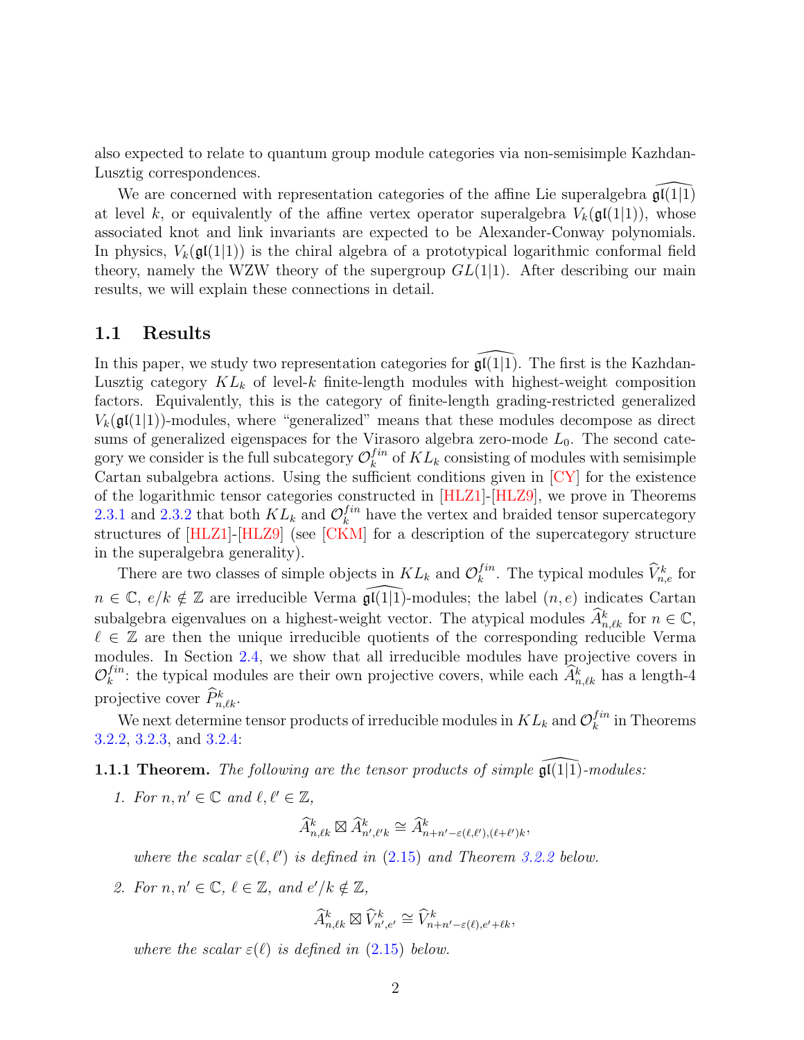also expected to relate to quantum group module categories via non-semisimple Kazhdan-Lusztig correspondences.

We are concerned with representation categories of the affine Lie superalgebra $\widehat{\mathfrak{gl}(1|1)}$ at level $k$, or equivalently of the affine vertex operator superalgebra $V_k(\mathfrak{gl}(1|1))$, whose associated knot and link invariants are expected to be Alexander-Conway polynomials. In physics, $V_k(\mathfrak{gl}(1|1))$ is the chiral algebra of a prototypical logarithmic conformal field theory, namely the WZW theory of the supergroup $GL(1|1)$. After describing our main results, we will explain these connections in detail.

## 1.1 Results

In this paper, we study two representation categories for $\widehat{\mathfrak{gl}(1|1)}$. The first is the Kazhdan-Lusztig category $KL_k$ of level-$k$ finite-length modules with highest-weight composition factors. Equivalently, this is the category of finite-length grading-restricted generalized $V_k(\mathfrak{gl}(1|1))$-modules, where "generalized" means that these modules decompose as direct sums of generalized eigenspaces for the Virasoro algebra zero-mode $L_0$. The second category we consider is the full subcategory $\mathcal{O}_k^{fin}$ of $KL_k$ consisting of modules with semisimple Cartan subalgebra actions. Using the sufficient conditions given in [CY] for the existence of the logarithmic tensor categories constructed in [HLZ1]-[HLZ9], we prove in Theorems 2.3.1 and 2.3.2 that both $KL_k$ and $\mathcal{O}_k^{fin}$ have the vertex and braided tensor supercategory structures of [HLZ1]-[HLZ9] (see [CKM] for a description of the supercategory structure in the superalgebra generality).

There are two classes of simple objects in $KL_k$ and $\mathcal{O}_k^{fin}$. The typical modules $\widehat{V}_{n,e}^k$ for $n \in \mathbb{C}$, $e/k \notin \mathbb{Z}$ are irreducible Verma $\widehat{\mathfrak{gl}(1|1)}$-modules; the label $(n, e)$ indicates Cartan subalgebra eigenvalues on a highest-weight vector. The atypical modules $\widehat{A}_{n,\ell k}^k$ for $n \in \mathbb{C}$, $\ell \in \mathbb{Z}$ are then the unique irreducible quotients of the corresponding reducible Verma modules. In Section 2.4, we show that all irreducible modules have projective covers in $\mathcal{O}_k^{fin}$: the typical modules are their own projective covers, while each $\widehat{A}_{n,\ell k}^k$ has a length-4 projective cover $\widehat{P}_{n,\ell k}^k$.

We next determine tensor products of irreducible modules in $KL_k$ and $\mathcal{O}_k^{fin}$ in Theorems 3.2.2, 3.2.3, and 3.2.4:

**1.1.1 Theorem.** *The following are the tensor products of simple $\widehat{\mathfrak{gl}(1|1)}$-modules:*

1. *For $n, n' \in \mathbb{C}$ and $\ell, \ell' \in \mathbb{Z}$,*

$$\widehat{A}_{n,\ell k}^k \boxtimes \widehat{A}_{n',\ell' k}^k \cong \widehat{A}_{n+n'-\varepsilon(\ell,\ell'),(\ell+\ell')k}^k,$$

*where the scalar $\varepsilon(\ell, \ell')$ is defined in (2.15) and Theorem 3.2.2 below.*

2. *For $n, n' \in \mathbb{C}$, $\ell \in \mathbb{Z}$, and $e'/k \notin \mathbb{Z}$,*

$$\widehat{A}_{n,\ell k}^k \boxtimes \widehat{V}_{n',e'}^k \cong \widehat{V}_{n+n'-\varepsilon(\ell),e'+\ell k}^k,$$

*where the scalar $\varepsilon(\ell)$ is defined in (2.15) below.*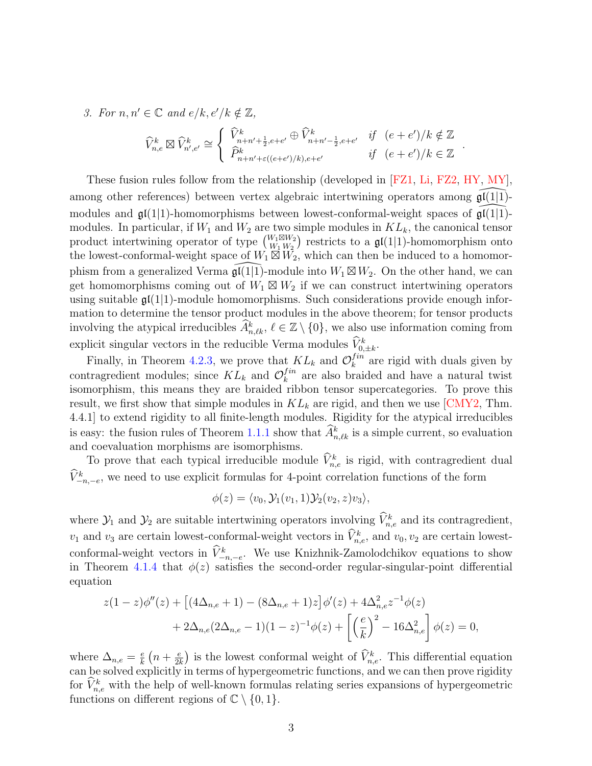3. *For $n, n' \in \mathbb{C}$ and $e/k, e'/k \notin \mathbb{Z}$,*

$$\widehat{V}^k_{n,e} \boxtimes \widehat{V}^k_{n',e'} \cong \begin{cases} \widehat{V}^k_{n+n'+\frac{1}{2},e+e'} \oplus \widehat{V}^k_{n+n'-\frac{1}{2},e+e'} & \text{if } \;(e+e')/k \notin \mathbb{Z} \\ \widehat{P}^k_{n+n'+\varepsilon((e+e')/k),e+e'} & \text{if } \;(e+e')/k \in \mathbb{Z} \end{cases}.$$

These fusion rules follow from the relationship (developed in [FZ1, Li, FZ2, HY, MY], among other references) between vertex algebraic intertwining operators among $\widehat{\mathfrak{gl}(1|1)}$-modules and $\mathfrak{gl}(1|1)$-homomorphisms between lowest-conformal-weight spaces of $\widehat{\mathfrak{gl}(1|1)}$-modules. In particular, if $W_1$ and $W_2$ are two simple modules in $KL_k$, the canonical tensor product intertwining operator of type $\binom{W_1\boxtimes W_2}{W_1\, W_2}$ restricts to a $\mathfrak{gl}(1|1)$-homomorphism onto the lowest-conformal-weight space of $W_1 \boxtimes W_2$, which can then be induced to a homomorphism from a generalized Verma $\widehat{\mathfrak{gl}(1|1)}$-module into $W_1 \boxtimes W_2$. On the other hand, we can get homomorphisms coming out of $W_1 \boxtimes W_2$ if we can construct intertwining operators using suitable $\mathfrak{gl}(1|1)$-module homomorphisms. Such considerations provide enough information to determine the tensor product modules in the above theorem; for tensor products involving the atypical irreducibles $\widehat{A}^k_{n,\ell k}$, $\ell \in \mathbb{Z} \setminus \{0\}$, we also use information coming from explicit singular vectors in the reducible Verma modules $\widehat{V}^k_{0,\pm k}$.

Finally, in Theorem 4.2.3, we prove that $KL_k$ and $\mathcal{O}^{fin}_k$ are rigid with duals given by contragredient modules; since $KL_k$ and $\mathcal{O}^{fin}_k$ are also braided and have a natural twist isomorphism, this means they are braided ribbon tensor supercategories. To prove this result, we first show that simple modules in $KL_k$ are rigid, and then we use [CMY2, Thm. 4.4.1] to extend rigidity to all finite-length modules. Rigidity for the atypical irreducibles is easy: the fusion rules of Theorem 1.1.1 show that $\widehat{A}^k_{n,\ell k}$ is a simple current, so evaluation and coevaluation morphisms are isomorphisms.

To prove that each typical irreducible module $\widehat{V}^k_{n,e}$ is rigid, with contragredient dual $\widehat{V}^k_{-n,-e}$, we need to use explicit formulas for 4-point correlation functions of the form

$$\phi(z) = \langle v_0, \mathcal{Y}_1(v_1, 1)\mathcal{Y}_2(v_2, z)v_3\rangle,$$

where $\mathcal{Y}_1$ and $\mathcal{Y}_2$ are suitable intertwining operators involving $\widehat{V}^k_{n,e}$ and its contragredient, $v_1$ and $v_3$ are certain lowest-conformal-weight vectors in $\widehat{V}^k_{n,e}$, and $v_0, v_2$ are certain lowest-conformal-weight vectors in $\widehat{V}^k_{-n,-e}$. We use Knizhnik-Zamolodchikov equations to show in Theorem 4.1.4 that $\phi(z)$ satisfies the second-order regular-singular-point differential equation

$$\begin{aligned} z(1-z)\phi''(z) + \big[(4\Delta_{n,e}+1) - (8\Delta_{n,e}+1)z\big]\phi'(z) + 4\Delta_{n,e}^2 z^{-1}\phi(z) \\ + 2\Delta_{n,e}(2\Delta_{n,e}-1)(1-z)^{-1}\phi(z) + \left[\left(\frac{e}{k}\right)^2 - 16\Delta_{n,e}^2\right]\phi(z) = 0, \end{aligned}$$

where $\Delta_{n,e} = \frac{e}{k}\left(n + \frac{e}{2k}\right)$ is the lowest conformal weight of $\widehat{V}^k_{n,e}$. This differential equation can be solved explicitly in terms of hypergeometric functions, and we can then prove rigidity for $\widehat{V}^k_{n,e}$ with the help of well-known formulas relating series expansions of hypergeometric functions on different regions of $\mathbb{C} \setminus \{0, 1\}$.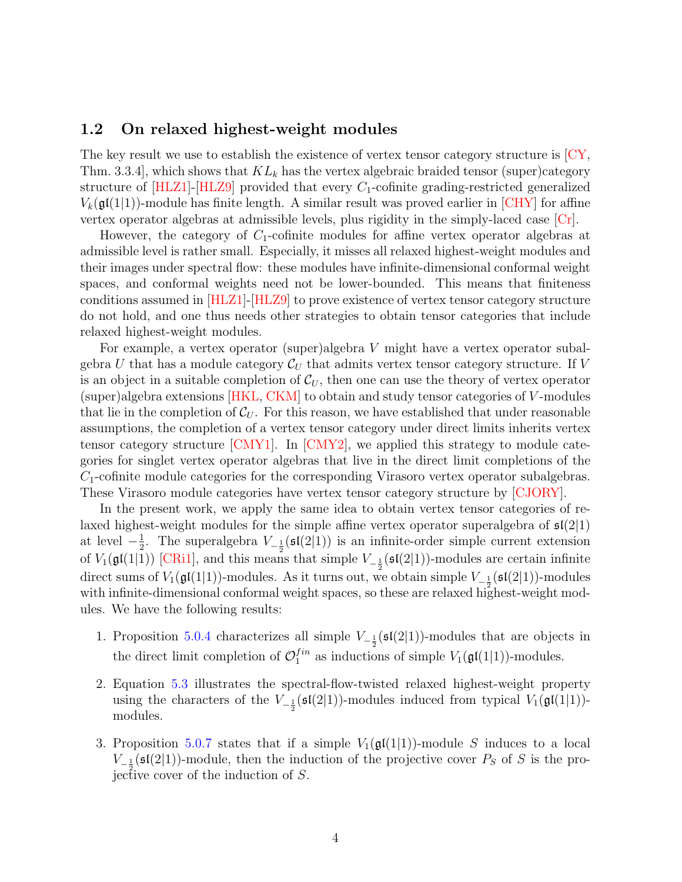## 1.2 On relaxed highest-weight modules

The key result we use to establish the existence of vertex tensor category structure is [CY, Thm. 3.3.4], which shows that $KL_k$ has the vertex algebraic braided tensor (super)category structure of [HLZ1]-[HLZ9] provided that every $C_1$-cofinite grading-restricted generalized $V_k(\mathfrak{gl}(1|1))$-module has finite length. A similar result was proved earlier in [CHY] for affine vertex operator algebras at admissible levels, plus rigidity in the simply-laced case [Cr].

However, the category of $C_1$-cofinite modules for affine vertex operator algebras at admissible level is rather small. Especially, it misses all relaxed highest-weight modules and their images under spectral flow: these modules have infinite-dimensional conformal weight spaces, and conformal weights need not be lower-bounded. This means that finiteness conditions assumed in [HLZ1]-[HLZ9] to prove existence of vertex tensor category structure do not hold, and one thus needs other strategies to obtain tensor categories that include relaxed highest-weight modules.

For example, a vertex operator (super)algebra $V$ might have a vertex operator subalgebra $U$ that has a module category $\mathcal{C}_U$ that admits vertex tensor category structure. If $V$ is an object in a suitable completion of $\mathcal{C}_U$, then one can use the theory of vertex operator (super)algebra extensions [HKL, CKM] to obtain and study tensor categories of $V$-modules that lie in the completion of $\mathcal{C}_U$. For this reason, we have established that under reasonable assumptions, the completion of a vertex tensor category under direct limits inherits vertex tensor category structure [CMY1]. In [CMY2], we applied this strategy to module categories for singlet vertex operator algebras that live in the direct limit completions of the $C_1$-cofinite module categories for the corresponding Virasoro vertex operator subalgebras. These Virasoro module categories have vertex tensor category structure by [CJORY].

In the present work, we apply the same idea to obtain vertex tensor categories of relaxed highest-weight modules for the simple affine vertex operator superalgebra of $\mathfrak{sl}(2|1)$ at level $-\frac{1}{2}$. The superalgebra $V_{-\frac{1}{2}}(\mathfrak{sl}(2|1))$ is an infinite-order simple current extension of $V_1(\mathfrak{gl}(1|1))$ [CRi1], and this means that simple $V_{-\frac{1}{2}}(\mathfrak{sl}(2|1))$-modules are certain infinite direct sums of $V_1(\mathfrak{gl}(1|1))$-modules. As it turns out, we obtain simple $V_{-\frac{1}{2}}(\mathfrak{sl}(2|1))$-modules with infinite-dimensional conformal weight spaces, so these are relaxed highest-weight modules. We have the following results:

1. Proposition 5.0.4 characterizes all simple $V_{-\frac{1}{2}}(\mathfrak{sl}(2|1))$-modules that are objects in the direct limit completion of $\mathcal{O}_1^{fin}$ as inductions of simple $V_1(\mathfrak{gl}(1|1))$-modules.
2. Equation 5.3 illustrates the spectral-flow-twisted relaxed highest-weight property using the characters of the $V_{-\frac{1}{2}}(\mathfrak{sl}(2|1))$-modules induced from typical $V_1(\mathfrak{gl}(1|1))$-modules.
3. Proposition 5.0.7 states that if a simple $V_1(\mathfrak{gl}(1|1))$-module $S$ induces to a local $V_{-\frac{1}{2}}(\mathfrak{sl}(2|1))$-module, then the induction of the projective cover $P_S$ of $S$ is the projective cover of the induction of $S$.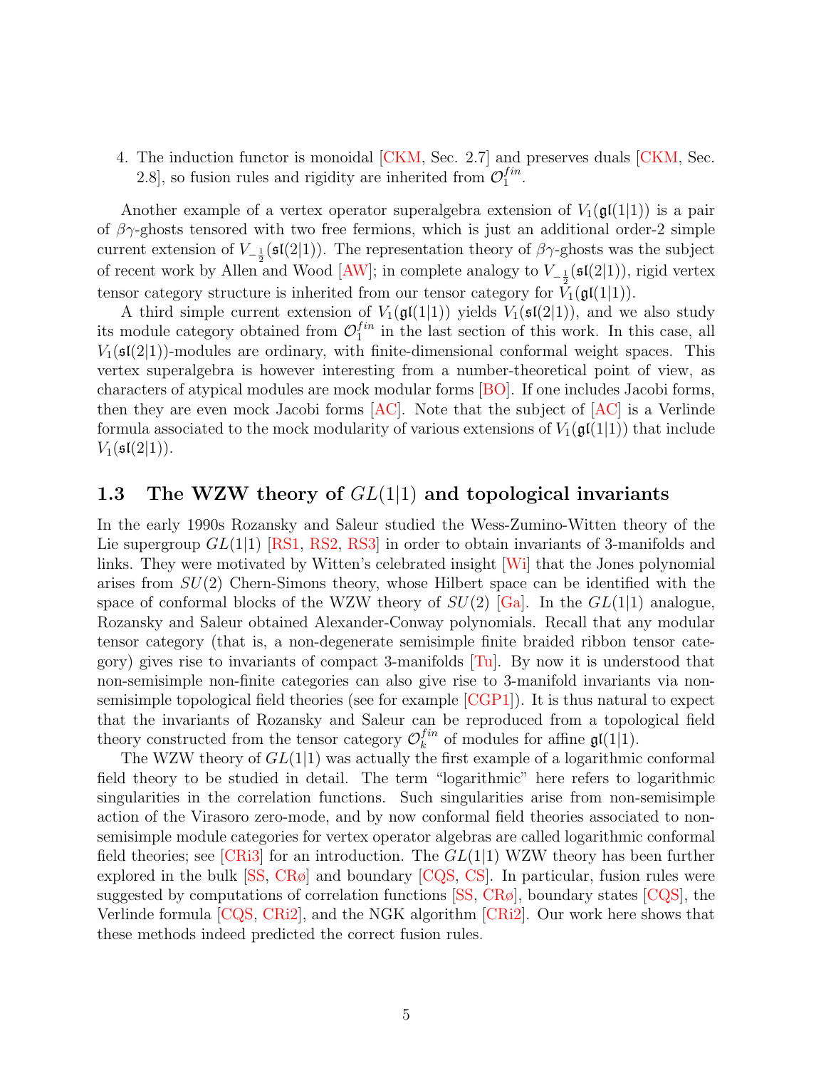4. The induction functor is monoidal [CKM, Sec. 2.7] and preserves duals [CKM, Sec. 2.8], so fusion rules and rigidity are inherited from $\mathcal{O}_1^{fin}$.

Another example of a vertex operator superalgebra extension of $V_1(\mathfrak{gl}(1|1))$ is a pair of $\beta\gamma$-ghosts tensored with two free fermions, which is just an additional order-2 simple current extension of $V_{-\frac{1}{2}}(\mathfrak{sl}(2|1))$. The representation theory of $\beta\gamma$-ghosts was the subject of recent work by Allen and Wood [AW]; in complete analogy to $V_{-\frac{1}{2}}(\mathfrak{sl}(2|1))$, rigid vertex tensor category structure is inherited from our tensor category for $V_1(\mathfrak{gl}(1|1))$.

A third simple current extension of $V_1(\mathfrak{gl}(1|1))$ yields $V_1(\mathfrak{sl}(2|1))$, and we also study its module category obtained from $\mathcal{O}_1^{fin}$ in the last section of this work. In this case, all $V_1(\mathfrak{sl}(2|1))$-modules are ordinary, with finite-dimensional conformal weight spaces. This vertex superalgebra is however interesting from a number-theoretical point of view, as characters of atypical modules are mock modular forms [BO]. If one includes Jacobi forms, then they are even mock Jacobi forms [AC]. Note that the subject of [AC] is a Verlinde formula associated to the mock modularity of various extensions of $V_1(\mathfrak{gl}(1|1))$ that include $V_1(\mathfrak{sl}(2|1))$.

### 1.3 The WZW theory of $GL(1|1)$ and topological invariants

In the early 1990s Rozansky and Saleur studied the Wess-Zumino-Witten theory of the Lie supergroup $GL(1|1)$ [RS1, RS2, RS3] in order to obtain invariants of 3-manifolds and links. They were motivated by Witten's celebrated insight [Wi] that the Jones polynomial arises from $SU(2)$ Chern-Simons theory, whose Hilbert space can be identified with the space of conformal blocks of the WZW theory of $SU(2)$ [Ga]. In the $GL(1|1)$ analogue, Rozansky and Saleur obtained Alexander-Conway polynomials. Recall that any modular tensor category (that is, a non-degenerate semisimple finite braided ribbon tensor category) gives rise to invariants of compact 3-manifolds [Tu]. By now it is understood that non-semisimple non-finite categories can also give rise to 3-manifold invariants via non-semisimple topological field theories (see for example [CGP1]). It is thus natural to expect that the invariants of Rozansky and Saleur can be reproduced from a topological field theory constructed from the tensor category $\mathcal{O}_k^{fin}$ of modules for affine $\mathfrak{gl}(1|1)$.

The WZW theory of $GL(1|1)$ was actually the first example of a logarithmic conformal field theory to be studied in detail. The term "logarithmic" here refers to logarithmic singularities in the correlation functions. Such singularities arise from non-semisimple action of the Virasoro zero-mode, and by now conformal field theories associated to non-semisimple module categories for vertex operator algebras are called logarithmic conformal field theories; see [CRi3] for an introduction. The $GL(1|1)$ WZW theory has been further explored in the bulk [SS, CRø] and boundary [CQS, CS]. In particular, fusion rules were suggested by computations of correlation functions [SS, CRø], boundary states [CQS], the Verlinde formula [CQS, CRi2], and the NGK algorithm [CRi2]. Our work here shows that these methods indeed predicted the correct fusion rules.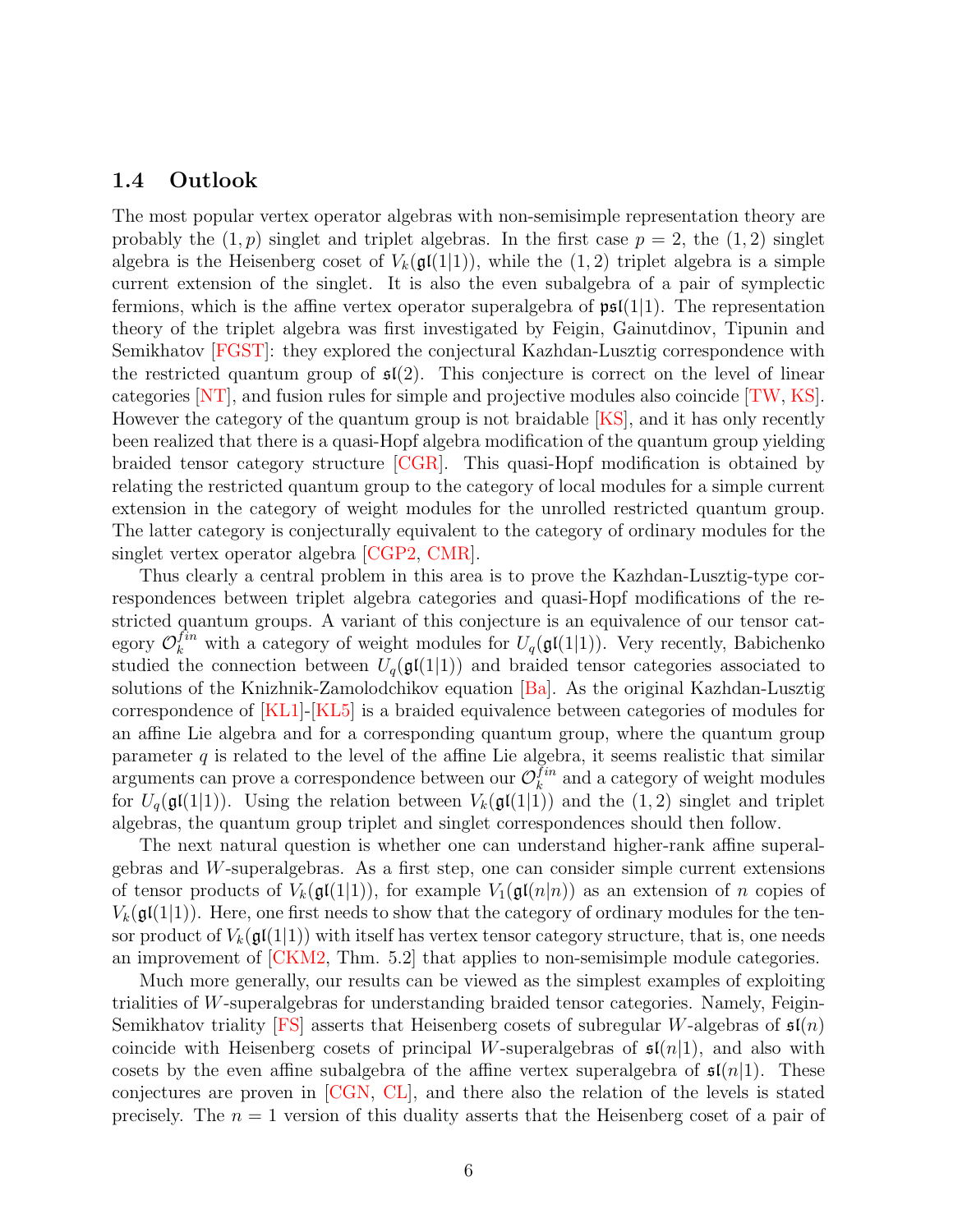### 1.4 Outlook

The most popular vertex operator algebras with non-semisimple representation theory are probably the $(1,p)$ singlet and triplet algebras. In the first case $p=2$, the $(1,2)$ singlet algebra is the Heisenberg coset of $V_k(\mathfrak{gl}(1|1))$, while the $(1,2)$ triplet algebra is a simple current extension of the singlet. It is also the even subalgebra of a pair of symplectic fermions, which is the affine vertex operator superalgebra of $\mathfrak{psl}(1|1)$. The representation theory of the triplet algebra was first investigated by Feigin, Gainutdinov, Tipunin and Semikhatov [FGST]: they explored the conjectural Kazhdan-Lusztig correspondence with the restricted quantum group of $\mathfrak{sl}(2)$. This conjecture is correct on the level of linear categories [NT], and fusion rules for simple and projective modules also coincide [TW, KS]. However the category of the quantum group is not braidable [KS], and it has only recently been realized that there is a quasi-Hopf algebra modification of the quantum group yielding braided tensor category structure [CGR]. This quasi-Hopf modification is obtained by relating the restricted quantum group to the category of local modules for a simple current extension in the category of weight modules for the unrolled restricted quantum group. The latter category is conjecturally equivalent to the category of ordinary modules for the singlet vertex operator algebra [CGP2, CMR].

Thus clearly a central problem in this area is to prove the Kazhdan-Lusztig-type correspondences between triplet algebra categories and quasi-Hopf modifications of the restricted quantum groups. A variant of this conjecture is an equivalence of our tensor category $\mathcal{O}_k^{fin}$ with a category of weight modules for $U_q(\mathfrak{gl}(1|1))$. Very recently, Babichenko studied the connection between $U_q(\mathfrak{gl}(1|1))$ and braided tensor categories associated to solutions of the Knizhnik-Zamolodchikov equation [Ba]. As the original Kazhdan-Lusztig correspondence of [KL1]-[KL5] is a braided equivalence between categories of modules for an affine Lie algebra and for a corresponding quantum group, where the quantum group parameter $q$ is related to the level of the affine Lie algebra, it seems realistic that similar arguments can prove a correspondence between our $\mathcal{O}_k^{fin}$ and a category of weight modules for $U_q(\mathfrak{gl}(1|1))$. Using the relation between $V_k(\mathfrak{gl}(1|1))$ and the $(1,2)$ singlet and triplet algebras, the quantum group triplet and singlet correspondences should then follow.

The next natural question is whether one can understand higher-rank affine superalgebras and $W$-superalgebras. As a first step, one can consider simple current extensions of tensor products of $V_k(\mathfrak{gl}(1|1))$, for example $V_1(\mathfrak{gl}(n|n))$ as an extension of $n$ copies of $V_k(\mathfrak{gl}(1|1))$. Here, one first needs to show that the category of ordinary modules for the tensor product of $V_k(\mathfrak{gl}(1|1))$ with itself has vertex tensor category structure, that is, one needs an improvement of [CKM2, Thm. 5.2] that applies to non-semisimple module categories.

Much more generally, our results can be viewed as the simplest examples of exploiting trialities of $W$-superalgebras for understanding braided tensor categories. Namely, Feigin-Semikhatov triality [FS] asserts that Heisenberg cosets of subregular $W$-algebras of $\mathfrak{sl}(n)$ coincide with Heisenberg cosets of principal $W$-superalgebras of $\mathfrak{sl}(n|1)$, and also with cosets by the even affine subalgebra of the affine vertex superalgebra of $\mathfrak{sl}(n|1)$. These conjectures are proven in [CGN, CL], and there also the relation of the levels is stated precisely. The $n=1$ version of this duality asserts that the Heisenberg coset of a pair of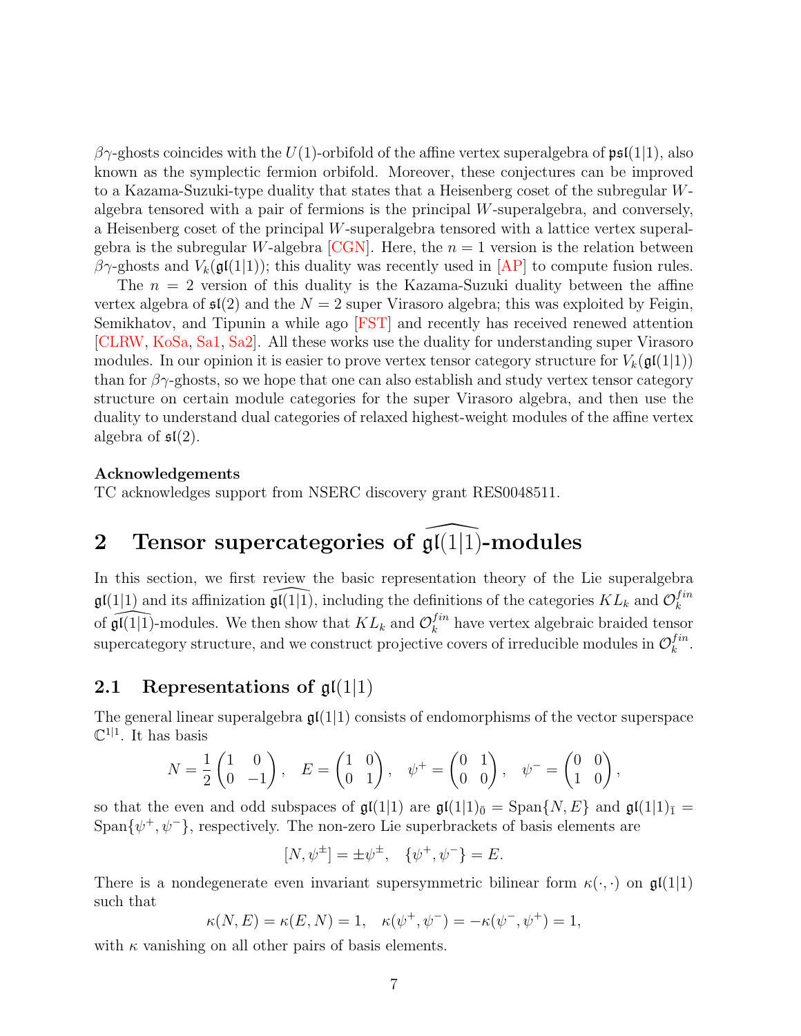$\beta\gamma$-ghosts coincides with the $U(1)$-orbifold of the affine vertex superalgebra of $\mathfrak{psl}(1|1)$, also known as the symplectic fermion orbifold. Moreover, these conjectures can be improved to a Kazama-Suzuki-type duality that states that a Heisenberg coset of the subregular $W$-algebra tensored with a pair of fermions is the principal $W$-superalgebra, and conversely, a Heisenberg coset of the principal $W$-superalgebra tensored with a lattice vertex superalgebra is the subregular $W$-algebra [CGN]. Here, the $n = 1$ version is the relation between $\beta\gamma$-ghosts and $V_k(\mathfrak{gl}(1|1))$; this duality was recently used in [AP] to compute fusion rules.

The $n = 2$ version of this duality is the Kazama-Suzuki duality between the affine vertex algebra of $\mathfrak{sl}(2)$ and the $N = 2$ super Virasoro algebra; this was exploited by Feigin, Semikhatov, and Tipunin a while ago [FST] and recently has received renewed attention [CLRW, KoSa, Sa1, Sa2]. All these works use the duality for understanding super Virasoro modules. In our opinion it is easier to prove vertex tensor category structure for $V_k(\mathfrak{gl}(1|1))$ than for $\beta\gamma$-ghosts, so we hope that one can also establish and study vertex tensor category structure on certain module categories for the super Virasoro algebra, and then use the duality to understand dual categories of relaxed highest-weight modules of the affine vertex algebra of $\mathfrak{sl}(2)$.

**Acknowledgements**

TC acknowledges support from NSERC discovery grant RES0048511.

# 2 Tensor supercategories of $\widehat{\mathfrak{gl}(1|1)}$-modules

In this section, we first review the basic representation theory of the Lie superalgebra $\mathfrak{gl}(1|1)$ and its affinization $\widehat{\mathfrak{gl}(1|1)}$, including the definitions of the categories $KL_k$ and $\mathcal{O}_k^{fin}$ of $\widehat{\mathfrak{gl}(1|1)}$-modules. We then show that $KL_k$ and $\mathcal{O}_k^{fin}$ have vertex algebraic braided tensor supercategory structure, and we construct projective covers of irreducible modules in $\mathcal{O}_k^{fin}$.

## 2.1 Representations of $\mathfrak{gl}(1|1)$

The general linear superalgebra $\mathfrak{gl}(1|1)$ consists of endomorphisms of the vector superspace $\mathbb{C}^{1|1}$. It has basis

$$N = \frac{1}{2}\begin{pmatrix} 1 & 0 \\ 0 & -1 \end{pmatrix}, \quad E = \begin{pmatrix} 1 & 0 \\ 0 & 1 \end{pmatrix}, \quad \psi^+ = \begin{pmatrix} 0 & 1 \\ 0 & 0 \end{pmatrix}, \quad \psi^- = \begin{pmatrix} 0 & 0 \\ 1 & 0 \end{pmatrix},$$

so that the even and odd subspaces of $\mathfrak{gl}(1|1)$ are $\mathfrak{gl}(1|1)_{\bar{0}} = \mathrm{Span}\{N, E\}$ and $\mathfrak{gl}(1|1)_{\bar{1}} = \mathrm{Span}\{\psi^+, \psi^-\}$, respectively. The non-zero Lie superbrackets of basis elements are

$$[N, \psi^\pm] = \pm\psi^\pm, \quad \{\psi^+, \psi^-\} = E.$$

There is a nondegenerate even invariant supersymmetric bilinear form $\kappa(\cdot,\cdot)$ on $\mathfrak{gl}(1|1)$ such that

$$\kappa(N, E) = \kappa(E, N) = 1, \quad \kappa(\psi^+, \psi^-) = -\kappa(\psi^-, \psi^+) = 1,$$

with $\kappa$ vanishing on all other pairs of basis elements.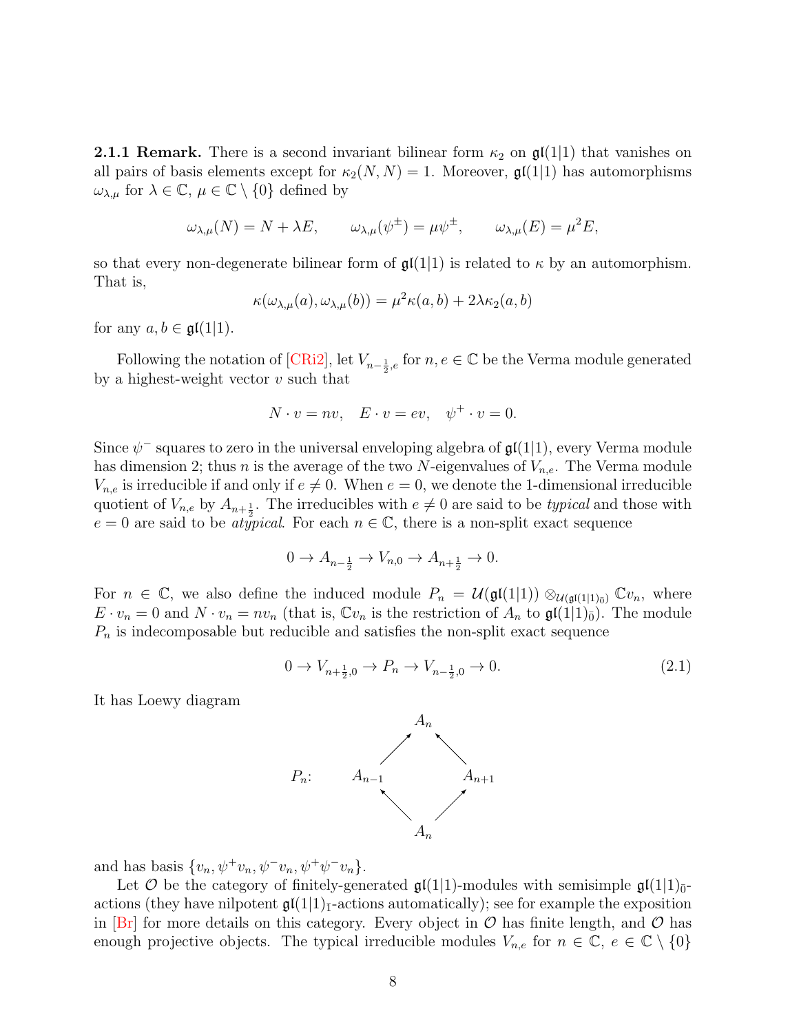**2.1.1 Remark.** There is a second invariant bilinear form $\kappa_2$ on $\mathfrak{gl}(1|1)$ that vanishes on all pairs of basis elements except for $\kappa_2(N,N) = 1$. Moreover, $\mathfrak{gl}(1|1)$ has automorphisms $\omega_{\lambda,\mu}$ for $\lambda \in \mathbb{C}$, $\mu \in \mathbb{C} \setminus \{0\}$ defined by

$$\omega_{\lambda,\mu}(N) = N + \lambda E, \qquad \omega_{\lambda,\mu}(\psi^\pm) = \mu\psi^\pm, \qquad \omega_{\lambda,\mu}(E) = \mu^2 E,$$

so that every non-degenerate bilinear form of $\mathfrak{gl}(1|1)$ is related to $\kappa$ by an automorphism. That is,

$$\kappa(\omega_{\lambda,\mu}(a), \omega_{\lambda,\mu}(b)) = \mu^2\kappa(a,b) + 2\lambda\kappa_2(a,b)$$

for any $a, b \in \mathfrak{gl}(1|1)$.

Following the notation of [CRi2], let $V_{n-\frac{1}{2},e}$ for $n, e \in \mathbb{C}$ be the Verma module generated by a highest-weight vector $v$ such that

$$N \cdot v = nv, \quad E \cdot v = ev, \quad \psi^+ \cdot v = 0.$$

Since $\psi^-$ squares to zero in the universal enveloping algebra of $\mathfrak{gl}(1|1)$, every Verma module has dimension 2; thus $n$ is the average of the two $N$-eigenvalues of $V_{n,e}$. The Verma module $V_{n,e}$ is irreducible if and only if $e \neq 0$. When $e = 0$, we denote the 1-dimensional irreducible quotient of $V_{n,e}$ by $A_{n+\frac{1}{2}}$. The irreducibles with $e \neq 0$ are said to be *typical* and those with $e = 0$ are said to be *atypical*. For each $n \in \mathbb{C}$, there is a non-split exact sequence

$$0 \to A_{n-\frac{1}{2}} \to V_{n,0} \to A_{n+\frac{1}{2}} \to 0.$$

For $n \in \mathbb{C}$, we also define the induced module $P_n = \mathcal{U}(\mathfrak{gl}(1|1)) \otimes_{\mathcal{U}(\mathfrak{gl}(1|1)_{\bar{0}})} \mathbb{C}v_n$, where $E \cdot v_n = 0$ and $N \cdot v_n = nv_n$ (that is, $\mathbb{C}v_n$ is the restriction of $A_n$ to $\mathfrak{gl}(1|1)_{\bar{0}}$). The module $P_n$ is indecomposable but reducible and satisfies the non-split exact sequence

$$0 \to V_{n+\frac{1}{2},0} \to P_n \to V_{n-\frac{1}{2},0} \to 0. \tag{2.1}$$

It has Loewy diagram

$$P_n: \quad \begin{array}{ccccc} & & A_n & & \\ & \nearrow & & \nwarrow & \\ A_{n-1} & & & & A_{n+1} \\ & \nwarrow & & \nearrow & \\ & & A_n & & \end{array}$$

and has basis $\{v_n, \psi^+ v_n, \psi^- v_n, \psi^+\psi^- v_n\}$.

Let $\mathcal{O}$ be the category of finitely-generated $\mathfrak{gl}(1|1)$-modules with semisimple $\mathfrak{gl}(1|1)_{\bar{0}}$-actions (they have nilpotent $\mathfrak{gl}(1|1)_{\bar{1}}$-actions automatically); see for example the exposition in [Br] for more details on this category. Every object in $\mathcal{O}$ has finite length, and $\mathcal{O}$ has enough projective objects. The typical irreducible modules $V_{n,e}$ for $n \in \mathbb{C}$, $e \in \mathbb{C} \setminus \{0\}$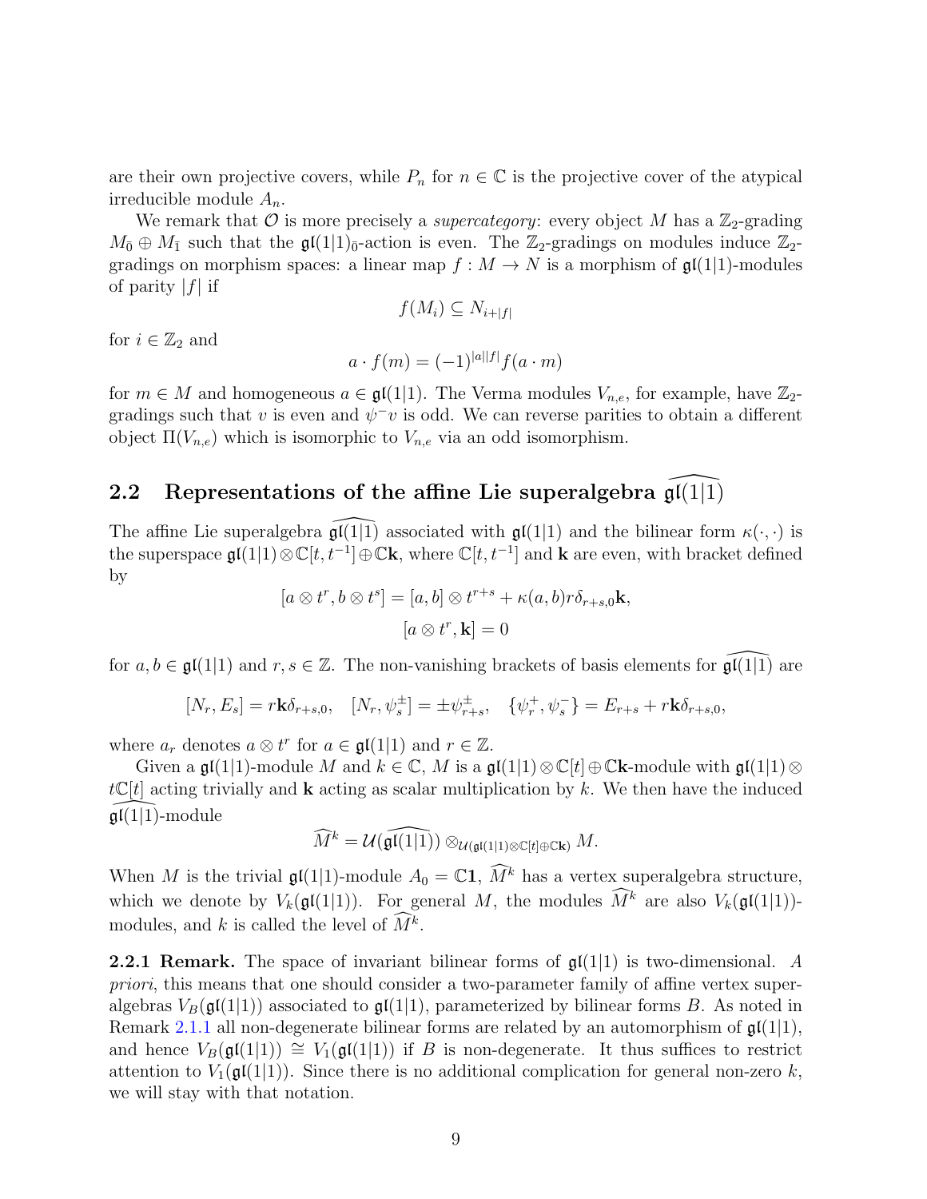are their own projective covers, while $P_n$ for $n \in \mathbb{C}$ is the projective cover of the atypical irreducible module $A_n$.

We remark that $\mathcal{O}$ is more precisely a *supercategory*: every object $M$ has a $\mathbb{Z}_2$-grading $M_{\bar{0}} \oplus M_{\bar{1}}$ such that the $\mathfrak{gl}(1|1)_{\bar{0}}$-action is even. The $\mathbb{Z}_2$-gradings on modules induce $\mathbb{Z}_2$-gradings on morphism spaces: a linear map $f : M \to N$ is a morphism of $\mathfrak{gl}(1|1)$-modules of parity $|f|$ if

$$f(M_i) \subseteq N_{i+|f|}$$

for $i \in \mathbb{Z}_2$ and

$$a \cdot f(m) = (-1)^{|a||f|} f(a \cdot m)$$

for $m \in M$ and homogeneous $a \in \mathfrak{gl}(1|1)$. The Verma modules $V_{n,e}$, for example, have $\mathbb{Z}_2$-gradings such that $v$ is even and $\psi^- v$ is odd. We can reverse parities to obtain a different object $\Pi(V_{n,e})$ which is isomorphic to $V_{n,e}$ via an odd isomorphism.

## 2.2 Representations of the affine Lie superalgebra $\widehat{\mathfrak{gl}(1|1)}$

The affine Lie superalgebra $\widehat{\mathfrak{gl}(1|1)}$ associated with $\mathfrak{gl}(1|1)$ and the bilinear form $\kappa(\cdot,\cdot)$ is the superspace $\mathfrak{gl}(1|1) \otimes \mathbb{C}[t, t^{-1}] \oplus \mathbb{C}\mathbf{k}$, where $\mathbb{C}[t, t^{-1}]$ and $\mathbf{k}$ are even, with bracket defined by

$$[a \otimes t^r, b \otimes t^s] = [a, b] \otimes t^{r+s} + \kappa(a, b) r \delta_{r+s,0} \mathbf{k},$$

$$[a \otimes t^r, \mathbf{k}] = 0$$

for $a, b \in \mathfrak{gl}(1|1)$ and $r, s \in \mathbb{Z}$. The non-vanishing brackets of basis elements for $\widehat{\mathfrak{gl}(1|1)}$ are

$$[N_r, E_s] = r\mathbf{k}\delta_{r+s,0}, \quad [N_r, \psi_s^\pm] = \pm\psi_{r+s}^\pm, \quad \{\psi_r^+, \psi_s^-\} = E_{r+s} + r\mathbf{k}\delta_{r+s,0},$$

where $a_r$ denotes $a \otimes t^r$ for $a \in \mathfrak{gl}(1|1)$ and $r \in \mathbb{Z}$.

Given a $\mathfrak{gl}(1|1)$-module $M$ and $k \in \mathbb{C}$, $M$ is a $\mathfrak{gl}(1|1) \otimes \mathbb{C}[t] \oplus \mathbb{C}\mathbf{k}$-module with $\mathfrak{gl}(1|1) \otimes t\mathbb{C}[t]$ acting trivially and $\mathbf{k}$ acting as scalar multiplication by $k$. We then have the induced $\widehat{\mathfrak{gl}(1|1)}$-module

$$\widehat{M}^k = \mathcal{U}(\widehat{\mathfrak{gl}(1|1)}) \otimes_{\mathcal{U}(\mathfrak{gl}(1|1)\otimes\mathbb{C}[t]\oplus\mathbb{C}\mathbf{k})} M.$$

When $M$ is the trivial $\mathfrak{gl}(1|1)$-module $A_0 = \mathbb{C}\mathbf{1}$, $\widehat{M}^k$ has a vertex superalgebra structure, which we denote by $V_k(\mathfrak{gl}(1|1))$. For general $M$, the modules $\widehat{M}^k$ are also $V_k(\mathfrak{gl}(1|1))$-modules, and $k$ is called the level of $\widehat{M}^k$.

**2.2.1 Remark.** The space of invariant bilinear forms of $\mathfrak{gl}(1|1)$ is two-dimensional. *A priori*, this means that one should consider a two-parameter family of affine vertex superalgebras $V_B(\mathfrak{gl}(1|1))$ associated to $\mathfrak{gl}(1|1)$, parameterized by bilinear forms $B$. As noted in Remark 2.1.1 all non-degenerate bilinear forms are related by an automorphism of $\mathfrak{gl}(1|1)$, and hence $V_B(\mathfrak{gl}(1|1)) \cong V_1(\mathfrak{gl}(1|1))$ if $B$ is non-degenerate. It thus suffices to restrict attention to $V_1(\mathfrak{gl}(1|1))$. Since there is no additional complication for general non-zero $k$, we will stay with that notation.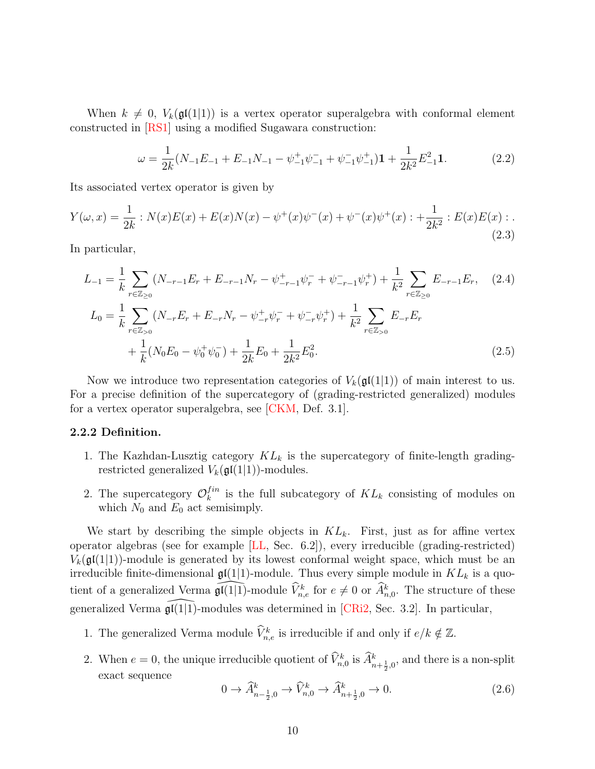When $k \neq 0$, $V_k(\mathfrak{gl}(1|1))$ is a vertex operator superalgebra with conformal element constructed in [RS1] using a modified Sugawara construction:

$$\omega = \frac{1}{2k}(N_{-1}E_{-1} + E_{-1}N_{-1} - \psi^+_{-1}\psi^-_{-1} + \psi^-_{-1}\psi^+_{-1})\mathbf{1} + \frac{1}{2k^2}E^2_{-1}\mathbf{1}. \tag{2.2}$$

Its associated vertex operator is given by

$$Y(\omega, x) = \frac{1}{2k} : N(x)E(x) + E(x)N(x) - \psi^+(x)\psi^-(x) + \psi^-(x)\psi^+(x) : + \frac{1}{2k^2} : E(x)E(x) : . \tag{2.3}$$

In particular,

$$L_{-1} = \frac{1}{k}\sum_{r\in\mathbb{Z}_{\geq 0}} (N_{-r-1}E_r + E_{-r-1}N_r - \psi^+_{-r-1}\psi^-_r + \psi^-_{-r-1}\psi^+_r) + \frac{1}{k^2}\sum_{r\in\mathbb{Z}_{\geq 0}} E_{-r-1}E_r, \tag{2.4}$$

$$\begin{aligned} L_0 = {} & \frac{1}{k}\sum_{r\in\mathbb{Z}_{>0}} (N_{-r}E_r + E_{-r}N_r - \psi^+_{-r}\psi^-_r + \psi^-_{-r}\psi^+_r) + \frac{1}{k^2}\sum_{r\in\mathbb{Z}_{>0}} E_{-r}E_r \\ & + \frac{1}{k}(N_0E_0 - \psi^+_0\psi^-_0) + \frac{1}{2k}E_0 + \frac{1}{2k^2}E_0^2. \end{aligned} \tag{2.5}$$

Now we introduce two representation categories of $V_k(\mathfrak{gl}(1|1))$ of main interest to us. For a precise definition of the supercategory of (grading-restricted generalized) modules for a vertex operator superalgebra, see [CKM, Def. 3.1].

**2.2.2 Definition.**

1. The Kazhdan-Lusztig category $KL_k$ is the supercategory of finite-length grading-restricted generalized $V_k(\mathfrak{gl}(1|1))$-modules.

2. The supercategory $\mathcal{O}_k^{fin}$ is the full subcategory of $KL_k$ consisting of modules on which $N_0$ and $E_0$ act semisimply.

We start by describing the simple objects in $KL_k$. First, just as for affine vertex operator algebras (see for example [LL, Sec. 6.2]), every irreducible (grading-restricted) $V_k(\mathfrak{gl}(1|1))$-module is generated by its lowest conformal weight space, which must be an irreducible finite-dimensional $\mathfrak{gl}(1|1)$-module. Thus every simple module in $KL_k$ is a quotient of a generalized Verma $\widehat{\mathfrak{gl}(1|1)}$-module $\widehat{V}^k_{n,e}$ for $e \neq 0$ or $\widehat{A}^k_{n,0}$. The structure of these generalized Verma $\widehat{\mathfrak{gl}(1|1)}$-modules was determined in [CRi2, Sec. 3.2]. In particular,

1. The generalized Verma module $\widehat{V}^k_{n,e}$ is irreducible if and only if $e/k \notin \mathbb{Z}$.

2. When $e = 0$, the unique irreducible quotient of $\widehat{V}^k_{n,0}$ is $\widehat{A}^k_{n+\frac{1}{2},0}$, and there is a non-split exact sequence

$$0 \to \widehat{A}^k_{n-\frac{1}{2},0} \to \widehat{V}^k_{n,0} \to \widehat{A}^k_{n+\frac{1}{2},0} \to 0. \tag{2.6}$$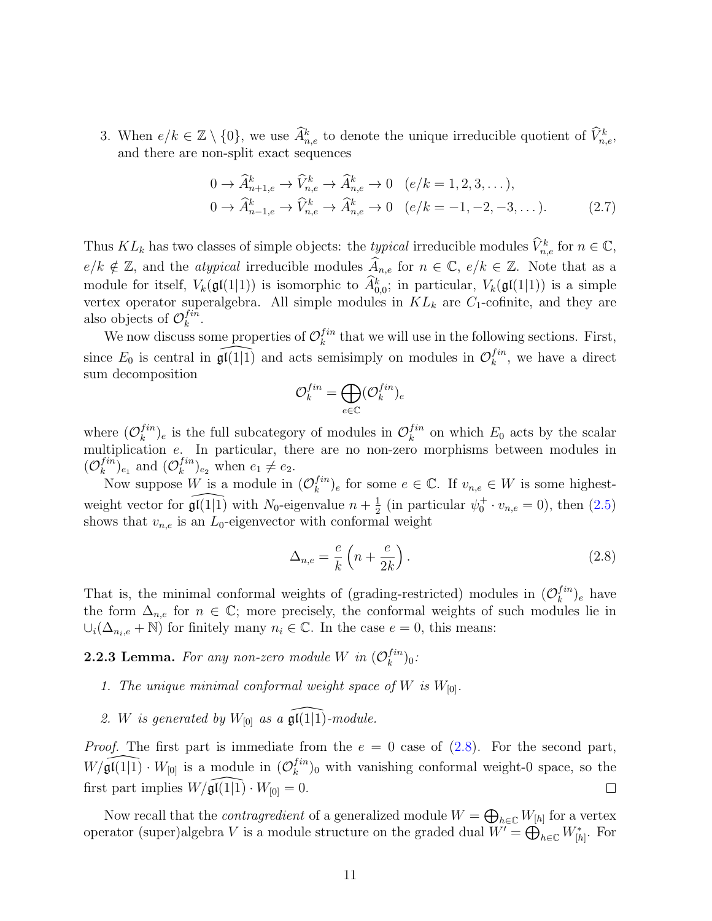3. When $e/k \in \mathbb{Z} \setminus \{0\}$, we use $\widehat{A}^k_{n,e}$ to denote the unique irreducible quotient of $\widehat{V}^k_{n,e}$, and there are non-split exact sequences

$$
\begin{aligned}
&0 \to \widehat{A}^k_{n+1,e} \to \widehat{V}^k_{n,e} \to \widehat{A}^k_{n,e} \to 0 \quad (e/k = 1, 2, 3, \dots), \\
&0 \to \widehat{A}^k_{n-1,e} \to \widehat{V}^k_{n,e} \to \widehat{A}^k_{n,e} \to 0 \quad (e/k = -1, -2, -3, \dots).
\end{aligned} \tag{2.7}
$$

Thus $KL_k$ has two classes of simple objects: the *typical* irreducible modules $\widehat{V}^k_{n,e}$ for $n \in \mathbb{C}$, $e/k \notin \mathbb{Z}$, and the *atypical* irreducible modules $\widehat{A}_{n,e}$ for $n \in \mathbb{C}$, $e/k \in \mathbb{Z}$. Note that as a module for itself, $V_k(\mathfrak{gl}(1|1))$ is isomorphic to $\widehat{A}^k_{0,0}$; in particular, $V_k(\mathfrak{gl}(1|1))$ is a simple vertex operator superalgebra. All simple modules in $KL_k$ are $C_1$-cofinite, and they are also objects of $\mathcal{O}^{fin}_k$.

We now discuss some properties of $\mathcal{O}^{fin}_k$ that we will use in the following sections. First, since $E_0$ is central in $\widehat{\mathfrak{gl}(1|1)}$ and acts semisimply on modules in $\mathcal{O}^{fin}_k$, we have a direct sum decomposition

$$
\mathcal{O}^{fin}_k = \bigoplus_{e \in \mathbb{C}} (\mathcal{O}^{fin}_k)_e
$$

where $(\mathcal{O}^{fin}_k)_e$ is the full subcategory of modules in $\mathcal{O}^{fin}_k$ on which $E_0$ acts by the scalar multiplication $e$. In particular, there are no non-zero morphisms between modules in $(\mathcal{O}^{fin}_k)_{e_1}$ and $(\mathcal{O}^{fin}_k)_{e_2}$ when $e_1 \neq e_2$.

Now suppose $W$ is a module in $(\mathcal{O}^{fin}_k)_e$ for some $e \in \mathbb{C}$. If $v_{n,e} \in W$ is some highest-weight vector for $\widehat{\mathfrak{gl}(1|1)}$ with $N_0$-eigenvalue $n + \frac{1}{2}$ (in particular $\psi^+_0 \cdot v_{n,e} = 0$), then (2.5) shows that $v_{n,e}$ is an $L_0$-eigenvector with conformal weight

$$
\Delta_{n,e} = \frac{e}{k}\left(n + \frac{e}{2k}\right). \tag{2.8}
$$

That is, the minimal conformal weights of (grading-restricted) modules in $(\mathcal{O}^{fin}_k)_e$ have the form $\Delta_{n,e}$ for $n \in \mathbb{C}$; more precisely, the conformal weights of such modules lie in $\cup_i (\Delta_{n_i,e} + \mathbb{N})$ for finitely many $n_i \in \mathbb{C}$. In the case $e = 0$, this means:

**2.2.3 Lemma.** *For any non-zero module $W$ in $(\mathcal{O}^{fin}_k)_0$:*

1. *The unique minimal conformal weight space of $W$ is $W_{[0]}$.*
2. *$W$ is generated by $W_{[0]}$ as a $\widehat{\mathfrak{gl}(1|1)}$-module.*

*Proof.* The first part is immediate from the $e = 0$ case of (2.8). For the second part, $W/\widehat{\mathfrak{gl}(1|1)} \cdot W_{[0]}$ is a module in $(\mathcal{O}^{fin}_k)_0$ with vanishing conformal weight-0 space, so the first part implies $W/\widehat{\mathfrak{gl}(1|1)} \cdot W_{[0]} = 0$. □

Now recall that the *contragredient* of a generalized module $W = \bigoplus_{h \in \mathbb{C}} W_{[h]}$ for a vertex operator (super)algebra $V$ is a module structure on the graded dual $W' = \bigoplus_{h \in \mathbb{C}} W^*_{[h]}$. For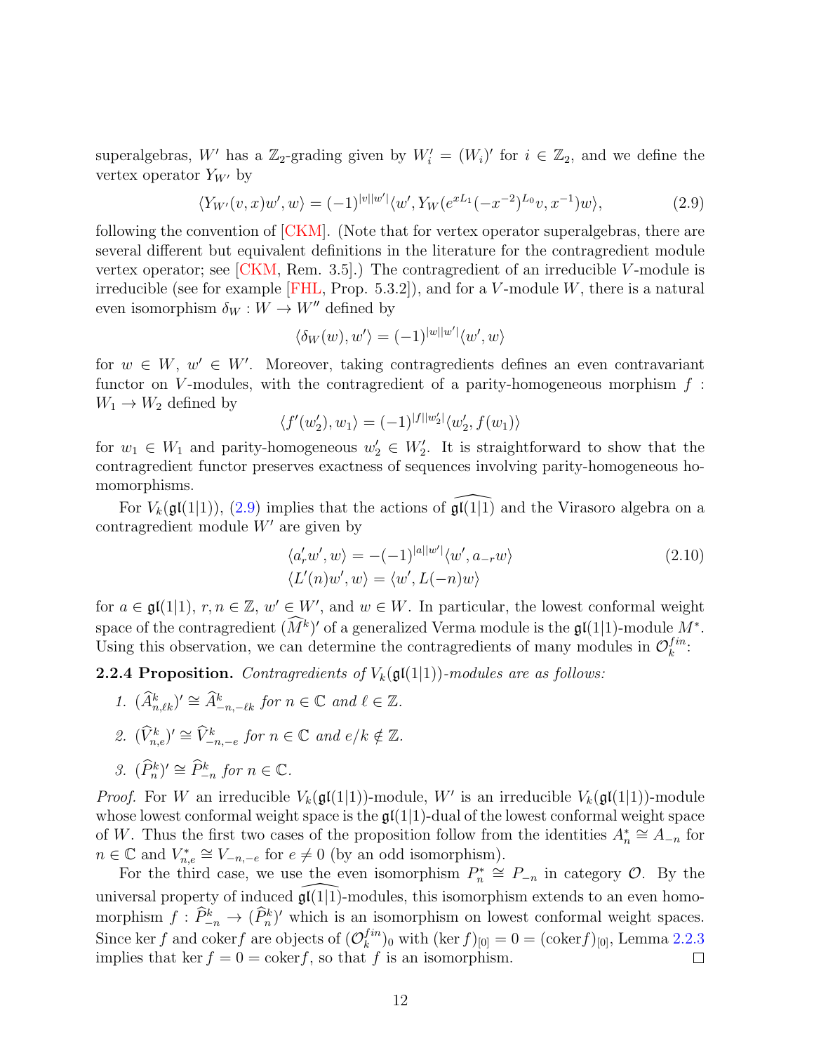superalgebras, $W'$ has a $\mathbb{Z}_2$-grading given by $W'_i = (W_i)'$ for $i \in \mathbb{Z}_2$, and we define the vertex operator $Y_{W'}$ by

$$\langle Y_{W'}(v,x)w', w\rangle = (-1)^{|v||w'|}\langle w', Y_W(e^{xL_1}(-x^{-2})^{L_0}v, x^{-1})w\rangle, \tag{2.9}$$

following the convention of [CKM]. (Note that for vertex operator superalgebras, there are several different but equivalent definitions in the literature for the contragredient module vertex operator; see [CKM, Rem. 3.5].) The contragredient of an irreducible $V$-module is irreducible (see for example [FHL, Prop. 5.3.2]), and for a $V$-module $W$, there is a natural even isomorphism $\delta_W : W \to W''$ defined by

$$\langle \delta_W(w), w'\rangle = (-1)^{|w||w'|}\langle w', w\rangle$$

for $w \in W$, $w' \in W'$. Moreover, taking contragredients defines an even contravariant functor on $V$-modules, with the contragredient of a parity-homogeneous morphism $f : W_1 \to W_2$ defined by

$$\langle f'(w'_2), w_1\rangle = (-1)^{|f||w'_2|}\langle w'_2, f(w_1)\rangle$$

for $w_1 \in W_1$ and parity-homogeneous $w'_2 \in W'_2$. It is straightforward to show that the contragredient functor preserves exactness of sequences involving parity-homogeneous homomorphisms.

For $V_k(\mathfrak{gl}(1|1))$, (2.9) implies that the actions of $\widehat{\mathfrak{gl}(1|1)}$ and the Virasoro algebra on a contragredient module $W'$ are given by

$$\begin{aligned} \langle a'_r w', w\rangle &= -(-1)^{|a||w'|}\langle w', a_{-r}w\rangle \\ \langle L'(n)w', w\rangle &= \langle w', L(-n)w\rangle \end{aligned} \tag{2.10}$$

for $a \in \mathfrak{gl}(1|1)$, $r, n \in \mathbb{Z}$, $w' \in W'$, and $w \in W$. In particular, the lowest conformal weight space of the contragredient $(\widehat{M}^k)'$ of a generalized Verma module is the $\mathfrak{gl}(1|1)$-module $M^*$. Using this observation, we can determine the contragredients of many modules in $\mathcal{O}_k^{fin}$:

**2.2.4 Proposition.** *Contragredients of $V_k(\mathfrak{gl}(1|1))$-modules are as follows:*

1. $(\widehat{A}^k_{n,\ell k})' \cong \widehat{A}^k_{-n,-\ell k}$ *for $n \in \mathbb{C}$ and $\ell \in \mathbb{Z}$.*
2. $(\widehat{V}^k_{n,e})' \cong \widehat{V}^k_{-n,-e}$ *for $n \in \mathbb{C}$ and $e/k \notin \mathbb{Z}$.*
3. $(\widehat{P}^k_n)' \cong \widehat{P}^k_{-n}$ *for $n \in \mathbb{C}$.*

*Proof.* For $W$ an irreducible $V_k(\mathfrak{gl}(1|1))$-module, $W'$ is an irreducible $V_k(\mathfrak{gl}(1|1))$-module whose lowest conformal weight space is the $\mathfrak{gl}(1|1)$-dual of the lowest conformal weight space of $W$. Thus the first two cases of the proposition follow from the identities $A_n^* \cong A_{-n}$ for $n \in \mathbb{C}$ and $V_{n,e}^* \cong V_{-n,-e}$ for $e \neq 0$ (by an odd isomorphism).

For the third case, we use the even isomorphism $P_n^* \cong P_{-n}$ in category $\mathcal{O}$. By the universal property of induced $\widehat{\mathfrak{gl}(1|1)}$-modules, this isomorphism extends to an even homomorphism $f : \widehat{P}^k_{-n} \to (\widehat{P}^k_n)'$ which is an isomorphism on lowest conformal weight spaces. Since $\ker f$ and $\mathrm{coker} f$ are objects of $(\mathcal{O}_k^{fin})_0$ with $(\ker f)_{[0]} = 0 = (\mathrm{coker} f)_{[0]}$, Lemma 2.2.3 implies that $\ker f = 0 = \mathrm{coker} f$, so that $f$ is an isomorphism. $\square$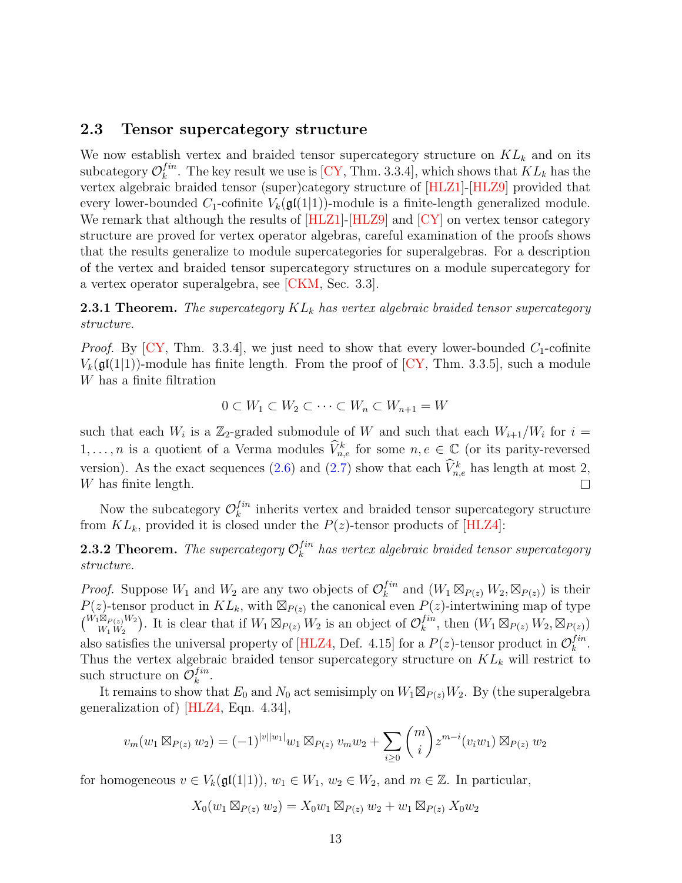## 2.3 Tensor supercategory structure

We now establish vertex and braided tensor supercategory structure on $KL_k$ and on its subcategory $\mathcal{O}_k^{fin}$. The key result we use is [CY, Thm. 3.3.4], which shows that $KL_k$ has the vertex algebraic braided tensor (super)category structure of [HLZ1]-[HLZ9] provided that every lower-bounded $C_1$-cofinite $V_k(\mathfrak{gl}(1|1))$-module is a finite-length generalized module. We remark that although the results of [HLZ1]-[HLZ9] and [CY] on vertex tensor category structure are proved for vertex operator algebras, careful examination of the proofs shows that the results generalize to module supercategories for superalgebras. For a description of the vertex and braided tensor supercategory structures on a module supercategory for a vertex operator superalgebra, see [CKM, Sec. 3.3].

**2.3.1 Theorem.** *The supercategory $KL_k$ has vertex algebraic braided tensor supercategory structure.*

*Proof.* By [CY, Thm. 3.3.4], we just need to show that every lower-bounded $C_1$-cofinite $V_k(\mathfrak{gl}(1|1))$-module has finite length. From the proof of [CY, Thm. 3.3.5], such a module $W$ has a finite filtration

$$0 \subset W_1 \subset W_2 \subset \cdots \subset W_n \subset W_{n+1} = W$$

such that each $W_i$ is a $\mathbb{Z}_2$-graded submodule of $W$ and such that each $W_{i+1}/W_i$ for $i = 1, \ldots, n$ is a quotient of a Verma modules $\widehat{V}_{n,e}^k$ for some $n, e \in \mathbb{C}$ (or its parity-reversed version). As the exact sequences (2.6) and (2.7) show that each $\widehat{V}_{n,e}^k$ has length at most 2, $W$ has finite length. $\square$

Now the subcategory $\mathcal{O}_k^{fin}$ inherits vertex and braided tensor supercategory structure from $KL_k$, provided it is closed under the $P(z)$-tensor products of [HLZ4]:

**2.3.2 Theorem.** *The supercategory $\mathcal{O}_k^{fin}$ has vertex algebraic braided tensor supercategory structure.*

*Proof.* Suppose $W_1$ and $W_2$ are any two objects of $\mathcal{O}_k^{fin}$ and $(W_1 \boxtimes_{P(z)} W_2, \boxtimes_{P(z)})$ is their $P(z)$-tensor product in $KL_k$, with $\boxtimes_{P(z)}$ the canonical even $P(z)$-intertwining map of type $\binom{W_1 \boxtimes_{P(z)} W_2}{W_1\, W_2}$. It is clear that if $W_1 \boxtimes_{P(z)} W_2$ is an object of $\mathcal{O}_k^{fin}$, then $(W_1 \boxtimes_{P(z)} W_2, \boxtimes_{P(z)})$ also satisfies the universal property of [HLZ4, Def. 4.15] for a $P(z)$-tensor product in $\mathcal{O}_k^{fin}$. Thus the vertex algebraic braided tensor supercategory structure on $KL_k$ will restrict to such structure on $\mathcal{O}_k^{fin}$.

It remains to show that $E_0$ and $N_0$ act semisimply on $W_1 \boxtimes_{P(z)} W_2$. By (the superalgebra generalization of) [HLZ4, Eqn. 4.34],

$$v_m(w_1 \boxtimes_{P(z)} w_2) = (-1)^{|v||w_1|} w_1 \boxtimes_{P(z)} v_m w_2 + \sum_{i \geq 0} \binom{m}{i} z^{m-i} (v_i w_1) \boxtimes_{P(z)} w_2$$

for homogeneous $v \in V_k(\mathfrak{gl}(1|1))$, $w_1 \in W_1$, $w_2 \in W_2$, and $m \in \mathbb{Z}$. In particular,

$$X_0(w_1 \boxtimes_{P(z)} w_2) = X_0 w_1 \boxtimes_{P(z)} w_2 + w_1 \boxtimes_{P(z)} X_0 w_2$$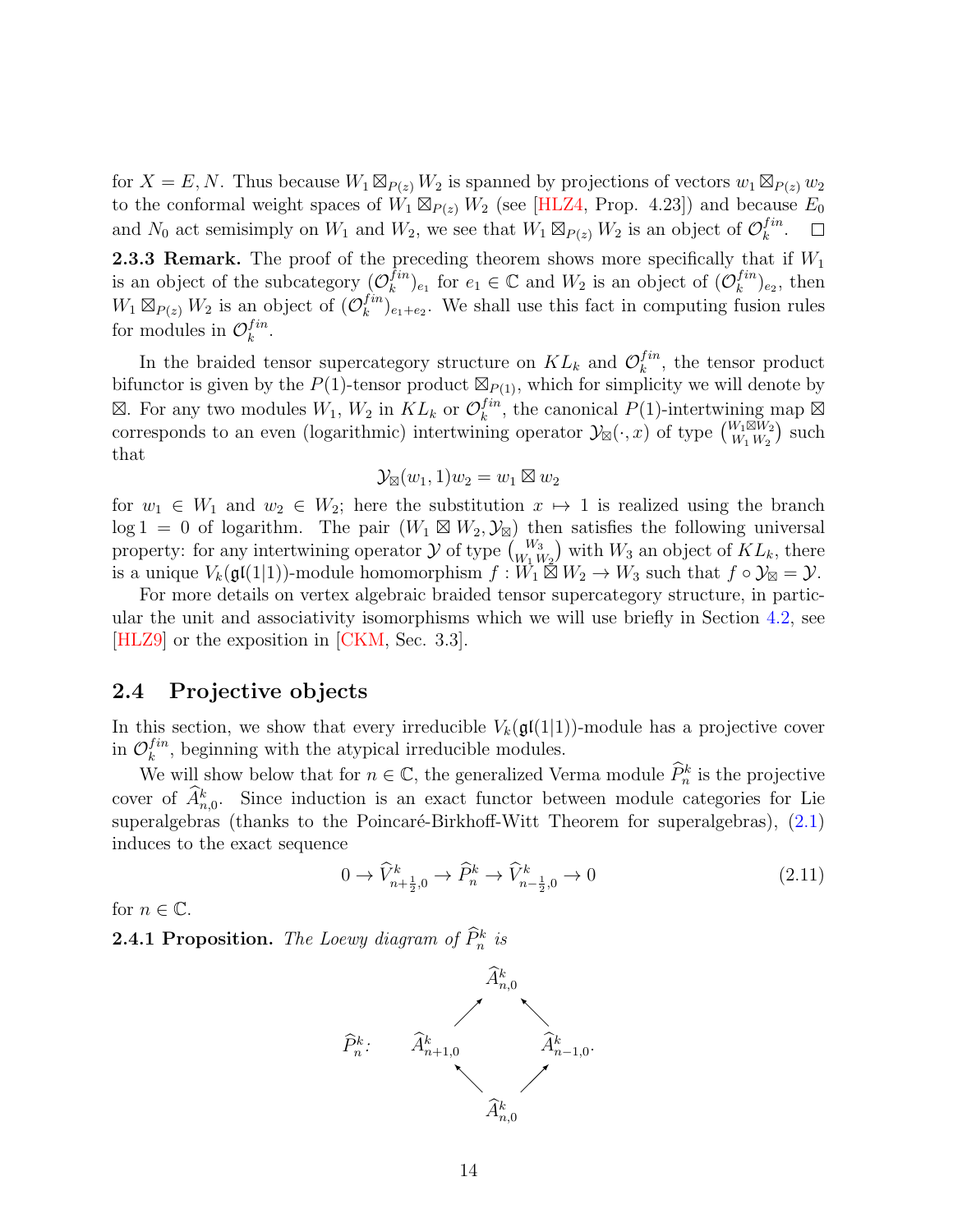for $X = E, N$. Thus because $W_1 \boxtimes_{P(z)} W_2$ is spanned by projections of vectors $w_1 \boxtimes_{P(z)} w_2$ to the conformal weight spaces of $W_1 \boxtimes_{P(z)} W_2$ (see [HLZ4, Prop. 4.23]) and because $E_0$ and $N_0$ act semisimply on $W_1$ and $W_2$, we see that $W_1 \boxtimes_{P(z)} W_2$ is an object of $\mathcal{O}_k^{fin}$. $\square$

**2.3.3 Remark.** The proof of the preceding theorem shows more specifically that if $W_1$ is an object of the subcategory $(\mathcal{O}_k^{fin})_{e_1}$ for $e_1 \in \mathbb{C}$ and $W_2$ is an object of $(\mathcal{O}_k^{fin})_{e_2}$, then $W_1 \boxtimes_{P(z)} W_2$ is an object of $(\mathcal{O}_k^{fin})_{e_1+e_2}$. We shall use this fact in computing fusion rules for modules in $\mathcal{O}_k^{fin}$.

In the braided tensor supercategory structure on $KL_k$ and $\mathcal{O}_k^{fin}$, the tensor product bifunctor is given by the $P(1)$-tensor product $\boxtimes_{P(1)}$, which for simplicity we will denote by $\boxtimes$. For any two modules $W_1$, $W_2$ in $KL_k$ or $\mathcal{O}_k^{fin}$, the canonical $P(1)$-intertwining map $\boxtimes$ corresponds to an even (logarithmic) intertwining operator $\mathcal{Y}_\boxtimes(\cdot, x)$ of type $\binom{W_1 \boxtimes W_2}{W_1\, W_2}$ such that

$$\mathcal{Y}_\boxtimes(w_1, 1)w_2 = w_1 \boxtimes w_2$$

for $w_1 \in W_1$ and $w_2 \in W_2$; here the substitution $x \mapsto 1$ is realized using the branch $\log 1 = 0$ of logarithm. The pair $(W_1 \boxtimes W_2, \mathcal{Y}_\boxtimes)$ then satisfies the following universal property: for any intertwining operator $\mathcal{Y}$ of type $\binom{W_3}{W_1\, W_2}$ with $W_3$ an object of $KL_k$, there is a unique $V_k(\mathfrak{gl}(1|1))$-module homomorphism $f : W_1 \boxtimes W_2 \to W_3$ such that $f \circ \mathcal{Y}_\boxtimes = \mathcal{Y}$.

For more details on vertex algebraic braided tensor supercategory structure, in particular the unit and associativity isomorphisms which we will use briefly in Section 4.2, see [HLZ9] or the exposition in [CKM, Sec. 3.3].

## 2.4 Projective objects

In this section, we show that every irreducible $V_k(\mathfrak{gl}(1|1))$-module has a projective cover in $\mathcal{O}_k^{fin}$, beginning with the atypical irreducible modules.

We will show below that for $n \in \mathbb{C}$, the generalized Verma module $\widehat{P}_n^k$ is the projective cover of $\widehat{A}_{n,0}^k$. Since induction is an exact functor between module categories for Lie superalgebras (thanks to the Poincaré-Birkhoff-Witt Theorem for superalgebras), (2.1) induces to the exact sequence

$$0 \to \widehat{V}_{n+\frac{1}{2},0}^k \to \widehat{P}_n^k \to \widehat{V}_{n-\frac{1}{2},0}^k \to 0 \tag{2.11}$$

for $n \in \mathbb{C}$.

**2.4.1 Proposition.** *The Loewy diagram of $\widehat{P}_n^k$ is*

$$\widehat{P}_n^k: \quad \begin{array}{ccccc} & & \widehat{A}_{n,0}^k & & \\ & \nearrow & & \nwarrow & \\ \widehat{A}_{n+1,0}^k & & & & \widehat{A}_{n-1,0}^k. \\ & \nwarrow & & \nearrow & \\ & & \widehat{A}_{n,0}^k & & \end{array}$$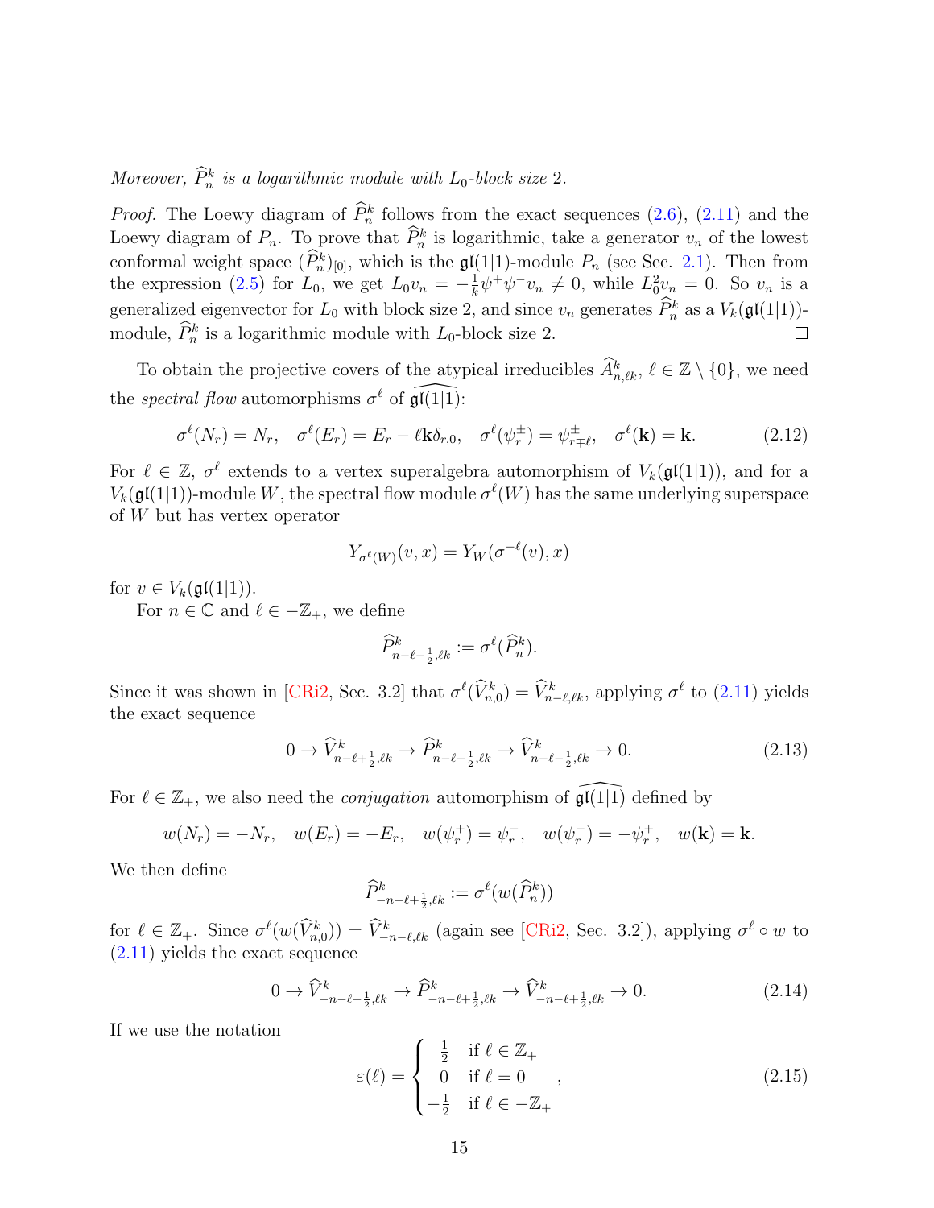*Moreover, $\widehat{P}_n^k$ is a logarithmic module with $L_0$-block size 2.*

*Proof.* The Loewy diagram of $\widehat{P}_n^k$ follows from the exact sequences (2.6), (2.11) and the Loewy diagram of $P_n$. To prove that $\widehat{P}_n^k$ is logarithmic, take a generator $v_n$ of the lowest conformal weight space $(\widehat{P}_n^k)_{[0]}$, which is the $\mathfrak{gl}(1|1)$-module $P_n$ (see Sec. 2.1). Then from the expression (2.5) for $L_0$, we get $L_0 v_n = -\frac{1}{k}\psi^+\psi^- v_n \neq 0$, while $L_0^2 v_n = 0$. So $v_n$ is a generalized eigenvector for $L_0$ with block size 2, and since $v_n$ generates $\widehat{P}_n^k$ as a $V_k(\mathfrak{gl}(1|1))$-module, $\widehat{P}_n^k$ is a logarithmic module with $L_0$-block size 2. □

To obtain the projective covers of the atypical irreducibles $\widehat{A}_{n,\ell k}^k$, $\ell \in \mathbb{Z} \setminus \{0\}$, we need the *spectral flow* automorphisms $\sigma^\ell$ of $\widehat{\mathfrak{gl}(1|1)}$:

$$\sigma^\ell(N_r) = N_r, \quad \sigma^\ell(E_r) = E_r - \ell\mathbf{k}\delta_{r,0}, \quad \sigma^\ell(\psi_r^\pm) = \psi_{r\mp\ell}^\pm, \quad \sigma^\ell(\mathbf{k}) = \mathbf{k}. \tag{2.12}$$

For $\ell \in \mathbb{Z}$, $\sigma^\ell$ extends to a vertex superalgebra automorphism of $V_k(\mathfrak{gl}(1|1))$, and for a $V_k(\mathfrak{gl}(1|1))$-module $W$, the spectral flow module $\sigma^\ell(W)$ has the same underlying superspace of $W$ but has vertex operator

$$Y_{\sigma^\ell(W)}(v, x) = Y_W(\sigma^{-\ell}(v), x)$$

for $v \in V_k(\mathfrak{gl}(1|1))$.

For $n \in \mathbb{C}$ and $\ell \in -\mathbb{Z}_+$, we define

$$\widehat{P}_{n-\ell-\frac{1}{2},\ell k}^k := \sigma^\ell(\widehat{P}_n^k).$$

Since it was shown in [CRi2, Sec. 3.2] that $\sigma^\ell(\widehat{V}_{n,0}^k) = \widehat{V}_{n-\ell,\ell k}^k$, applying $\sigma^\ell$ to (2.11) yields the exact sequence

$$0 \to \widehat{V}_{n-\ell+\frac{1}{2},\ell k}^k \to \widehat{P}_{n-\ell-\frac{1}{2},\ell k}^k \to \widehat{V}_{n-\ell-\frac{1}{2},\ell k}^k \to 0. \tag{2.13}$$

For $\ell \in \mathbb{Z}_+$, we also need the *conjugation* automorphism of $\widehat{\mathfrak{gl}(1|1)}$ defined by

$$w(N_r) = -N_r, \quad w(E_r) = -E_r, \quad w(\psi_r^+) = \psi_r^-, \quad w(\psi_r^-) = -\psi_r^+, \quad w(\mathbf{k}) = \mathbf{k}.$$

We then define

$$\widehat{P}_{-n-\ell+\frac{1}{2},\ell k}^k := \sigma^\ell(w(\widehat{P}_n^k))$$

for $\ell \in \mathbb{Z}_+$. Since $\sigma^\ell(w(\widehat{V}_{n,0}^k)) = \widehat{V}_{-n-\ell,\ell k}^k$ (again see [CRi2, Sec. 3.2]), applying $\sigma^\ell \circ w$ to (2.11) yields the exact sequence

$$0 \to \widehat{V}_{-n-\ell-\frac{1}{2},\ell k}^k \to \widehat{P}_{-n-\ell+\frac{1}{2},\ell k}^k \to \widehat{V}_{-n-\ell+\frac{1}{2},\ell k}^k \to 0. \tag{2.14}$$

If we use the notation

$$\varepsilon(\ell) = \begin{cases} \frac{1}{2} & \text{if } \ell \in \mathbb{Z}_+ \\ 0 & \text{if } \ell = 0 \\ -\frac{1}{2} & \text{if } \ell \in -\mathbb{Z}_+ \end{cases}, \tag{2.15}$$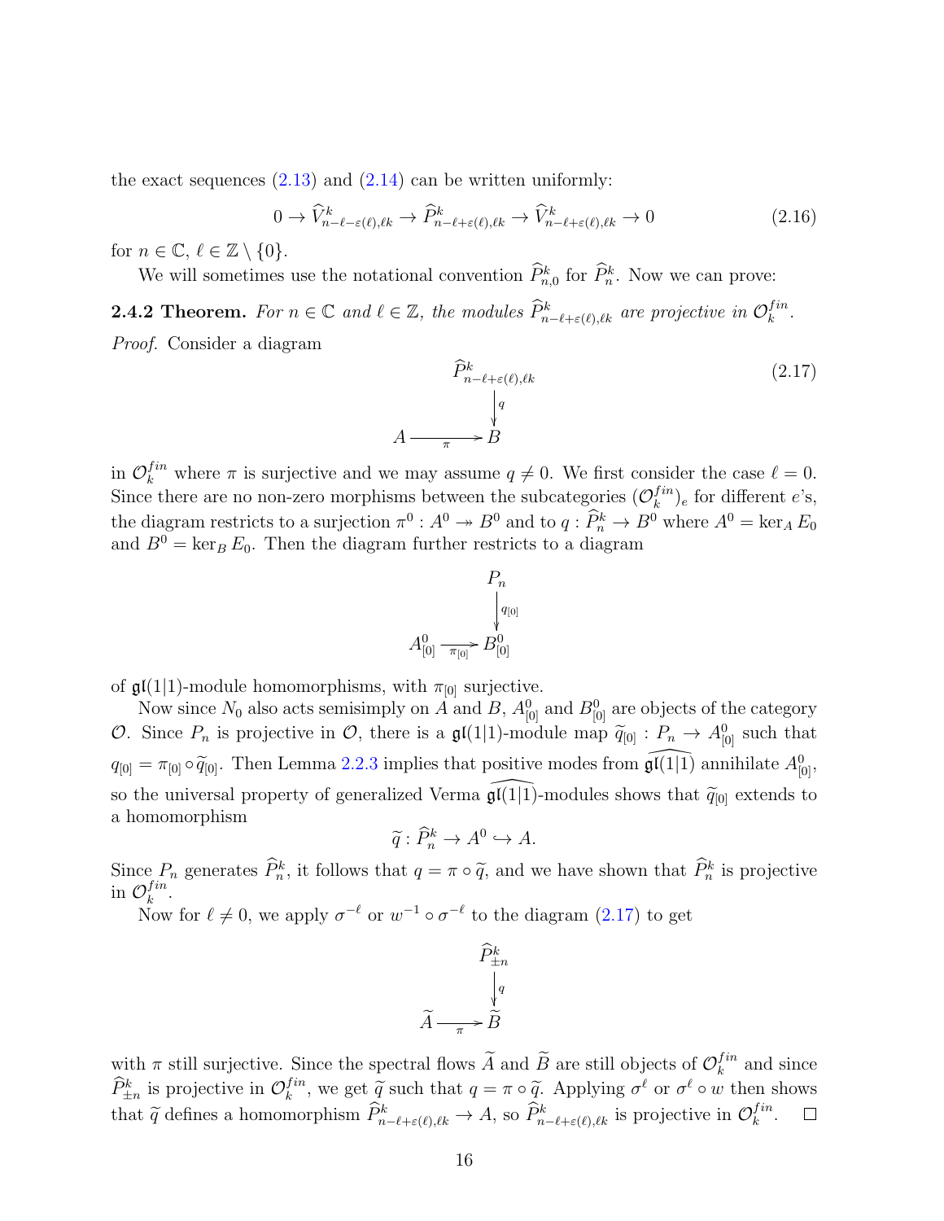the exact sequences (2.13) and (2.14) can be written uniformly:

$$0 \to \widehat{V}^k_{n-\ell-\varepsilon(\ell),\ell k} \to \widehat{P}^k_{n-\ell+\varepsilon(\ell),\ell k} \to \widehat{V}^k_{n-\ell+\varepsilon(\ell),\ell k} \to 0 \tag{2.16}$$

for $n \in \mathbb{C}$, $\ell \in \mathbb{Z} \setminus \{0\}$.

We will sometimes use the notational convention $\widehat{P}^k_{n,0}$ for $\widehat{P}^k_n$. Now we can prove:

**2.4.2 Theorem.** *For $n \in \mathbb{C}$ and $\ell \in \mathbb{Z}$, the modules $\widehat{P}^k_{n-\ell+\varepsilon(\ell),\ell k}$ are projective in $\mathcal{O}^{fin}_k$.*

*Proof.* Consider a diagram

$$\begin{array}{ccc} & & \widehat{P}^k_{n-\ell+\varepsilon(\ell),\ell k} \\ & & \big\downarrow q \\ A & \xrightarrow{\pi} & B \end{array} \tag{2.17}$$

in $\mathcal{O}^{fin}_k$ where $\pi$ is surjective and we may assume $q \neq 0$. We first consider the case $\ell = 0$. Since there are no non-zero morphisms between the subcategories $(\mathcal{O}^{fin}_k)_e$ for different $e$'s, the diagram restricts to a surjection $\pi^0 : A^0 \twoheadrightarrow B^0$ and to $q : \widehat{P}^k_n \to B^0$ where $A^0 = \ker_A E_0$ and $B^0 = \ker_B E_0$. Then the diagram further restricts to a diagram

$$\begin{array}{ccc} & & P_n \\ & & \big\downarrow q_{[0]} \\ A^0_{[0]} & \xrightarrow{\pi_{[0]}} & B^0_{[0]} \end{array}$$

of $\mathfrak{gl}(1|1)$-module homomorphisms, with $\pi_{[0]}$ surjective.

Now since $N_0$ also acts semisimply on $A$ and $B$, $A^0_{[0]}$ and $B^0_{[0]}$ are objects of the category $\mathcal{O}$. Since $P_n$ is projective in $\mathcal{O}$, there is a $\mathfrak{gl}(1|1)$-module map $\widetilde{q}_{[0]} : P_n \to A^0_{[0]}$ such that $q_{[0]} = \pi_{[0]} \circ \widetilde{q}_{[0]}$. Then Lemma 2.2.3 implies that positive modes from $\widehat{\mathfrak{gl}(1|1)}$ annihilate $A^0_{[0]}$, so the universal property of generalized Verma $\widehat{\mathfrak{gl}(1|1)}$-modules shows that $\widetilde{q}_{[0]}$ extends to a homomorphism

$$\widetilde{q} : \widehat{P}^k_n \to A^0 \hookrightarrow A.$$

Since $P_n$ generates $\widehat{P}^k_n$, it follows that $q = \pi \circ \widetilde{q}$, and we have shown that $\widehat{P}^k_n$ is projective in $\mathcal{O}^{fin}_k$.

Now for $\ell \neq 0$, we apply $\sigma^{-\ell}$ or $w^{-1} \circ \sigma^{-\ell}$ to the diagram (2.17) to get

$$\begin{array}{ccc} & & \widehat{P}^k_{\pm n} \\ & & \big\downarrow q \\ \widetilde{A} & \xrightarrow{\pi} & \widetilde{B} \end{array}$$

with $\pi$ still surjective. Since the spectral flows $\widetilde{A}$ and $\widetilde{B}$ are still objects of $\mathcal{O}^{fin}_k$ and since $\widehat{P}^k_{\pm n}$ is projective in $\mathcal{O}^{fin}_k$, we get $\widetilde{q}$ such that $q = \pi \circ \widetilde{q}$. Applying $\sigma^\ell$ or $\sigma^\ell \circ w$ then shows that $\widetilde{q}$ defines a homomorphism $\widehat{P}^k_{n-\ell+\varepsilon(\ell),\ell k} \to A$, so $\widehat{P}^k_{n-\ell+\varepsilon(\ell),\ell k}$ is projective in $\mathcal{O}^{fin}_k$. $\square$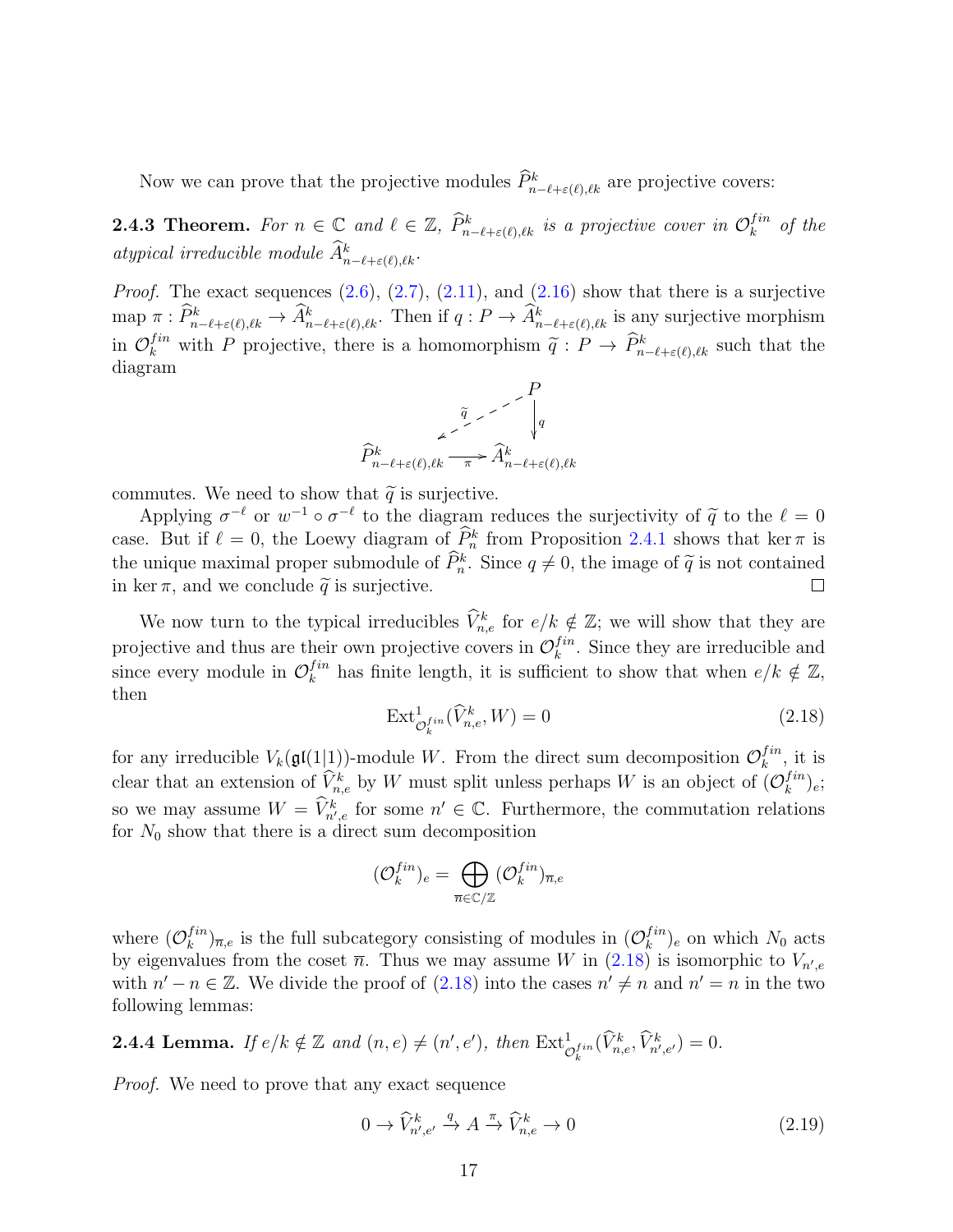Now we can prove that the projective modules $\widehat{P}^k_{n-\ell+\varepsilon(\ell),\ell k}$ are projective covers:

**2.4.3 Theorem.** *For $n \in \mathbb{C}$ and $\ell \in \mathbb{Z}$, $\widehat{P}^k_{n-\ell+\varepsilon(\ell),\ell k}$ is a projective cover in $\mathcal{O}_k^{fin}$ of the atypical irreducible module $\widehat{A}^k_{n-\ell+\varepsilon(\ell),\ell k}$.*

*Proof.* The exact sequences (2.6), (2.7), (2.11), and (2.16) show that there is a surjective map $\pi : \widehat{P}^k_{n-\ell+\varepsilon(\ell),\ell k} \to \widehat{A}^k_{n-\ell+\varepsilon(\ell),\ell k}$. Then if $q : P \to \widehat{A}^k_{n-\ell+\varepsilon(\ell),\ell k}$ is any surjective morphism in $\mathcal{O}_k^{fin}$ with $P$ projective, there is a homomorphism $\widetilde{q} : P \to \widehat{P}^k_{n-\ell+\varepsilon(\ell),\ell k}$ such that the diagram

$$\begin{array}{ccc} & & P \\ & \swarrow^{\widetilde{q}} & \downarrow q \\ \widehat{P}^k_{n-\ell+\varepsilon(\ell),\ell k} & \xrightarrow{\pi} & \widehat{A}^k_{n-\ell+\varepsilon(\ell),\ell k} \end{array}$$

commutes. We need to show that $\widetilde{q}$ is surjective.

Applying $\sigma^{-\ell}$ or $w^{-1} \circ \sigma^{-\ell}$ to the diagram reduces the surjectivity of $\widetilde{q}$ to the $\ell = 0$ case. But if $\ell = 0$, the Loewy diagram of $\widehat{P}^k_n$ from Proposition 2.4.1 shows that $\ker \pi$ is the unique maximal proper submodule of $\widehat{P}^k_n$. Since $q \neq 0$, the image of $\widetilde{q}$ is not contained in $\ker \pi$, and we conclude $\widetilde{q}$ is surjective. $\square$

We now turn to the typical irreducibles $\widehat{V}^k_{n,e}$ for $e/k \notin \mathbb{Z}$; we will show that they are projective and thus are their own projective covers in $\mathcal{O}_k^{fin}$. Since they are irreducible and since every module in $\mathcal{O}_k^{fin}$ has finite length, it is sufficient to show that when $e/k \notin \mathbb{Z}$, then

$$\mathrm{Ext}^1_{\mathcal{O}_k^{fin}}(\widehat{V}^k_{n,e}, W) = 0 \tag{2.18}$$

for any irreducible $V_k(\mathfrak{gl}(1|1))$-module $W$. From the direct sum decomposition $\mathcal{O}_k^{fin}$, it is clear that an extension of $\widehat{V}^k_{n,e}$ by $W$ must split unless perhaps $W$ is an object of $(\mathcal{O}_k^{fin})_e$; so we may assume $W = \widehat{V}^k_{n',e}$ for some $n' \in \mathbb{C}$. Furthermore, the commutation relations for $N_0$ show that there is a direct sum decomposition

$$(\mathcal{O}_k^{fin})_e = \bigoplus_{\overline{n} \in \mathbb{C}/\mathbb{Z}} (\mathcal{O}_k^{fin})_{\overline{n},e}$$

where $(\mathcal{O}_k^{fin})_{\overline{n},e}$ is the full subcategory consisting of modules in $(\mathcal{O}_k^{fin})_e$ on which $N_0$ acts by eigenvalues from the coset $\overline{n}$. Thus we may assume $W$ in (2.18) is isomorphic to $V_{n',e}$ with $n' - n \in \mathbb{Z}$. We divide the proof of (2.18) into the cases $n' \neq n$ and $n' = n$ in the two following lemmas:

**2.4.4 Lemma.** *If $e/k \notin \mathbb{Z}$ and $(n,e) \neq (n',e')$, then $\mathrm{Ext}^1_{\mathcal{O}_k^{fin}}(\widehat{V}^k_{n,e}, \widehat{V}^k_{n',e'}) = 0$.*

*Proof.* We need to prove that any exact sequence

$$0 \to \widehat{V}^k_{n',e'} \xrightarrow{q} A \xrightarrow{\pi} \widehat{V}^k_{n,e} \to 0 \tag{2.19}$$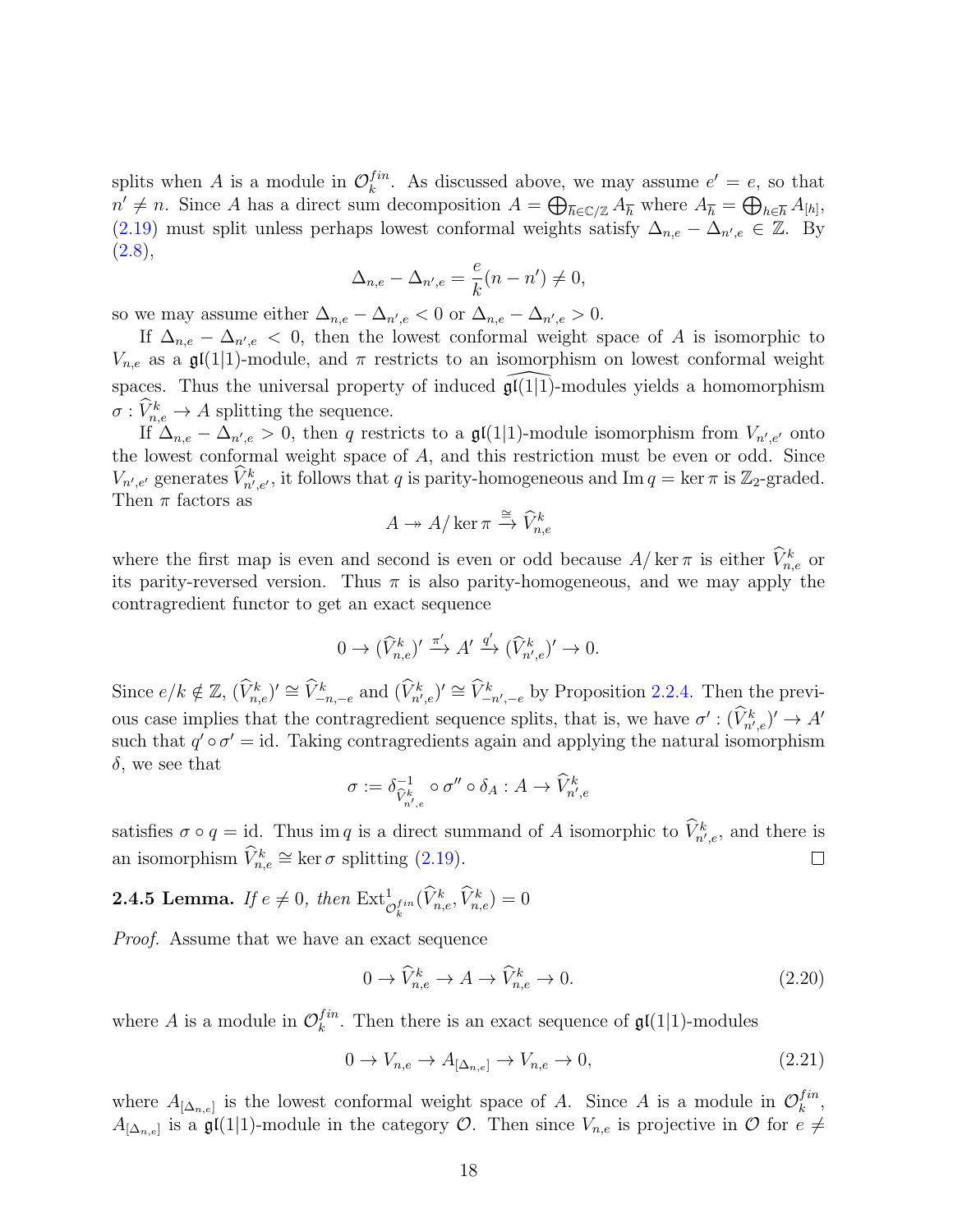splits when $A$ is a module in $\mathcal{O}_k^{fin}$. As discussed above, we may assume $e' = e$, so that $n' \neq n$. Since $A$ has a direct sum decomposition $A = \bigoplus_{\overline{h}\in\mathbb{C}/\mathbb{Z}} A_{\overline{h}}$ where $A_{\overline{h}} = \bigoplus_{h\in\overline{h}} A_{[h]}$, (2.19) must split unless perhaps lowest conformal weights satisfy $\Delta_{n,e} - \Delta_{n',e} \in \mathbb{Z}$. By (2.8),

$$\Delta_{n,e} - \Delta_{n',e} = \frac{e}{k}(n - n') \neq 0,$$

so we may assume either $\Delta_{n,e} - \Delta_{n',e} < 0$ or $\Delta_{n,e} - \Delta_{n',e} > 0$.

If $\Delta_{n,e} - \Delta_{n',e} < 0$, then the lowest conformal weight space of $A$ is isomorphic to $V_{n,e}$ as a $\mathfrak{gl}(1|1)$-module, and $\pi$ restricts to an isomorphism on lowest conformal weight spaces. Thus the universal property of induced $\widehat{\mathfrak{gl}(1|1)}$-modules yields a homomorphism $\sigma : \widehat{V}^k_{n,e} \to A$ splitting the sequence.

If $\Delta_{n,e} - \Delta_{n',e} > 0$, then $q$ restricts to a $\mathfrak{gl}(1|1)$-module isomorphism from $V_{n',e'}$ onto the lowest conformal weight space of $A$, and this restriction must be even or odd. Since $V_{n',e'}$ generates $\widehat{V}^k_{n',e'}$, it follows that $q$ is parity-homogeneous and $\mathrm{Im}\, q = \ker \pi$ is $\mathbb{Z}_2$-graded. Then $\pi$ factors as

$$A \twoheadrightarrow A/\ker\pi \xrightarrow{\cong} \widehat{V}^k_{n,e}$$

where the first map is even and second is even or odd because $A/\ker\pi$ is either $\widehat{V}^k_{n,e}$ or its parity-reversed version. Thus $\pi$ is also parity-homogeneous, and we may apply the contragredient functor to get an exact sequence

$$0 \to (\widehat{V}^k_{n,e})' \xrightarrow{\pi'} A' \xrightarrow{q'} (\widehat{V}^k_{n',e})' \to 0.$$

Since $e/k \notin \mathbb{Z}$, $(\widehat{V}^k_{n,e})' \cong \widehat{V}^k_{-n,-e}$ and $(\widehat{V}^k_{n',e})' \cong \widehat{V}^k_{-n',-e}$ by Proposition 2.2.4. Then the previous case implies that the contragredient sequence splits, that is, we have $\sigma' : (\widehat{V}^k_{n',e})' \to A'$ such that $q' \circ \sigma' = \mathrm{id}$. Taking contragredients again and applying the natural isomorphism $\delta$, we see that

$$\sigma := \delta^{-1}_{\widehat{V}^k_{n',e}} \circ \sigma'' \circ \delta_A : A \to \widehat{V}^k_{n',e}$$

satisfies $\sigma \circ q = \mathrm{id}$. Thus $\mathrm{im}\, q$ is a direct summand of $A$ isomorphic to $\widehat{V}^k_{n',e}$, and there is an isomorphism $\widehat{V}^k_{n,e} \cong \ker\sigma$ splitting (2.19). $\square$

**2.4.5 Lemma.** *If $e \neq 0$, then $\mathrm{Ext}^1_{\mathcal{O}_k^{fin}}(\widehat{V}^k_{n,e}, \widehat{V}^k_{n,e}) = 0$*

*Proof.* Assume that we have an exact sequence

$$0 \to \widehat{V}^k_{n,e} \to A \to \widehat{V}^k_{n,e} \to 0. \tag{2.20}$$

where $A$ is a module in $\mathcal{O}_k^{fin}$. Then there is an exact sequence of $\mathfrak{gl}(1|1)$-modules

$$0 \to V_{n,e} \to A_{[\Delta_{n,e}]} \to V_{n,e} \to 0, \tag{2.21}$$

where $A_{[\Delta_{n,e}]}$ is the lowest conformal weight space of $A$. Since $A$ is a module in $\mathcal{O}_k^{fin}$, $A_{[\Delta_{n,e}]}$ is a $\mathfrak{gl}(1|1)$-module in the category $\mathcal{O}$. Then since $V_{n,e}$ is projective in $\mathcal{O}$ for $e \neq$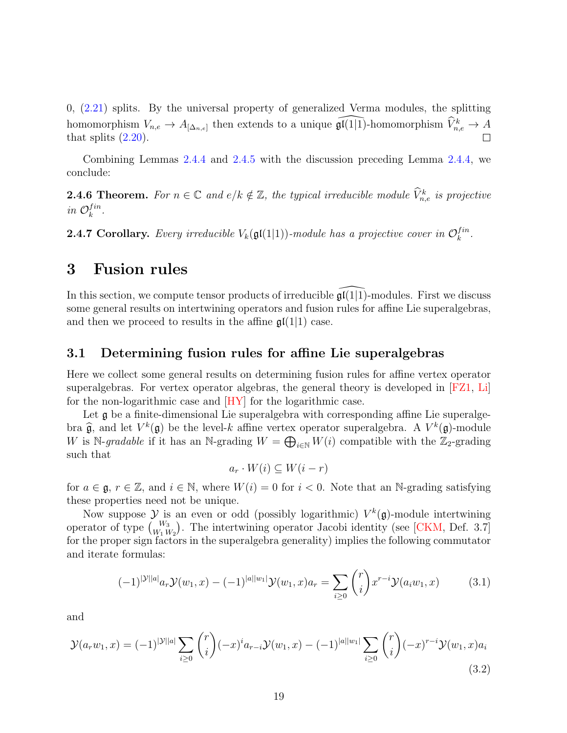0, (2.21) splits. By the universal property of generalized Verma modules, the splitting homomorphism $V_{n,e} \to A_{[\Delta_{n,e}]}$ then extends to a unique $\widehat{\mathfrak{gl}(1|1)}$-homomorphism $\widehat{V}^k_{n,e} \to A$ that splits (2.20). □

Combining Lemmas 2.4.4 and 2.4.5 with the discussion preceding Lemma 2.4.4, we conclude:

**2.4.6 Theorem.** *For $n \in \mathbb{C}$ and $e/k \notin \mathbb{Z}$, the typical irreducible module $\widehat{V}^k_{n,e}$ is projective in $\mathcal{O}^{fin}_k$.*

**2.4.7 Corollary.** *Every irreducible $V_k(\mathfrak{gl}(1|1))$-module has a projective cover in $\mathcal{O}^{fin}_k$.*

# 3 Fusion rules

In this section, we compute tensor products of irreducible $\widehat{\mathfrak{gl}(1|1)}$-modules. First we discuss some general results on intertwining operators and fusion rules for affine Lie superalgebras, and then we proceed to results in the affine $\mathfrak{gl}(1|1)$ case.

## 3.1 Determining fusion rules for affine Lie superalgebras

Here we collect some general results on determining fusion rules for affine vertex operator superalgebras. For vertex operator algebras, the general theory is developed in [FZ1, Li] for the non-logarithmic case and [HY] for the logarithmic case.

Let $\mathfrak{g}$ be a finite-dimensional Lie superalgebra with corresponding affine Lie superalgebra $\widehat{\mathfrak{g}}$, and let $V^k(\mathfrak{g})$ be the level-$k$ affine vertex operator superalgebra. A $V^k(\mathfrak{g})$-module $W$ is $\mathbb{N}$-*gradable* if it has an $\mathbb{N}$-grading $W = \bigoplus_{i\in\mathbb{N}} W(i)$ compatible with the $\mathbb{Z}_2$-grading such that

$$a_r \cdot W(i) \subseteq W(i-r)$$

for $a \in \mathfrak{g}$, $r \in \mathbb{Z}$, and $i \in \mathbb{N}$, where $W(i) = 0$ for $i < 0$. Note that an $\mathbb{N}$-grading satisfying these properties need not be unique.

Now suppose $\mathcal{Y}$ is an even or odd (possibly logarithmic) $V^k(\mathfrak{g})$-module intertwining operator of type $\binom{W_3}{W_1\, W_2}$. The intertwining operator Jacobi identity (see [CKM, Def. 3.7] for the proper sign factors in the superalgebra generality) implies the following commutator and iterate formulas:

$$(-1)^{|\mathcal{Y}||a|} a_r \mathcal{Y}(w_1, x) - (-1)^{|a||w_1|} \mathcal{Y}(w_1, x) a_r = \sum_{i\geq 0} \binom{r}{i} x^{r-i} \mathcal{Y}(a_i w_1, x) \tag{3.1}$$

and

$$\mathcal{Y}(a_r w_1, x) = (-1)^{|\mathcal{Y}||a|} \sum_{i\geq 0} \binom{r}{i} (-x)^i a_{r-i} \mathcal{Y}(w_1, x) - (-1)^{|a||w_1|} \sum_{i\geq 0} \binom{r}{i} (-x)^{r-i} \mathcal{Y}(w_1, x) a_i \tag{3.2}$$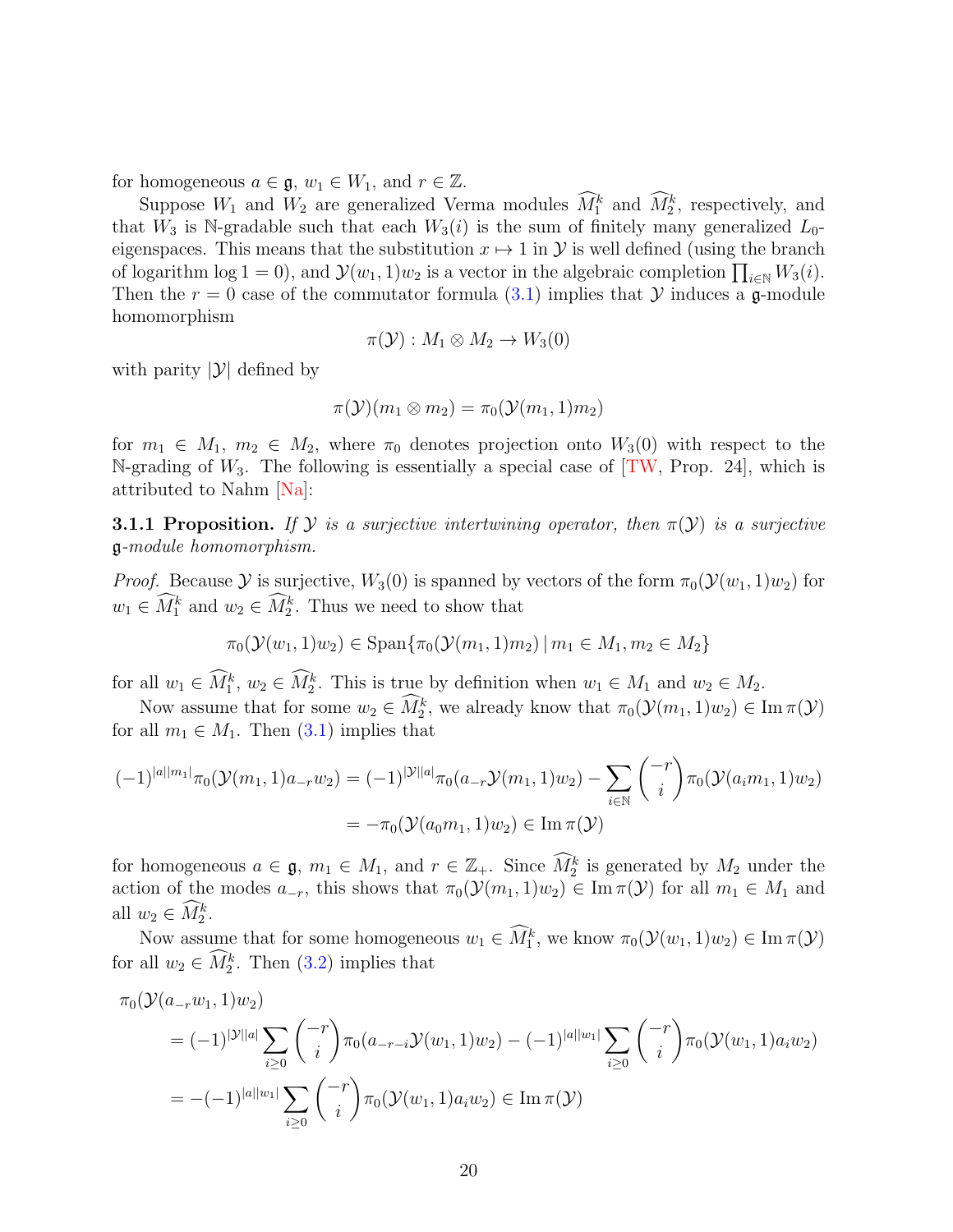for homogeneous $a \in \mathfrak{g}$, $w_1 \in W_1$, and $r \in \mathbb{Z}$.

Suppose $W_1$ and $W_2$ are generalized Verma modules $\widehat{M}_1^k$ and $\widehat{M}_2^k$, respectively, and that $W_3$ is $\mathbb{N}$-gradable such that each $W_3(i)$ is the sum of finitely many generalized $L_0$-eigenspaces. This means that the substitution $x \mapsto 1$ in $\mathcal{Y}$ is well defined (using the branch of logarithm $\log 1 = 0$), and $\mathcal{Y}(w_1, 1)w_2$ is a vector in the algebraic completion $\prod_{i \in \mathbb{N}} W_3(i)$. Then the $r = 0$ case of the commutator formula (3.1) implies that $\mathcal{Y}$ induces a $\mathfrak{g}$-module homomorphism

$$\pi(\mathcal{Y}) : M_1 \otimes M_2 \to W_3(0)$$

with parity $|\mathcal{Y}|$ defined by

$$\pi(\mathcal{Y})(m_1 \otimes m_2) = \pi_0(\mathcal{Y}(m_1, 1)m_2)$$

for $m_1 \in M_1$, $m_2 \in M_2$, where $\pi_0$ denotes projection onto $W_3(0)$ with respect to the $\mathbb{N}$-grading of $W_3$. The following is essentially a special case of [TW, Prop. 24], which is attributed to Nahm [Na]:

**3.1.1 Proposition.** *If $\mathcal{Y}$ is a surjective intertwining operator, then $\pi(\mathcal{Y})$ is a surjective $\mathfrak{g}$-module homomorphism.*

*Proof.* Because $\mathcal{Y}$ is surjective, $W_3(0)$ is spanned by vectors of the form $\pi_0(\mathcal{Y}(w_1, 1)w_2)$ for $w_1 \in \widehat{M}_1^k$ and $w_2 \in \widehat{M}_2^k$. Thus we need to show that

$$\pi_0(\mathcal{Y}(w_1, 1)w_2) \in \mathrm{Span}\{\pi_0(\mathcal{Y}(m_1, 1)m_2) \,|\, m_1 \in M_1, m_2 \in M_2\}$$

for all $w_1 \in \widehat{M}_1^k$, $w_2 \in \widehat{M}_2^k$. This is true by definition when $w_1 \in M_1$ and $w_2 \in M_2$.

Now assume that for some $w_2 \in \widehat{M}_2^k$, we already know that $\pi_0(\mathcal{Y}(m_1, 1)w_2) \in \mathrm{Im}\,\pi(\mathcal{Y})$ for all $m_1 \in M_1$. Then (3.1) implies that

$$\begin{aligned}
(-1)^{|a||m_1|}\pi_0(\mathcal{Y}(m_1, 1)a_{-r}w_2) &= (-1)^{|\mathcal{Y}||a|}\pi_0(a_{-r}\mathcal{Y}(m_1, 1)w_2) - \sum_{i \in \mathbb{N}} \binom{-r}{i} \pi_0(\mathcal{Y}(a_i m_1, 1)w_2) \\
&= -\pi_0(\mathcal{Y}(a_0 m_1, 1)w_2) \in \mathrm{Im}\,\pi(\mathcal{Y})
\end{aligned}$$

for homogeneous $a \in \mathfrak{g}$, $m_1 \in M_1$, and $r \in \mathbb{Z}_+$. Since $\widehat{M}_2^k$ is generated by $M_2$ under the action of the modes $a_{-r}$, this shows that $\pi_0(\mathcal{Y}(m_1, 1)w_2) \in \mathrm{Im}\,\pi(\mathcal{Y})$ for all $m_1 \in M_1$ and all $w_2 \in \widehat{M}_2^k$.

Now assume that for some homogeneous $w_1 \in \widehat{M}_1^k$, we know $\pi_0(\mathcal{Y}(w_1, 1)w_2) \in \mathrm{Im}\,\pi(\mathcal{Y})$ for all $w_2 \in \widehat{M}_2^k$. Then (3.2) implies that

$$\begin{aligned}
&\pi_0(\mathcal{Y}(a_{-r}w_1, 1)w_2) \\
&\quad = (-1)^{|\mathcal{Y}||a|} \sum_{i \geq 0} \binom{-r}{i} \pi_0(a_{-r-i}\mathcal{Y}(w_1, 1)w_2) - (-1)^{|a||w_1|} \sum_{i \geq 0} \binom{-r}{i} \pi_0(\mathcal{Y}(w_1, 1)a_i w_2) \\
&\quad = -(-1)^{|a||w_1|} \sum_{i \geq 0} \binom{-r}{i} \pi_0(\mathcal{Y}(w_1, 1)a_i w_2) \in \mathrm{Im}\,\pi(\mathcal{Y})
\end{aligned}$$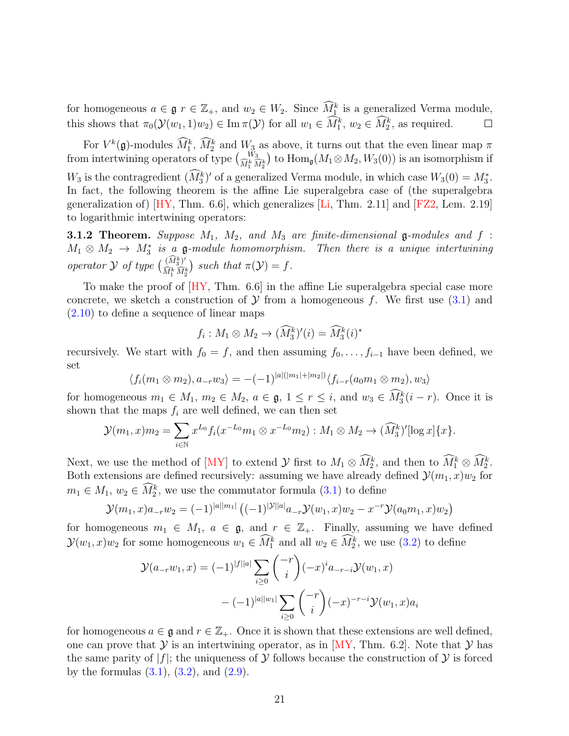for homogeneous $a \in \mathfrak{g}$ $r \in \mathbb{Z}_+$, and $w_2 \in W_2$. Since $\widehat{M}_1^k$ is a generalized Verma module, this shows that $\pi_0(\mathcal{Y}(w_1, 1)w_2) \in \operatorname{Im} \pi(\mathcal{Y})$ for all $w_1 \in \widehat{M}_1^k$, $w_2 \in \widehat{M}_2^k$, as required. □

For $V^k(\mathfrak{g})$-modules $\widehat{M}_1^k$, $\widehat{M}_2^k$ and $W_3$ as above, it turns out that the even linear map $\pi$ from intertwining operators of type $\binom{W_3}{\widehat{M}_1^k\, \widehat{M}_2^k}$ to $\operatorname{Hom}_\mathfrak{g}(M_1 \otimes M_2, W_3(0))$ is an isomorphism if $W_3$ is the contragredient $(\widehat{M}_3^k)'$ of a generalized Verma module, in which case $W_3(0) = M_3^*$. In fact, the following theorem is the affine Lie superalgebra case of (the superalgebra generalization of) [HY, Thm. 6.6], which generalizes [Li, Thm. 2.11] and [FZ2, Lem. 2.19] to logarithmic intertwining operators:

**3.1.2 Theorem.** *Suppose $M_1$, $M_2$, and $M_3$ are finite-dimensional $\mathfrak{g}$-modules and $f : M_1 \otimes M_2 \to M_3^*$ is a $\mathfrak{g}$-module homomorphism. Then there is a unique intertwining operator $\mathcal{Y}$ of type $\binom{(\widehat{M}_3^k)'}{\widehat{M}_1^k\, \widehat{M}_2^k}$ such that $\pi(\mathcal{Y}) = f$.*

To make the proof of [HY, Thm. 6.6] in the affine Lie superalgebra special case more concrete, we sketch a construction of $\mathcal{Y}$ from a homogeneous $f$. We first use (3.1) and (2.10) to define a sequence of linear maps

$$f_i : M_1 \otimes M_2 \to (\widehat{M}_3^k)'(i) = \widehat{M}_3^k(i)^*$$

recursively. We start with $f_0 = f$, and then assuming $f_0, \ldots, f_{i-1}$ have been defined, we set

$$\langle f_i(m_1 \otimes m_2), a_{-r} w_3 \rangle = -(-1)^{|a|(|m_1|+|m_2|)} \langle f_{i-r}(a_0 m_1 \otimes m_2), w_3 \rangle$$

for homogeneous $m_1 \in M_1$, $m_2 \in M_2$, $a \in \mathfrak{g}$, $1 \leq r \leq i$, and $w_3 \in \widehat{M}_3^k(i-r)$. Once it is shown that the maps $f_i$ are well defined, we can then set

$$\mathcal{Y}(m_1, x)m_2 = \sum_{i \in \mathbb{N}} x^{L_0} f_i(x^{-L_0} m_1 \otimes x^{-L_0} m_2) : M_1 \otimes M_2 \to (\widehat{M}_3^k)'[\log x]\{x\}.$$

Next, we use the method of [MY] to extend $\mathcal{Y}$ first to $M_1 \otimes \widehat{M}_2^k$, and then to $\widehat{M}_1^k \otimes \widehat{M}_2^k$. Both extensions are defined recursively: assuming we have already defined $\mathcal{Y}(m_1, x)w_2$ for $m_1 \in M_1$, $w_2 \in \widehat{M}_2^k$, we use the commutator formula (3.1) to define

$$\mathcal{Y}(m_1, x)a_{-r} w_2 = (-1)^{|a||m_1|} \left( (-1)^{|\mathcal{Y}||a|} a_{-r} \mathcal{Y}(w_1, x)w_2 - x^{-r} \mathcal{Y}(a_0 m_1, x)w_2 \right)$$

for homogeneous $m_1 \in M_1$, $a \in \mathfrak{g}$, and $r \in \mathbb{Z}_+$. Finally, assuming we have defined $\mathcal{Y}(w_1, x)w_2$ for some homogeneous $w_1 \in \widehat{M}_1^k$ and all $w_2 \in \widehat{M}_2^k$, we use (3.2) to define

$$\mathcal{Y}(a_{-r} w_1, x) = (-1)^{|f||a|} \sum_{i \geq 0} \binom{-r}{i} (-x)^i a_{-r-i} \mathcal{Y}(w_1, x) - (-1)^{|a||w_1|} \sum_{i \geq 0} \binom{-r}{i} (-x)^{-r-i} \mathcal{Y}(w_1, x) a_i$$

for homogeneous $a \in \mathfrak{g}$ and $r \in \mathbb{Z}_+$. Once it is shown that these extensions are well defined, one can prove that $\mathcal{Y}$ is an intertwining operator, as in [MY, Thm. 6.2]. Note that $\mathcal{Y}$ has the same parity of $|f|$; the uniqueness of $\mathcal{Y}$ follows because the construction of $\mathcal{Y}$ is forced by the formulas (3.1), (3.2), and (2.9).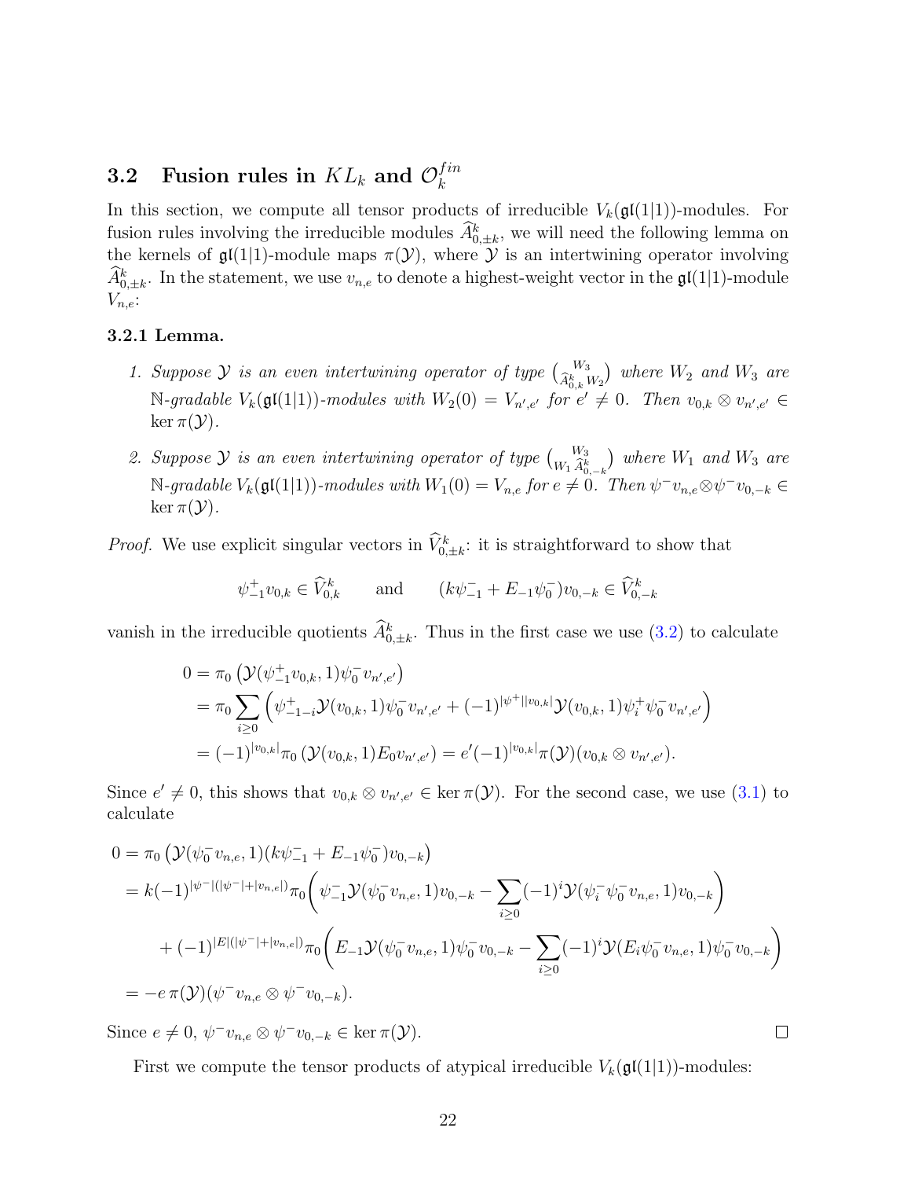## 3.2 Fusion rules in $KL_k$ and $\mathcal{O}_k^{fin}$

In this section, we compute all tensor products of irreducible $V_k(\mathfrak{gl}(1|1))$-modules. For fusion rules involving the irreducible modules $\widehat{A}_{0,\pm k}^k$, we will need the following lemma on the kernels of $\mathfrak{gl}(1|1)$-module maps $\pi(\mathcal{Y})$, where $\mathcal{Y}$ is an intertwining operator involving $\widehat{A}_{0,\pm k}^k$. In the statement, we use $v_{n,e}$ to denote a highest-weight vector in the $\mathfrak{gl}(1|1)$-module $V_{n,e}$:

**3.2.1 Lemma.**

1. *Suppose $\mathcal{Y}$ is an even intertwining operator of type $\binom{W_3}{\widehat{A}_{0,k}^k\, W_2}$ where $W_2$ and $W_3$ are $\mathbb{N}$-gradable $V_k(\mathfrak{gl}(1|1))$-modules with $W_2(0) = V_{n',e'}$ for $e' \neq 0$. Then $v_{0,k} \otimes v_{n',e'} \in \ker \pi(\mathcal{Y})$.*
2. *Suppose $\mathcal{Y}$ is an even intertwining operator of type $\binom{W_3}{W_1\, \widehat{A}_{0,-k}^k}$ where $W_1$ and $W_3$ are $\mathbb{N}$-gradable $V_k(\mathfrak{gl}(1|1))$-modules with $W_1(0) = V_{n,e}$ for $e \neq 0$. Then $\psi^- v_{n,e} \otimes \psi^- v_{0,-k} \in \ker \pi(\mathcal{Y})$.*

*Proof.* We use explicit singular vectors in $\widehat{V}_{0,\pm k}^k$: it is straightforward to show that

$$\psi_{-1}^+ v_{0,k} \in \widehat{V}_{0,k}^k \qquad \text{and} \qquad (k\psi_{-1}^- + E_{-1}\psi_0^-)v_{0,-k} \in \widehat{V}_{0,-k}^k$$

vanish in the irreducible quotients $\widehat{A}_{0,\pm k}^k$. Thus in the first case we use (3.2) to calculate

$$\begin{aligned}
0 &= \pi_0\left(\mathcal{Y}(\psi_{-1}^+ v_{0,k}, 1)\psi_0^- v_{n',e'}\right)\\
&= \pi_0 \sum_{i\geq 0}\left(\psi_{-1-i}^+ \mathcal{Y}(v_{0,k},1)\psi_0^- v_{n',e'} + (-1)^{|\psi^+||v_{0,k}|}\mathcal{Y}(v_{0,k},1)\psi_i^+\psi_0^- v_{n',e'}\right)\\
&= (-1)^{|v_{0,k}|}\pi_0\left(\mathcal{Y}(v_{0,k},1)E_0 v_{n',e'}\right) = e'(-1)^{|v_{0,k}|}\pi(\mathcal{Y})(v_{0,k}\otimes v_{n',e'}).
\end{aligned}$$

Since $e' \neq 0$, this shows that $v_{0,k} \otimes v_{n',e'} \in \ker \pi(\mathcal{Y})$. For the second case, we use (3.1) to calculate

$$\begin{aligned}
0 &= \pi_0\left(\mathcal{Y}(\psi_0^- v_{n,e}, 1)(k\psi_{-1}^- + E_{-1}\psi_0^-)v_{0,-k}\right)\\
&= k(-1)^{|\psi^-|(|\psi^-|+|v_{n,e}|)}\pi_0\Bigg(\psi_{-1}^-\mathcal{Y}(\psi_0^- v_{n,e},1)v_{0,-k} - \sum_{i\geq 0}(-1)^i \mathcal{Y}(\psi_i^-\psi_0^- v_{n,e},1)v_{0,-k}\Bigg)\\
&\quad + (-1)^{|E|(|\psi^-|+|v_{n,e}|)}\pi_0\Bigg(E_{-1}\mathcal{Y}(\psi_0^- v_{n,e},1)\psi_0^- v_{0,-k} - \sum_{i\geq 0}(-1)^i\mathcal{Y}(E_i\psi_0^- v_{n,e},1)\psi_0^- v_{0,-k}\Bigg)\\
&= -e\,\pi(\mathcal{Y})(\psi^- v_{n,e}\otimes \psi^- v_{0,-k}).
\end{aligned}$$

Since $e \neq 0$, $\psi^- v_{n,e} \otimes \psi^- v_{0,-k} \in \ker \pi(\mathcal{Y})$. $\square$

First we compute the tensor products of atypical irreducible $V_k(\mathfrak{gl}(1|1))$-modules: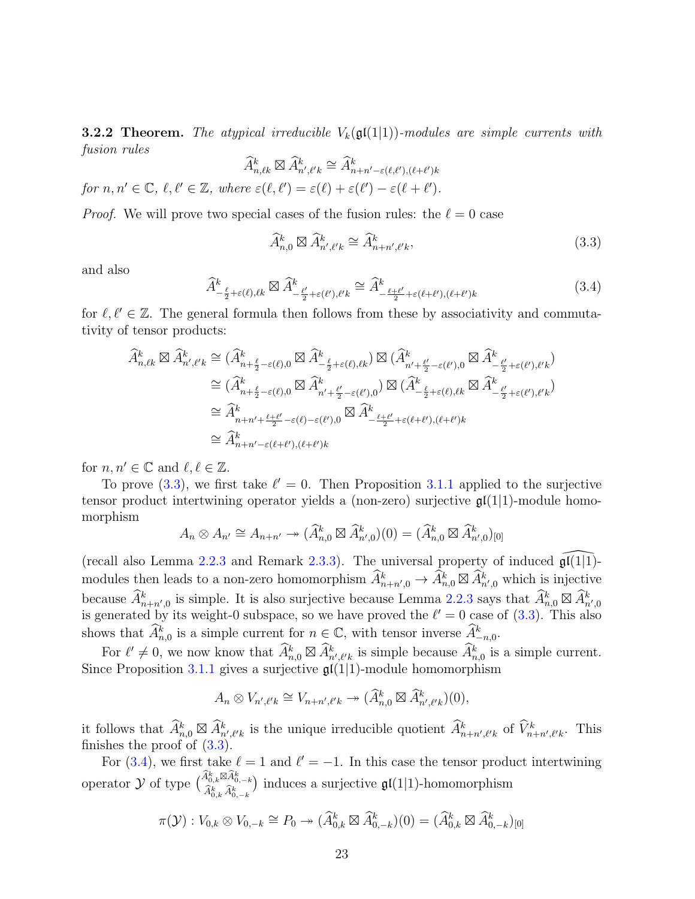**3.2.2 Theorem.** *The atypical irreducible $V_k(\mathfrak{gl}(1|1))$-modules are simple currents with fusion rules*

$$\widehat{A}^k_{n,\ell k} \boxtimes \widehat{A}^k_{n',\ell' k} \cong \widehat{A}^k_{n+n'-\varepsilon(\ell,\ell'),(\ell+\ell')k}$$

*for $n, n' \in \mathbb{C}$, $\ell, \ell' \in \mathbb{Z}$, where $\varepsilon(\ell, \ell') = \varepsilon(\ell) + \varepsilon(\ell') - \varepsilon(\ell + \ell')$.*

*Proof.* We will prove two special cases of the fusion rules: the $\ell = 0$ case

$$\widehat{A}^k_{n,0} \boxtimes \widehat{A}^k_{n',\ell' k} \cong \widehat{A}^k_{n+n',\ell' k}, \tag{3.3}$$

and also

$$\widehat{A}^k_{-\frac{\ell}{2}+\varepsilon(\ell),\ell k} \boxtimes \widehat{A}^k_{-\frac{\ell'}{2}+\varepsilon(\ell'),\ell' k} \cong \widehat{A}^k_{-\frac{\ell+\ell'}{2}+\varepsilon(\ell+\ell'),(\ell+\ell')k} \tag{3.4}$$

for $\ell, \ell' \in \mathbb{Z}$. The general formula then follows from these by associativity and commutativity of tensor products:

$$\begin{aligned}
\widehat{A}^k_{n,\ell k} \boxtimes \widehat{A}^k_{n',\ell' k} &\cong (\widehat{A}^k_{n+\frac{\ell}{2}-\varepsilon(\ell),0} \boxtimes \widehat{A}^k_{-\frac{\ell}{2}+\varepsilon(\ell),\ell k}) \boxtimes (\widehat{A}^k_{n'+\frac{\ell'}{2}-\varepsilon(\ell'),0} \boxtimes \widehat{A}^k_{-\frac{\ell'}{2}+\varepsilon(\ell'),\ell' k})\\
&\cong (\widehat{A}^k_{n+\frac{\ell}{2}-\varepsilon(\ell),0} \boxtimes \widehat{A}^k_{n'+\frac{\ell'}{2}-\varepsilon(\ell'),0}) \boxtimes (\widehat{A}^k_{-\frac{\ell}{2}+\varepsilon(\ell),\ell k} \boxtimes \widehat{A}^k_{-\frac{\ell'}{2}+\varepsilon(\ell'),\ell' k})\\
&\cong \widehat{A}^k_{n+n'+\frac{\ell+\ell'}{2}-\varepsilon(\ell)-\varepsilon(\ell'),0} \boxtimes \widehat{A}^k_{-\frac{\ell+\ell'}{2}+\varepsilon(\ell+\ell'),(\ell+\ell')k}\\
&\cong \widehat{A}^k_{n+n'-\varepsilon(\ell+\ell'),(\ell+\ell')k}
\end{aligned}$$

for $n, n' \in \mathbb{C}$ and $\ell, \ell \in \mathbb{Z}$.

To prove (3.3), we first take $\ell' = 0$. Then Proposition 3.1.1 applied to the surjective tensor product intertwining operator yields a (non-zero) surjective $\mathfrak{gl}(1|1)$-module homomorphism

$$A_n \otimes A_{n'} \cong A_{n+n'} \twoheadrightarrow (\widehat{A}^k_{n,0} \boxtimes \widehat{A}^k_{n',0})(0) = (\widehat{A}^k_{n,0} \boxtimes \widehat{A}^k_{n',0})_{[0]}$$

(recall also Lemma 2.2.3 and Remark 2.3.3). The universal property of induced $\widehat{\mathfrak{gl}(1|1)}$-modules then leads to a non-zero homomorphism $\widehat{A}^k_{n+n',0} \to \widehat{A}^k_{n,0} \boxtimes \widehat{A}^k_{n',0}$ which is injective because $\widehat{A}^k_{n+n',0}$ is simple. It is also surjective because Lemma 2.2.3 says that $\widehat{A}^k_{n,0} \boxtimes \widehat{A}^k_{n',0}$ is generated by its weight-0 subspace, so we have proved the $\ell' = 0$ case of (3.3). This also shows that $\widehat{A}^k_{n,0}$ is a simple current for $n \in \mathbb{C}$, with tensor inverse $\widehat{A}^k_{-n,0}$.

For $\ell' \neq 0$, we now know that $\widehat{A}^k_{n,0} \boxtimes \widehat{A}^k_{n',\ell' k}$ is simple because $\widehat{A}^k_{n,0}$ is a simple current. Since Proposition 3.1.1 gives a surjective $\mathfrak{gl}(1|1)$-module homomorphism

$$A_n \otimes V_{n',\ell' k} \cong V_{n+n',\ell' k} \twoheadrightarrow (\widehat{A}^k_{n,0} \boxtimes \widehat{A}^k_{n',\ell' k})(0),$$

it follows that $\widehat{A}^k_{n,0} \boxtimes \widehat{A}^k_{n',\ell' k}$ is the unique irreducible quotient $\widehat{A}^k_{n+n',\ell' k}$ of $\widehat{V}^k_{n+n',\ell' k}$. This finishes the proof of (3.3).

For (3.4), we first take $\ell = 1$ and $\ell' = -1$. In this case the tensor product intertwining operator $\mathcal{Y}$ of type $\binom{\widehat{A}^k_{0,k} \boxtimes \widehat{A}^k_{0,-k}}{\widehat{A}^k_{0,k}\ \widehat{A}^k_{0,-k}}$ induces a surjective $\mathfrak{gl}(1|1)$-homomorphism

$$\pi(\mathcal{Y}) : V_{0,k} \otimes V_{0,-k} \cong P_0 \twoheadrightarrow (\widehat{A}^k_{0,k} \boxtimes \widehat{A}^k_{0,-k})(0) = (\widehat{A}^k_{0,k} \boxtimes \widehat{A}^k_{0,-k})_{[0]}$$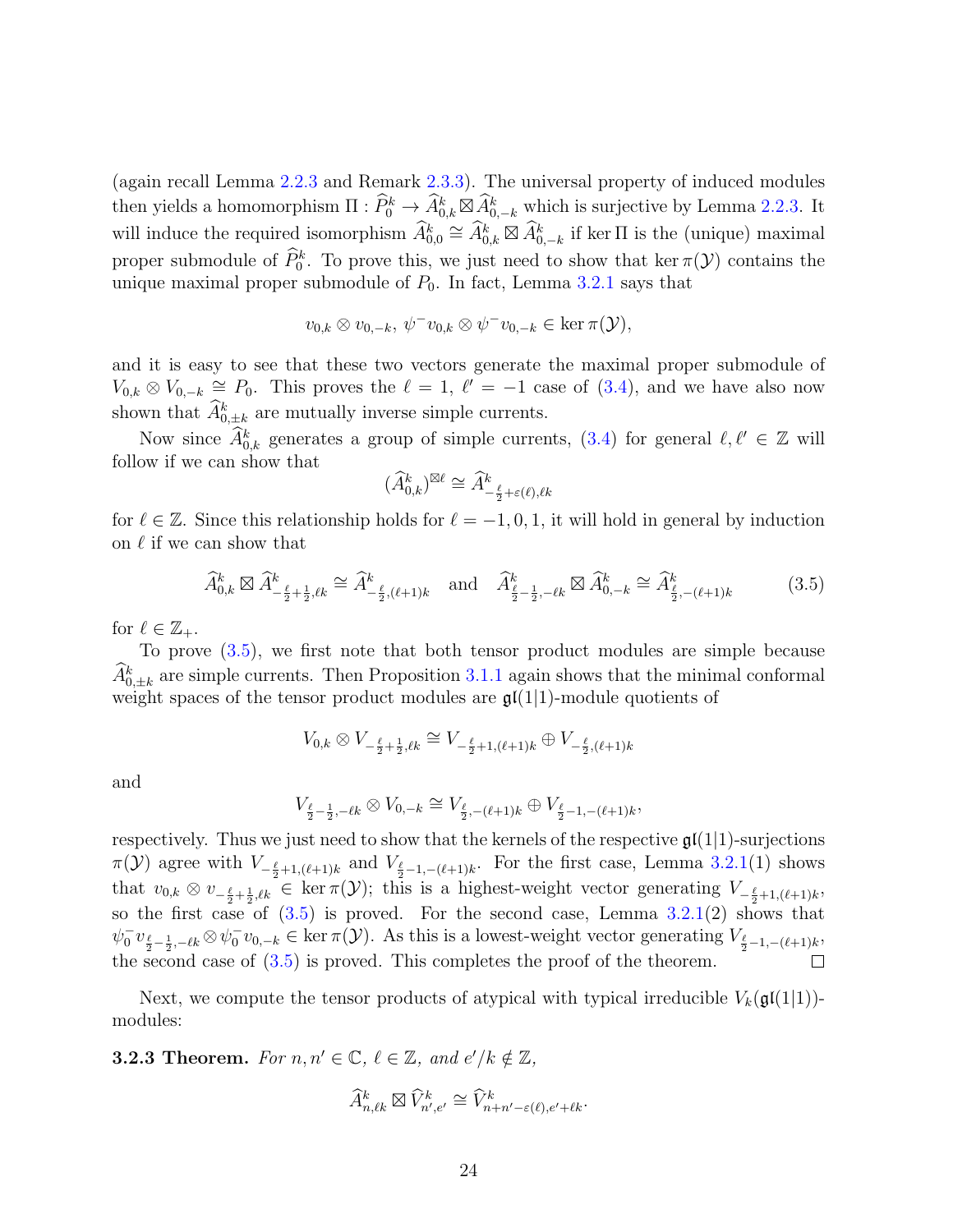(again recall Lemma 2.2.3 and Remark 2.3.3). The universal property of induced modules then yields a homomorphism $\Pi : \widehat{P}_0^k \to \widehat{A}_{0,k}^k \boxtimes \widehat{A}_{0,-k}^k$ which is surjective by Lemma 2.2.3. It will induce the required isomorphism $\widehat{A}_{0,0}^k \cong \widehat{A}_{0,k}^k \boxtimes \widehat{A}_{0,-k}^k$ if $\ker \Pi$ is the (unique) maximal proper submodule of $\widehat{P}_0^k$. To prove this, we just need to show that $\ker \pi(\mathcal{Y})$ contains the unique maximal proper submodule of $P_0$. In fact, Lemma 3.2.1 says that

$$v_{0,k} \otimes v_{0,-k},\ \psi^- v_{0,k} \otimes \psi^- v_{0,-k} \in \ker \pi(\mathcal{Y}),$$

and it is easy to see that these two vectors generate the maximal proper submodule of $V_{0,k} \otimes V_{0,-k} \cong P_0$. This proves the $\ell = 1$, $\ell' = -1$ case of (3.4), and we have also now shown that $\widehat{A}_{0,\pm k}^k$ are mutually inverse simple currents.

Now since $\widehat{A}_{0,k}^k$ generates a group of simple currents, (3.4) for general $\ell, \ell' \in \mathbb{Z}$ will follow if we can show that

$$(\widehat{A}_{0,k}^k)^{\boxtimes \ell} \cong \widehat{A}^k_{-\frac{\ell}{2}+\varepsilon(\ell),\ell k}$$

for $\ell \in \mathbb{Z}$. Since this relationship holds for $\ell = -1, 0, 1$, it will hold in general by induction on $\ell$ if we can show that

$$\widehat{A}_{0,k}^k \boxtimes \widehat{A}^k_{-\frac{\ell}{2}+\frac{1}{2},\ell k} \cong \widehat{A}^k_{-\frac{\ell}{2},(\ell+1)k} \quad \text{and} \quad \widehat{A}^k_{\frac{\ell}{2}-\frac{1}{2},-\ell k} \boxtimes \widehat{A}^k_{0,-k} \cong \widehat{A}^k_{\frac{\ell}{2},-(\ell+1)k} \tag{3.5}$$

for $\ell \in \mathbb{Z}_+$.

To prove (3.5), we first note that both tensor product modules are simple because $\widehat{A}_{0,\pm k}^k$ are simple currents. Then Proposition 3.1.1 again shows that the minimal conformal weight spaces of the tensor product modules are $\mathfrak{gl}(1|1)$-module quotients of

$$V_{0,k} \otimes V_{-\frac{\ell}{2}+\frac{1}{2},\ell k} \cong V_{-\frac{\ell}{2}+1,(\ell+1)k} \oplus V_{-\frac{\ell}{2},(\ell+1)k}$$

and

$$V_{\frac{\ell}{2}-\frac{1}{2},-\ell k} \otimes V_{0,-k} \cong V_{\frac{\ell}{2},-(\ell+1)k} \oplus V_{\frac{\ell}{2}-1,-(\ell+1)k},$$

respectively. Thus we just need to show that the kernels of the respective $\mathfrak{gl}(1|1)$-surjections $\pi(\mathcal{Y})$ agree with $V_{-\frac{\ell}{2}+1,(\ell+1)k}$ and $V_{\frac{\ell}{2}-1,-(\ell+1)k}$. For the first case, Lemma 3.2.1(1) shows that $v_{0,k} \otimes v_{-\frac{\ell}{2}+\frac{1}{2},\ell k} \in \ker \pi(\mathcal{Y})$; this is a highest-weight vector generating $V_{-\frac{\ell}{2}+1,(\ell+1)k}$, so the first case of (3.5) is proved. For the second case, Lemma 3.2.1(2) shows that $\psi_0^- v_{\frac{\ell}{2}-\frac{1}{2},-\ell k} \otimes \psi_0^- v_{0,-k} \in \ker \pi(\mathcal{Y})$. As this is a lowest-weight vector generating $V_{\frac{\ell}{2}-1,-(\ell+1)k}$, the second case of (3.5) is proved. This completes the proof of the theorem. $\square$

Next, we compute the tensor products of atypical with typical irreducible $V_k(\mathfrak{gl}(1|1))$-modules:

**3.2.3 Theorem.** *For $n, n' \in \mathbb{C}$, $\ell \in \mathbb{Z}$, and $e'/k \notin \mathbb{Z}$,*

$$\widehat{A}^k_{n,\ell k} \boxtimes \widehat{V}^k_{n',e'} \cong \widehat{V}^k_{n+n'-\varepsilon(\ell),e'+\ell k}.$$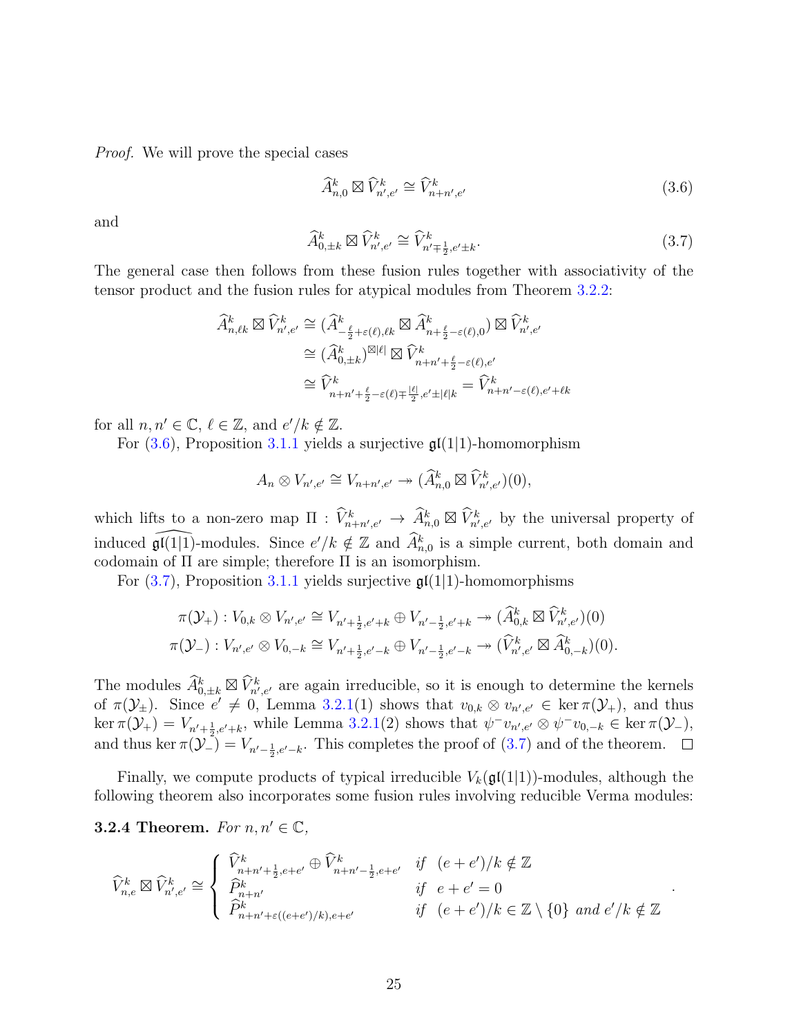*Proof.* We will prove the special cases

$$\widehat{A}^k_{n,0} \boxtimes \widehat{V}^k_{n',e'} \cong \widehat{V}^k_{n+n',e'} \tag{3.6}$$

and

$$\widehat{A}^k_{0,\pm k} \boxtimes \widehat{V}^k_{n',e'} \cong \widehat{V}^k_{n' \mp \frac{1}{2}, e' \pm k}. \tag{3.7}$$

The general case then follows from these fusion rules together with associativity of the tensor product and the fusion rules for atypical modules from Theorem 3.2.2:

$$\begin{aligned}
\widehat{A}^k_{n,\ell k} \boxtimes \widehat{V}^k_{n',e'} &\cong (\widehat{A}^k_{-\frac{\ell}{2}+\varepsilon(\ell),\ell k} \boxtimes \widehat{A}^k_{n+\frac{\ell}{2}-\varepsilon(\ell),0}) \boxtimes \widehat{V}^k_{n',e'} \\
&\cong (\widehat{A}^k_{0,\pm k})^{\boxtimes |\ell|} \boxtimes \widehat{V}^k_{n+n'+\frac{\ell}{2}-\varepsilon(\ell),e'} \\
&\cong \widehat{V}^k_{n+n'+\frac{\ell}{2}-\varepsilon(\ell)\mp\frac{|\ell|}{2},e'\pm|\ell|k} = \widehat{V}^k_{n+n'-\varepsilon(\ell),e'+\ell k}
\end{aligned}$$

for all $n, n' \in \mathbb{C}$, $\ell \in \mathbb{Z}$, and $e'/k \notin \mathbb{Z}$.

For (3.6), Proposition 3.1.1 yields a surjective $\mathfrak{gl}(1|1)$-homomorphism

$$A_n \otimes V_{n',e'} \cong V_{n+n',e'} \twoheadrightarrow (\widehat{A}^k_{n,0} \boxtimes \widehat{V}^k_{n',e'})(0),$$

which lifts to a non-zero map $\Pi : \widehat{V}^k_{n+n',e'} \to \widehat{A}^k_{n,0} \boxtimes \widehat{V}^k_{n',e'}$ by the universal property of induced $\widehat{\mathfrak{gl}(1|1)}$-modules. Since $e'/k \notin \mathbb{Z}$ and $\widehat{A}^k_{n,0}$ is a simple current, both domain and codomain of $\Pi$ are simple; therefore $\Pi$ is an isomorphism.

For (3.7), Proposition 3.1.1 yields surjective $\mathfrak{gl}(1|1)$-homomorphisms

$$\begin{aligned}
\pi(\mathcal{Y}_+) : V_{0,k} \otimes V_{n',e'} &\cong V_{n'+\frac{1}{2},e'+k} \oplus V_{n'-\frac{1}{2},e'+k} \twoheadrightarrow (\widehat{A}^k_{0,k} \boxtimes \widehat{V}^k_{n',e'})(0) \\
\pi(\mathcal{Y}_-) : V_{n',e'} \otimes V_{0,-k} &\cong V_{n'+\frac{1}{2},e'-k} \oplus V_{n'-\frac{1}{2},e'-k} \twoheadrightarrow (\widehat{V}^k_{n',e'} \boxtimes \widehat{A}^k_{0,-k})(0).
\end{aligned}$$

The modules $\widehat{A}^k_{0,\pm k} \boxtimes \widehat{V}^k_{n',e'}$ are again irreducible, so it is enough to determine the kernels of $\pi(\mathcal{Y}_\pm)$. Since $e' \neq 0$, Lemma 3.2.1(1) shows that $v_{0,k} \otimes v_{n',e'} \in \ker \pi(\mathcal{Y}_+)$, and thus $\ker \pi(\mathcal{Y}_+) = V_{n'+\frac{1}{2},e'+k}$, while Lemma 3.2.1(2) shows that $\psi^- v_{n',e'} \otimes \psi^- v_{0,-k} \in \ker \pi(\mathcal{Y}_-)$, and thus $\ker \pi(\mathcal{Y}_-) = V_{n'-\frac{1}{2},e'-k}$. This completes the proof of (3.7) and of the theorem. $\square$

Finally, we compute products of typical irreducible $V_k(\mathfrak{gl}(1|1))$-modules, although the following theorem also incorporates some fusion rules involving reducible Verma modules:

**3.2.4 Theorem.** *For $n, n' \in \mathbb{C}$,*

$$\widehat{V}^k_{n,e} \boxtimes \widehat{V}^k_{n',e'} \cong \begin{cases} \widehat{V}^k_{n+n'+\frac{1}{2},e+e'} \oplus \widehat{V}^k_{n+n'-\frac{1}{2},e+e'} & \text{if } \ (e+e')/k \notin \mathbb{Z} \\ \widehat{P}^k_{n+n'} & \text{if } \ e+e' = 0 \\ \widehat{P}^k_{n+n'+\varepsilon((e+e')/k),e+e'} & \text{if } \ (e+e')/k \in \mathbb{Z}\setminus\{0\} \text{ and } e'/k \notin \mathbb{Z} \end{cases}.$$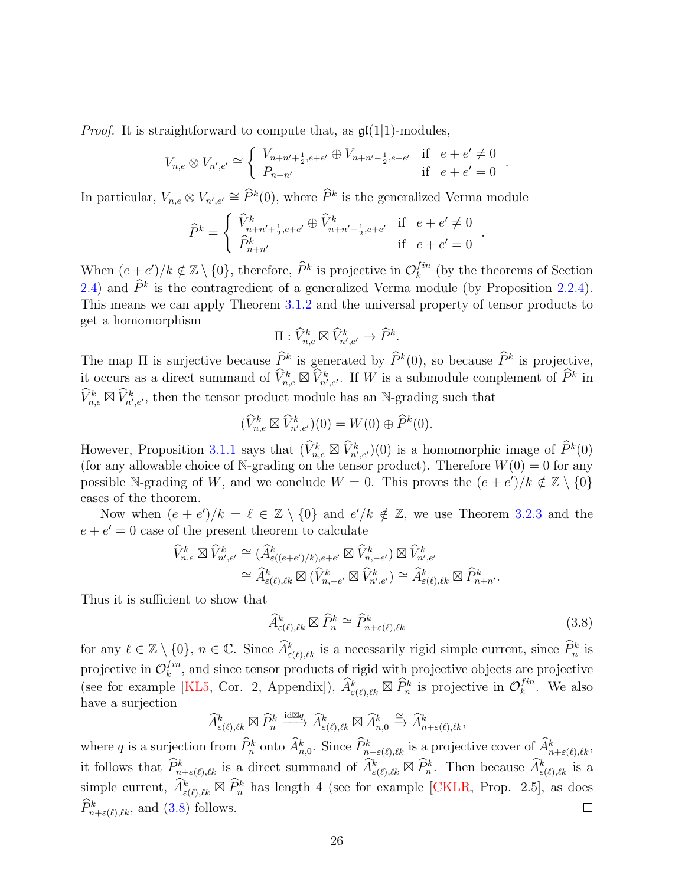*Proof.* It is straightforward to compute that, as $\mathfrak{gl}(1|1)$-modules,

$$V_{n,e} \otimes V_{n',e'} \cong \left\{ \begin{array}{ll} V_{n+n'+\frac{1}{2},e+e'} \oplus V_{n+n'-\frac{1}{2},e+e'} & \text{if} \quad e+e' \neq 0 \\ P_{n+n'} & \text{if} \quad e+e' = 0 \end{array} \right. .$$

In particular, $V_{n,e} \otimes V_{n',e'} \cong \widehat{P}^k(0)$, where $\widehat{P}^k$ is the generalized Verma module

$$\widehat{P}^k = \left\{ \begin{array}{ll} \widehat{V}^k_{n+n'+\frac{1}{2},e+e'} \oplus \widehat{V}^k_{n+n'-\frac{1}{2},e+e'} & \text{if} \quad e+e' \neq 0 \\ \widehat{P}^k_{n+n'} & \text{if} \quad e+e' = 0 \end{array} \right. .$$

When $(e+e')/k \notin \mathbb{Z} \setminus \{0\}$, therefore, $\widehat{P}^k$ is projective in $\mathcal{O}_k^{fin}$ (by the theorems of Section 2.4) and $\widehat{P}^k$ is the contragredient of a generalized Verma module (by Proposition 2.2.4). This means we can apply Theorem 3.1.2 and the universal property of tensor products to get a homomorphism

$$\Pi : \widehat{V}^k_{n,e} \boxtimes \widehat{V}^k_{n',e'} \to \widehat{P}^k.$$

The map $\Pi$ is surjective because $\widehat{P}^k$ is generated by $\widehat{P}^k(0)$, so because $\widehat{P}^k$ is projective, it occurs as a direct summand of $\widehat{V}^k_{n,e} \boxtimes \widehat{V}^k_{n',e'}$. If $W$ is a submodule complement of $\widehat{P}^k$ in $\widehat{V}^k_{n,e} \boxtimes \widehat{V}^k_{n',e'}$, then the tensor product module has an $\mathbb{N}$-grading such that

$$(\widehat{V}^k_{n,e} \boxtimes \widehat{V}^k_{n',e'})(0) = W(0) \oplus \widehat{P}^k(0).$$

However, Proposition 3.1.1 says that $(\widehat{V}^k_{n,e} \boxtimes \widehat{V}^k_{n',e'})(0)$ is a homomorphic image of $\widehat{P}^k(0)$ (for any allowable choice of $\mathbb{N}$-grading on the tensor product). Therefore $W(0) = 0$ for any possible $\mathbb{N}$-grading of $W$, and we conclude $W = 0$. This proves the $(e+e')/k \notin \mathbb{Z} \setminus \{0\}$ cases of the theorem.

Now when $(e+e')/k = \ell \in \mathbb{Z} \setminus \{0\}$ and $e'/k \notin \mathbb{Z}$, we use Theorem 3.2.3 and the $e+e' = 0$ case of the present theorem to calculate

$$\begin{aligned} \widehat{V}^k_{n,e} \boxtimes \widehat{V}^k_{n',e'} &\cong (\widehat{A}^k_{\varepsilon((e+e')/k),e+e'} \boxtimes \widehat{V}^k_{n,-e'}) \boxtimes \widehat{V}^k_{n',e'} \\ &\cong \widehat{A}^k_{\varepsilon(\ell),\ell k} \boxtimes (\widehat{V}^k_{n,-e'} \boxtimes \widehat{V}^k_{n',e'}) \cong \widehat{A}^k_{\varepsilon(\ell),\ell k} \boxtimes \widehat{P}^k_{n+n'}. \end{aligned}$$

Thus it is sufficient to show that

$$\widehat{A}^k_{\varepsilon(\ell),\ell k} \boxtimes \widehat{P}^k_n \cong \widehat{P}^k_{n+\varepsilon(\ell),\ell k} \tag{3.8}$$

for any $\ell \in \mathbb{Z} \setminus \{0\}$, $n \in \mathbb{C}$. Since $\widehat{A}^k_{\varepsilon(\ell),\ell k}$ is a necessarily rigid simple current, since $\widehat{P}^k_n$ is projective in $\mathcal{O}_k^{fin}$, and since tensor products of rigid with projective objects are projective (see for example [KL5, Cor. 2, Appendix]), $\widehat{A}^k_{\varepsilon(\ell),\ell k} \boxtimes \widehat{P}^k_n$ is projective in $\mathcal{O}_k^{fin}$. We also have a surjection

$$\widehat{A}^k_{\varepsilon(\ell),\ell k} \boxtimes \widehat{P}^k_n \xrightarrow{\mathrm{id} \boxtimes q} \widehat{A}^k_{\varepsilon(\ell),\ell k} \boxtimes \widehat{A}^k_{n,0} \xrightarrow{\cong} \widehat{A}^k_{n+\varepsilon(\ell),\ell k},$$

where $q$ is a surjection from $\widehat{P}^k_n$ onto $\widehat{A}^k_{n,0}$. Since $\widehat{P}^k_{n+\varepsilon(\ell),\ell k}$ is a projective cover of $\widehat{A}^k_{n+\varepsilon(\ell),\ell k}$, it follows that $\widehat{P}^k_{n+\varepsilon(\ell),\ell k}$ is a direct summand of $\widehat{A}^k_{\varepsilon(\ell),\ell k} \boxtimes \widehat{P}^k_n$. Then because $\widehat{A}^k_{\varepsilon(\ell),\ell k}$ is a simple current, $\widehat{A}^k_{\varepsilon(\ell),\ell k} \boxtimes \widehat{P}^k_n$ has length 4 (see for example [CKLR, Prop. 2.5], as does $\widehat{P}^k_{n+\varepsilon(\ell),\ell k}$, and (3.8) follows. $\square$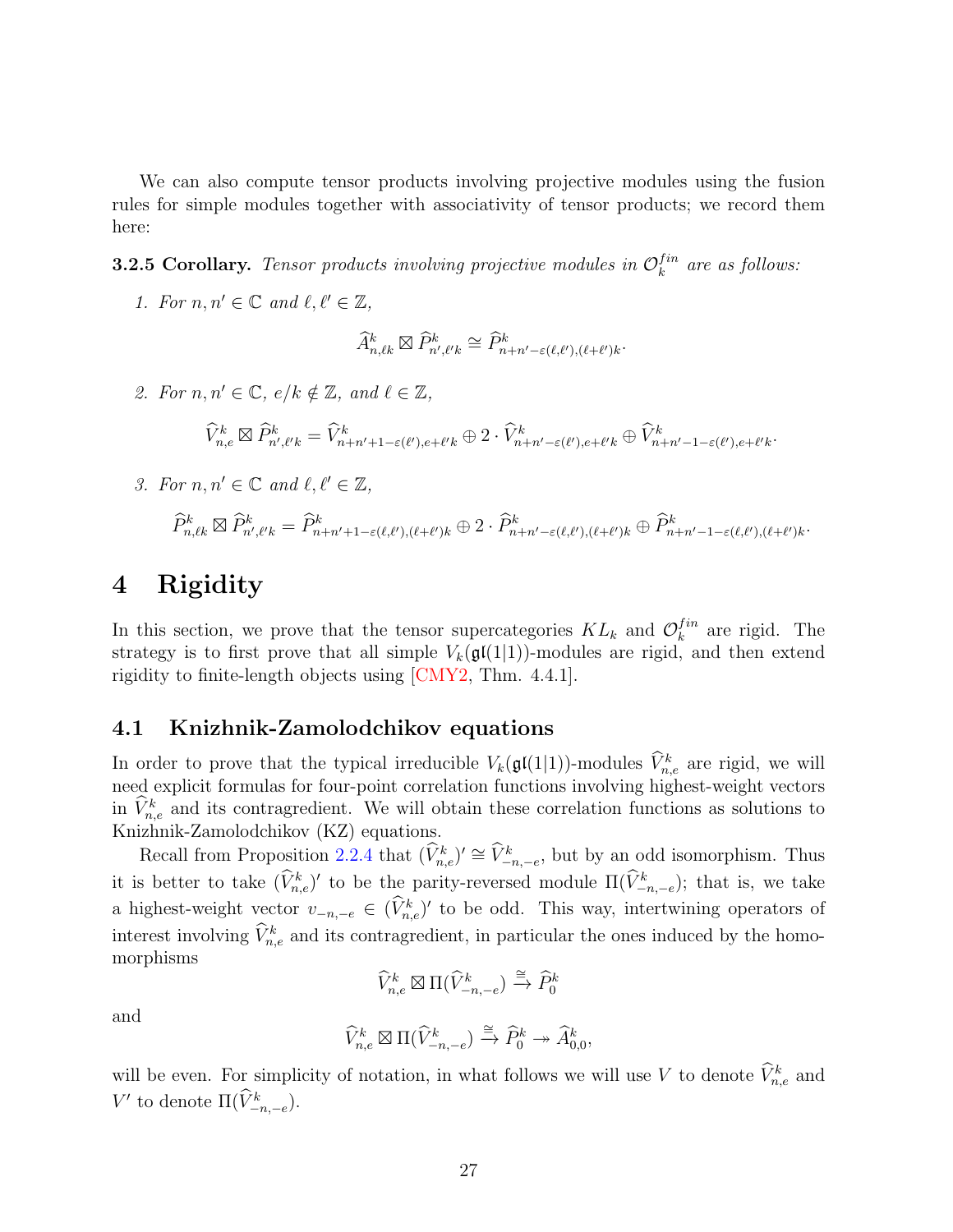We can also compute tensor products involving projective modules using the fusion rules for simple modules together with associativity of tensor products; we record them here:

**3.2.5 Corollary.** *Tensor products involving projective modules in $\mathcal{O}_k^{fin}$ are as follows:*

1. *For $n, n' \in \mathbb{C}$ and $\ell, \ell' \in \mathbb{Z}$,*

$$\widehat{A}^k_{n,\ell k} \boxtimes \widehat{P}^k_{n',\ell' k} \cong \widehat{P}^k_{n+n'-\varepsilon(\ell,\ell'),(\ell+\ell')k}.$$

2. *For $n, n' \in \mathbb{C}$, $e/k \notin \mathbb{Z}$, and $\ell \in \mathbb{Z}$,*

$$\widehat{V}^k_{n,e} \boxtimes \widehat{P}^k_{n',\ell' k} = \widehat{V}^k_{n+n'+1-\varepsilon(\ell'),e+\ell' k} \oplus 2 \cdot \widehat{V}^k_{n+n'-\varepsilon(\ell'),e+\ell' k} \oplus \widehat{V}^k_{n+n'-1-\varepsilon(\ell'),e+\ell' k}.$$

3. *For $n, n' \in \mathbb{C}$ and $\ell, \ell' \in \mathbb{Z}$,*

$$\widehat{P}^k_{n,\ell k} \boxtimes \widehat{P}^k_{n',\ell' k} = \widehat{P}^k_{n+n'+1-\varepsilon(\ell,\ell'),(\ell+\ell')k} \oplus 2 \cdot \widehat{P}^k_{n+n'-\varepsilon(\ell,\ell'),(\ell+\ell')k} \oplus \widehat{P}^k_{n+n'-1-\varepsilon(\ell,\ell'),(\ell+\ell')k}.$$

# 4 Rigidity

In this section, we prove that the tensor supercategories $KL_k$ and $\mathcal{O}_k^{fin}$ are rigid. The strategy is to first prove that all simple $V_k(\mathfrak{gl}(1|1))$-modules are rigid, and then extend rigidity to finite-length objects using [CMY2, Thm. 4.4.1].

## 4.1 Knizhnik-Zamolodchikov equations

In order to prove that the typical irreducible $V_k(\mathfrak{gl}(1|1))$-modules $\widehat{V}^k_{n,e}$ are rigid, we will need explicit formulas for four-point correlation functions involving highest-weight vectors in $\widehat{V}^k_{n,e}$ and its contragredient. We will obtain these correlation functions as solutions to Knizhnik-Zamolodchikov (KZ) equations.

Recall from Proposition 2.2.4 that $(\widehat{V}^k_{n,e})' \cong \widehat{V}^k_{-n,-e}$, but by an odd isomorphism. Thus it is better to take $(\widehat{V}^k_{n,e})'$ to be the parity-reversed module $\Pi(\widehat{V}^k_{-n,-e})$; that is, we take a highest-weight vector $v_{-n,-e} \in (\widehat{V}^k_{n,e})'$ to be odd. This way, intertwining operators of interest involving $\widehat{V}^k_{n,e}$ and its contragredient, in particular the ones induced by the homomorphisms

$$\widehat{V}^k_{n,e} \boxtimes \Pi(\widehat{V}^k_{-n,-e}) \xrightarrow{\cong} \widehat{P}^k_0$$

and

$$\widehat{V}^k_{n,e} \boxtimes \Pi(\widehat{V}^k_{-n,-e}) \xrightarrow{\cong} \widehat{P}^k_0 \twoheadrightarrow \widehat{A}^k_{0,0},$$

will be even. For simplicity of notation, in what follows we will use $V$ to denote $\widehat{V}^k_{n,e}$ and $V'$ to denote $\Pi(\widehat{V}^k_{-n,-e})$.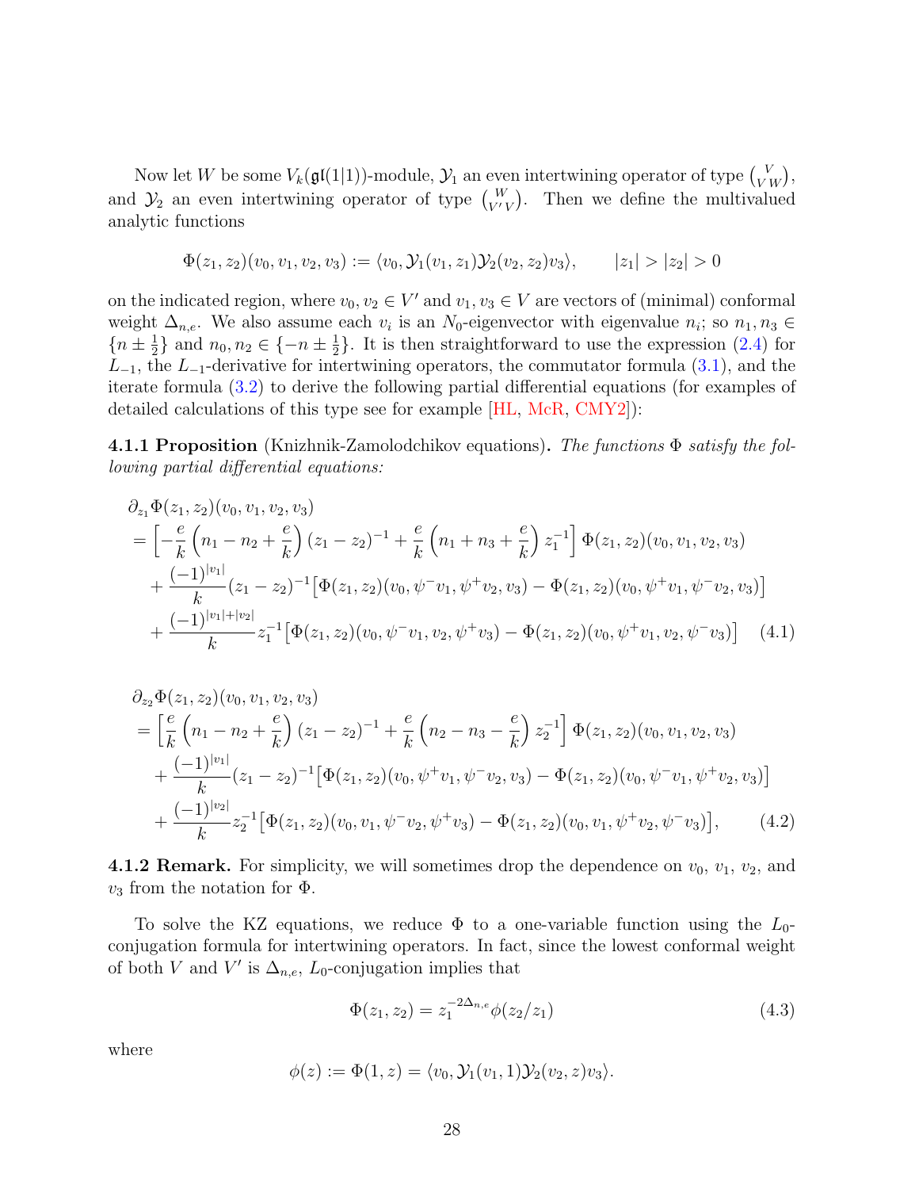Now let $W$ be some $V_k(\mathfrak{gl}(1|1))$-module, $\mathcal{Y}_1$ an even intertwining operator of type $\binom{V}{V\,W}$, and $\mathcal{Y}_2$ an even intertwining operator of type $\binom{W}{V'\,V}$. Then we define the multivalued analytic functions

$$\Phi(z_1, z_2)(v_0, v_1, v_2, v_3) := \langle v_0, \mathcal{Y}_1(v_1, z_1)\mathcal{Y}_2(v_2, z_2)v_3\rangle, \qquad |z_1| > |z_2| > 0$$

on the indicated region, where $v_0, v_2 \in V'$ and $v_1, v_3 \in V$ are vectors of (minimal) conformal weight $\Delta_{n,e}$. We also assume each $v_i$ is an $N_0$-eigenvector with eigenvalue $n_i$; so $n_1, n_3 \in \{n \pm \frac{1}{2}\}$ and $n_0, n_2 \in \{-n \pm \frac{1}{2}\}$. It is then straightforward to use the expression (2.4) for $L_{-1}$, the $L_{-1}$-derivative for intertwining operators, the commutator formula (3.1), and the iterate formula (3.2) to derive the following partial differential equations (for examples of detailed calculations of this type see for example [HL, McR, CMY2]):

**4.1.1 Proposition** (Knizhnik-Zamolodchikov equations)**.** *The functions $\Phi$ satisfy the following partial differential equations:*

$$\begin{aligned}
&\partial_{z_1}\Phi(z_1, z_2)(v_0, v_1, v_2, v_3)\\
&= \left[-\frac{e}{k}\left(n_1 - n_2 + \frac{e}{k}\right)(z_1 - z_2)^{-1} + \frac{e}{k}\left(n_1 + n_3 + \frac{e}{k}\right)z_1^{-1}\right]\Phi(z_1, z_2)(v_0, v_1, v_2, v_3)\\
&\quad + \frac{(-1)^{|v_1|}}{k}(z_1 - z_2)^{-1}\big[\Phi(z_1, z_2)(v_0, \psi^- v_1, \psi^+ v_2, v_3) - \Phi(z_1, z_2)(v_0, \psi^+ v_1, \psi^- v_2, v_3)\big]\\
&\quad + \frac{(-1)^{|v_1|+|v_2|}}{k}z_1^{-1}\big[\Phi(z_1, z_2)(v_0, \psi^- v_1, v_2, \psi^+ v_3) - \Phi(z_1, z_2)(v_0, \psi^+ v_1, v_2, \psi^- v_3)\big] \quad (4.1)
\end{aligned}$$

$$\begin{aligned}
&\partial_{z_2}\Phi(z_1, z_2)(v_0, v_1, v_2, v_3)\\
&= \left[\frac{e}{k}\left(n_1 - n_2 + \frac{e}{k}\right)(z_1 - z_2)^{-1} + \frac{e}{k}\left(n_2 - n_3 - \frac{e}{k}\right)z_2^{-1}\right]\Phi(z_1, z_2)(v_0, v_1, v_2, v_3)\\
&\quad + \frac{(-1)^{|v_1|}}{k}(z_1 - z_2)^{-1}\big[\Phi(z_1, z_2)(v_0, \psi^+ v_1, \psi^- v_2, v_3) - \Phi(z_1, z_2)(v_0, \psi^- v_1, \psi^+ v_2, v_3)\big]\\
&\quad + \frac{(-1)^{|v_2|}}{k}z_2^{-1}\big[\Phi(z_1, z_2)(v_0, v_1, \psi^- v_2, \psi^+ v_3) - \Phi(z_1, z_2)(v_0, v_1, \psi^+ v_2, \psi^- v_3)\big], \qquad (4.2)
\end{aligned}$$

**4.1.2 Remark.** For simplicity, we will sometimes drop the dependence on $v_0$, $v_1$, $v_2$, and $v_3$ from the notation for $\Phi$.

To solve the KZ equations, we reduce $\Phi$ to a one-variable function using the $L_0$-conjugation formula for intertwining operators. In fact, since the lowest conformal weight of both $V$ and $V'$ is $\Delta_{n,e}$, $L_0$-conjugation implies that

$$\Phi(z_1, z_2) = z_1^{-2\Delta_{n,e}}\phi(z_2/z_1) \qquad (4.3)$$

where

$$\phi(z) := \Phi(1, z) = \langle v_0, \mathcal{Y}_1(v_1, 1)\mathcal{Y}_2(v_2, z)v_3\rangle.$$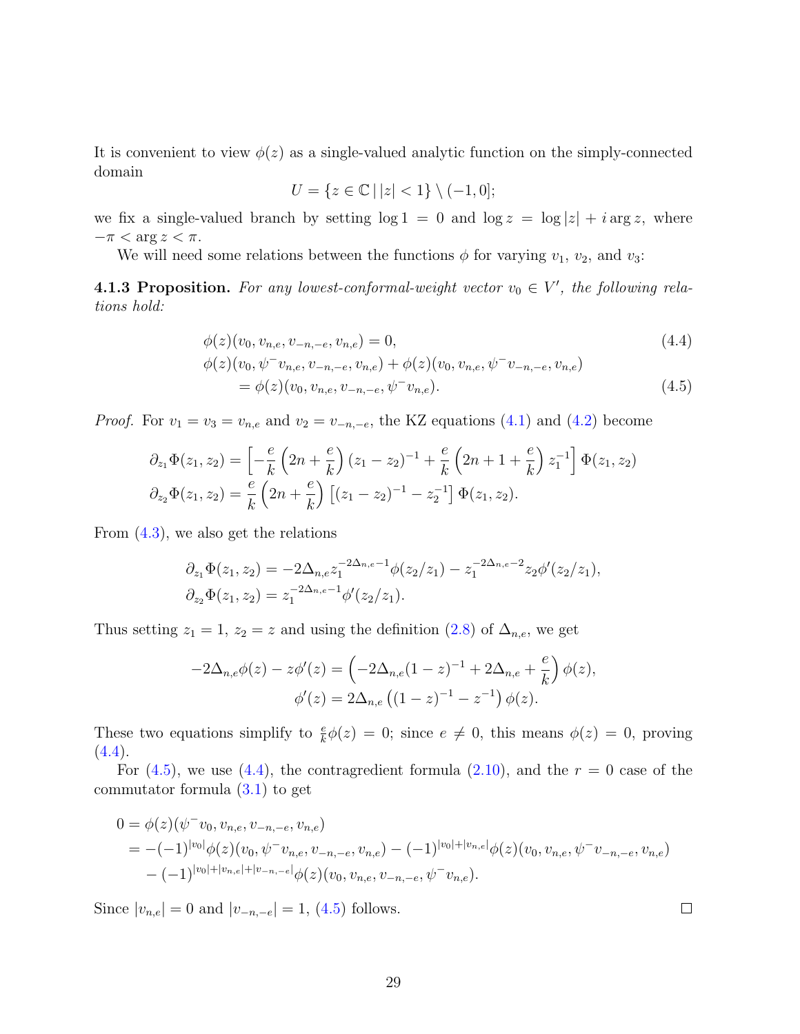It is convenient to view $\phi(z)$ as a single-valued analytic function on the simply-connected domain

$$U = \{z \in \mathbb{C} \,|\, |z| < 1\} \setminus (-1, 0];$$

we fix a single-valued branch by setting $\log 1 = 0$ and $\log z = \log |z| + i \arg z$, where $-\pi < \arg z < \pi$.

We will need some relations between the functions $\phi$ for varying $v_1$, $v_2$, and $v_3$:

**4.1.3 Proposition.** *For any lowest-conformal-weight vector $v_0 \in V'$, the following relations hold:*

$$\phi(z)(v_0, v_{n,e}, v_{-n,-e}, v_{n,e}) = 0, \tag{4.4}$$

$$\phi(z)(v_0, \psi^- v_{n,e}, v_{-n,-e}, v_{n,e}) + \phi(z)(v_0, v_{n,e}, \psi^- v_{-n,-e}, v_{n,e}) \\ = \phi(z)(v_0, v_{n,e}, v_{-n,-e}, \psi^- v_{n,e}). \tag{4.5}$$

*Proof.* For $v_1 = v_3 = v_{n,e}$ and $v_2 = v_{-n,-e}$, the KZ equations (4.1) and (4.2) become

$$\partial_{z_1} \Phi(z_1, z_2) = \left[ -\frac{e}{k}\left(2n + \frac{e}{k}\right)(z_1 - z_2)^{-1} + \frac{e}{k}\left(2n + 1 + \frac{e}{k}\right) z_1^{-1} \right] \Phi(z_1, z_2)$$

$$\partial_{z_2} \Phi(z_1, z_2) = \frac{e}{k}\left(2n + \frac{e}{k}\right)\left[(z_1 - z_2)^{-1} - z_2^{-1}\right] \Phi(z_1, z_2).$$

From (4.3), we also get the relations

$$\partial_{z_1} \Phi(z_1, z_2) = -2\Delta_{n,e} z_1^{-2\Delta_{n,e}-1} \phi(z_2/z_1) - z_1^{-2\Delta_{n,e}-2} z_2 \phi'(z_2/z_1),$$

$$\partial_{z_2} \Phi(z_1, z_2) = z_1^{-2\Delta_{n,e}-1} \phi'(z_2/z_1).$$

Thus setting $z_1 = 1$, $z_2 = z$ and using the definition (2.8) of $\Delta_{n,e}$, we get

$$-2\Delta_{n,e}\phi(z) - z\phi'(z) = \left( -2\Delta_{n,e}(1 - z)^{-1} + 2\Delta_{n,e} + \frac{e}{k} \right) \phi(z),$$

$$\phi'(z) = 2\Delta_{n,e}\left( (1 - z)^{-1} - z^{-1} \right) \phi(z).$$

These two equations simplify to $\frac{e}{k}\phi(z) = 0$; since $e \neq 0$, this means $\phi(z) = 0$, proving (4.4).

For (4.5), we use (4.4), the contragredient formula (2.10), and the $r = 0$ case of the commutator formula (3.1) to get

$$\begin{aligned}
0 &= \phi(z)(\psi^- v_0, v_{n,e}, v_{-n,-e}, v_{n,e}) \\
&= -(-1)^{|v_0|}\phi(z)(v_0, \psi^- v_{n,e}, v_{-n,-e}, v_{n,e}) - (-1)^{|v_0|+|v_{n,e}|}\phi(z)(v_0, v_{n,e}, \psi^- v_{-n,-e}, v_{n,e}) \\
&\quad - (-1)^{|v_0|+|v_{n,e}|+|v_{-n,-e}|}\phi(z)(v_0, v_{n,e}, v_{-n,-e}, \psi^- v_{n,e}).
\end{aligned}$$

Since $|v_{n,e}| = 0$ and $|v_{-n,-e}| = 1$, (4.5) follows. $\square$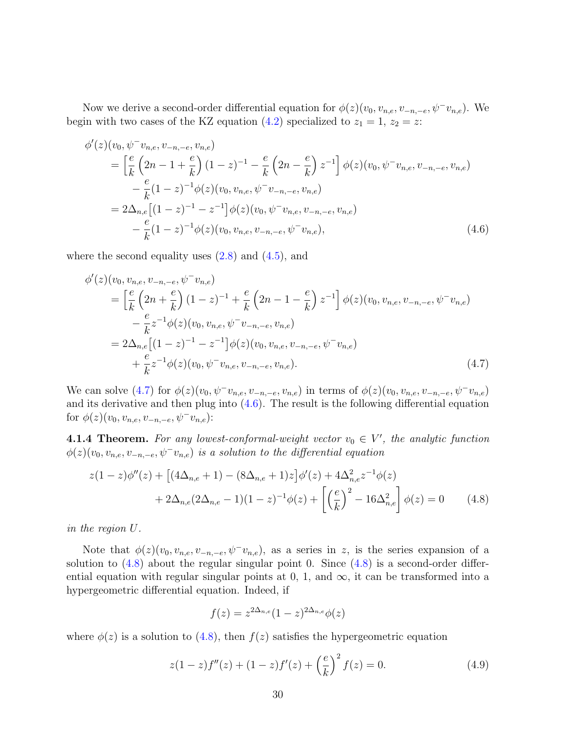Now we derive a second-order differential equation for $\phi(z)(v_0, v_{n,e}, v_{-n,-e}, \psi^- v_{n,e})$. We begin with two cases of the KZ equation (4.2) specialized to $z_1 = 1$, $z_2 = z$:

$$
\begin{aligned}
\phi'(z)&(v_0, \psi^- v_{n,e}, v_{-n,-e}, v_{n,e}) \\
&= \Big[\frac{e}{k}\left(2n - 1 + \frac{e}{k}\right)(1-z)^{-1} - \frac{e}{k}\left(2n - \frac{e}{k}\right)z^{-1}\Big]\phi(z)(v_0, \psi^- v_{n,e}, v_{-n,-e}, v_{n,e}) \\
&\quad - \frac{e}{k}(1-z)^{-1}\phi(z)(v_0, v_{n,e}, \psi^- v_{-n,-e}, v_{n,e}) \\
&= 2\Delta_{n,e}\big[(1-z)^{-1} - z^{-1}\big]\phi(z)(v_0, \psi^- v_{n,e}, v_{-n,-e}, v_{n,e}) \\
&\quad - \frac{e}{k}(1-z)^{-1}\phi(z)(v_0, v_{n,e}, v_{-n,-e}, \psi^- v_{n,e}),
\end{aligned} \tag{4.6}
$$

where the second equality uses (2.8) and (4.5), and

$$
\begin{aligned}
\phi'(z)&(v_0, v_{n,e}, v_{-n,-e}, \psi^- v_{n,e}) \\
&= \Big[\frac{e}{k}\left(2n + \frac{e}{k}\right)(1-z)^{-1} + \frac{e}{k}\left(2n - 1 - \frac{e}{k}\right)z^{-1}\Big]\phi(z)(v_0, v_{n,e}, v_{-n,-e}, \psi^- v_{n,e}) \\
&\quad - \frac{e}{k}z^{-1}\phi(z)(v_0, v_{n,e}, \psi^- v_{-n,-e}, v_{n,e}) \\
&= 2\Delta_{n,e}\big[(1-z)^{-1} - z^{-1}\big]\phi(z)(v_0, v_{n,e}, v_{-n,-e}, \psi^- v_{n,e}) \\
&\quad + \frac{e}{k}z^{-1}\phi(z)(v_0, \psi^- v_{n,e}, v_{-n,-e}, v_{n,e}).
\end{aligned} \tag{4.7}
$$

We can solve (4.7) for $\phi(z)(v_0, \psi^- v_{n,e}, v_{-n,-e}, v_{n,e})$ in terms of $\phi(z)(v_0, v_{n,e}, v_{-n,-e}, \psi^- v_{n,e})$ and its derivative and then plug into (4.6). The result is the following differential equation for $\phi(z)(v_0, v_{n,e}, v_{-n,-e}, \psi^- v_{n,e})$:

**4.1.4 Theorem.** *For any lowest-conformal-weight vector $v_0 \in V'$, the analytic function $\phi(z)(v_0, v_{n,e}, v_{-n,-e}, \psi^- v_{n,e})$ is a solution to the differential equation*

$$
\begin{aligned}
z(1-z)\phi''(z) + \big[(4\Delta_{n,e}+1) - (8\Delta_{n,e}+1)z\big]\phi'(z) + 4\Delta_{n,e}^2 z^{-1}\phi(z) \\
+ 2\Delta_{n,e}(2\Delta_{n,e}-1)(1-z)^{-1}\phi(z) + \left[\left(\frac{e}{k}\right)^2 - 16\Delta_{n,e}^2\right]\phi(z) = 0
\end{aligned} \tag{4.8}
$$

*in the region $U$.*

Note that $\phi(z)(v_0, v_{n,e}, v_{-n,-e}, \psi^- v_{n,e})$, as a series in $z$, is the series expansion of a solution to (4.8) about the regular singular point 0. Since (4.8) is a second-order differential equation with regular singular points at 0, 1, and $\infty$, it can be transformed into a hypergeometric differential equation. Indeed, if

$$
f(z) = z^{2\Delta_{n,e}}(1-z)^{2\Delta_{n,e}}\phi(z)
$$

where $\phi(z)$ is a solution to (4.8), then $f(z)$ satisfies the hypergeometric equation

$$
z(1-z)f''(z) + (1-z)f'(z) + \left(\frac{e}{k}\right)^2 f(z) = 0. \tag{4.9}
$$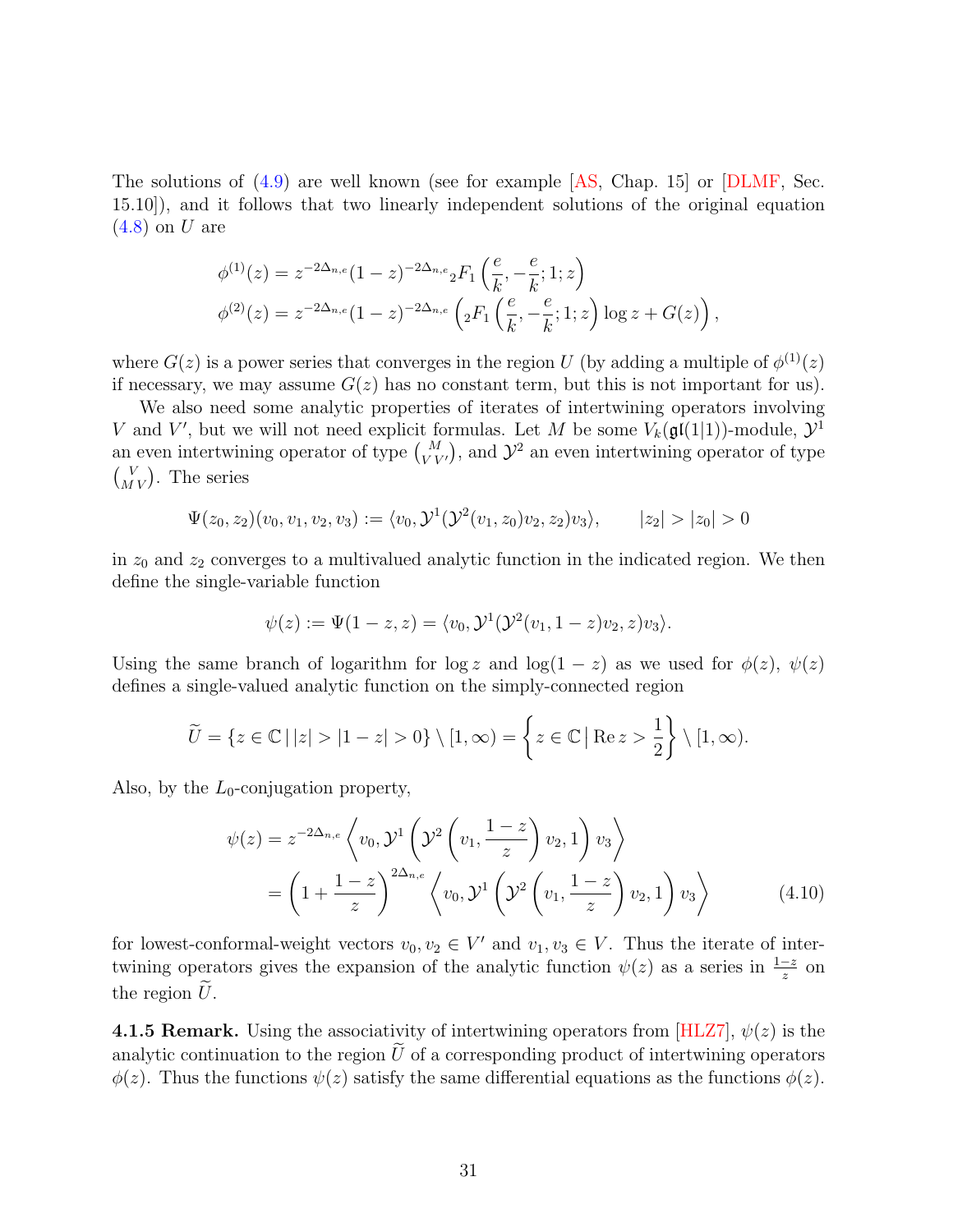The solutions of (4.9) are well known (see for example [AS, Chap. 15] or [DLMF, Sec. 15.10]), and it follows that two linearly independent solutions of the original equation (4.8) on $U$ are

$$
\begin{aligned}
\phi^{(1)}(z) &= z^{-2\Delta_{n,e}}(1-z)^{-2\Delta_{n,e}}{}_2F_1\left(\frac{e}{k}, -\frac{e}{k}; 1; z\right) \\
\phi^{(2)}(z) &= z^{-2\Delta_{n,e}}(1-z)^{-2\Delta_{n,e}}\left({}_2F_1\left(\frac{e}{k}, -\frac{e}{k}; 1; z\right)\log z + G(z)\right),
\end{aligned}
$$

where $G(z)$ is a power series that converges in the region $U$ (by adding a multiple of $\phi^{(1)}(z)$ if necessary, we may assume $G(z)$ has no constant term, but this is not important for us).

We also need some analytic properties of iterates of intertwining operators involving $V$ and $V'$, but we will not need explicit formulas. Let $M$ be some $V_k(\mathfrak{gl}(1|1))$-module, $\mathcal{Y}^1$ an even intertwining operator of type $\binom{M}{V\,V'}$, and $\mathcal{Y}^2$ an even intertwining operator of type $\binom{V}{M\,V}$. The series

$$
\Psi(z_0, z_2)(v_0, v_1, v_2, v_3) := \langle v_0, \mathcal{Y}^1(\mathcal{Y}^2(v_1, z_0)v_2, z_2)v_3\rangle, \qquad |z_2| > |z_0| > 0
$$

in $z_0$ and $z_2$ converges to a multivalued analytic function in the indicated region. We then define the single-variable function

$$
\psi(z) := \Psi(1-z, z) = \langle v_0, \mathcal{Y}^1(\mathcal{Y}^2(v_1, 1-z)v_2, z)v_3\rangle.
$$

Using the same branch of logarithm for $\log z$ and $\log(1-z)$ as we used for $\phi(z)$, $\psi(z)$ defines a single-valued analytic function on the simply-connected region

$$
\widetilde{U} = \{z \in \mathbb{C} \,|\, |z| > |1-z| > 0\} \setminus [1, \infty) = \left\{z \in \mathbb{C} \,\Big|\, \mathrm{Re}\, z > \frac{1}{2}\right\} \setminus [1, \infty).
$$

Also, by the $L_0$-conjugation property,

$$
\begin{aligned}
\psi(z) &= z^{-2\Delta_{n,e}}\left\langle v_0, \mathcal{Y}^1\left(\mathcal{Y}^2\left(v_1, \frac{1-z}{z}\right)v_2, 1\right)v_3\right\rangle \\
&= \left(1 + \frac{1-z}{z}\right)^{2\Delta_{n,e}}\left\langle v_0, \mathcal{Y}^1\left(\mathcal{Y}^2\left(v_1, \frac{1-z}{z}\right)v_2, 1\right)v_3\right\rangle
\end{aligned}
\tag{4.10}
$$

for lowest-conformal-weight vectors $v_0, v_2 \in V'$ and $v_1, v_3 \in V$. Thus the iterate of intertwining operators gives the expansion of the analytic function $\psi(z)$ as a series in $\frac{1-z}{z}$ on the region $\widetilde{U}$.

**4.1.5 Remark.** Using the associativity of intertwining operators from [HLZ7], $\psi(z)$ is the analytic continuation to the region $\widetilde{U}$ of a corresponding product of intertwining operators $\phi(z)$. Thus the functions $\psi(z)$ satisfy the same differential equations as the functions $\phi(z)$.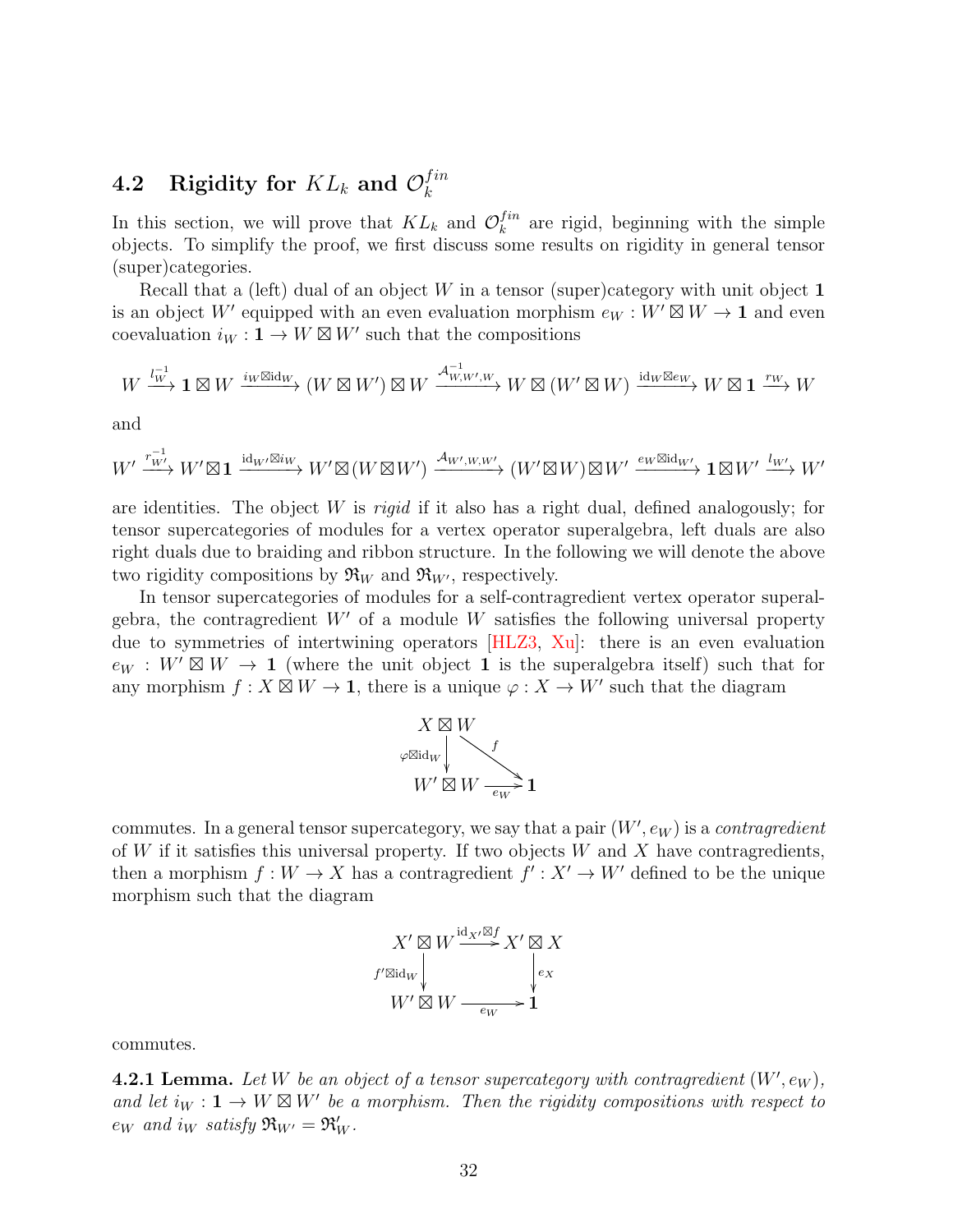## 4.2 Rigidity for $KL_k$ and $\mathcal{O}_k^{fin}$

In this section, we will prove that $KL_k$ and $\mathcal{O}_k^{fin}$ are rigid, beginning with the simple objects. To simplify the proof, we first discuss some results on rigidity in general tensor (super)categories.

Recall that a (left) dual of an object $W$ in a tensor (super)category with unit object $\mathbf{1}$ is an object $W'$ equipped with an even evaluation morphism $e_W : W' \boxtimes W \to \mathbf{1}$ and even coevaluation $i_W : \mathbf{1} \to W \boxtimes W'$ such that the compositions

$$W \xrightarrow{l_W^{-1}} \mathbf{1} \boxtimes W \xrightarrow{i_W \boxtimes \mathrm{id}_W} (W \boxtimes W') \boxtimes W \xrightarrow{\mathcal{A}_{W,W',W}^{-1}} W \boxtimes (W' \boxtimes W) \xrightarrow{\mathrm{id}_W \boxtimes e_W} W \boxtimes \mathbf{1} \xrightarrow{r_W} W$$

and

$$W' \xrightarrow{r_{W'}^{-1}} W' \boxtimes \mathbf{1} \xrightarrow{\mathrm{id}_{W'} \boxtimes i_W} W' \boxtimes (W \boxtimes W') \xrightarrow{\mathcal{A}_{W',W,W'}} (W' \boxtimes W) \boxtimes W' \xrightarrow{e_W \boxtimes \mathrm{id}_{W'}} \mathbf{1} \boxtimes W' \xrightarrow{l_{W'}} W'$$

are identities. The object $W$ is *rigid* if it also has a right dual, defined analogously; for tensor supercategories of modules for a vertex operator superalgebra, left duals are also right duals due to braiding and ribbon structure. In the following we will denote the above two rigidity compositions by $\mathfrak{R}_W$ and $\mathfrak{R}_{W'}$, respectively.

In tensor supercategories of modules for a self-contragredient vertex operator superalgebra, the contragredient $W'$ of a module $W$ satisfies the following universal property due to symmetries of intertwining operators [HLZ3, Xu]: there is an even evaluation $e_W : W' \boxtimes W \to \mathbf{1}$ (where the unit object $\mathbf{1}$ is the superalgebra itself) such that for any morphism $f : X \boxtimes W \to \mathbf{1}$, there is a unique $\varphi : X \to W'$ such that the diagram

$$\begin{array}{ccc} X \boxtimes W & & \\ {\scriptstyle \varphi \boxtimes \mathrm{id}_W} \downarrow & \searrow^{f} & \\ W' \boxtimes W & \xrightarrow{e_W} & \mathbf{1} \end{array}$$

commutes. In a general tensor supercategory, we say that a pair $(W', e_W)$ is a *contragredient* of $W$ if it satisfies this universal property. If two objects $W$ and $X$ have contragredients, then a morphism $f : W \to X$ has a contragredient $f' : X' \to W'$ defined to be the unique morphism such that the diagram

$$\begin{array}{ccc} X' \boxtimes W & \xrightarrow{\mathrm{id}_{X'} \boxtimes f} & X' \boxtimes X \\ {\scriptstyle f' \boxtimes \mathrm{id}_W} \downarrow & & \downarrow {\scriptstyle e_X} \\ W' \boxtimes W & \xrightarrow{e_W} & \mathbf{1} \end{array}$$

commutes.

**4.2.1 Lemma.** *Let $W$ be an object of a tensor supercategory with contragredient $(W', e_W)$, and let $i_W : \mathbf{1} \to W \boxtimes W'$ be a morphism. Then the rigidity compositions with respect to $e_W$ and $i_W$ satisfy $\mathfrak{R}_{W'} = \mathfrak{R}_W'$.*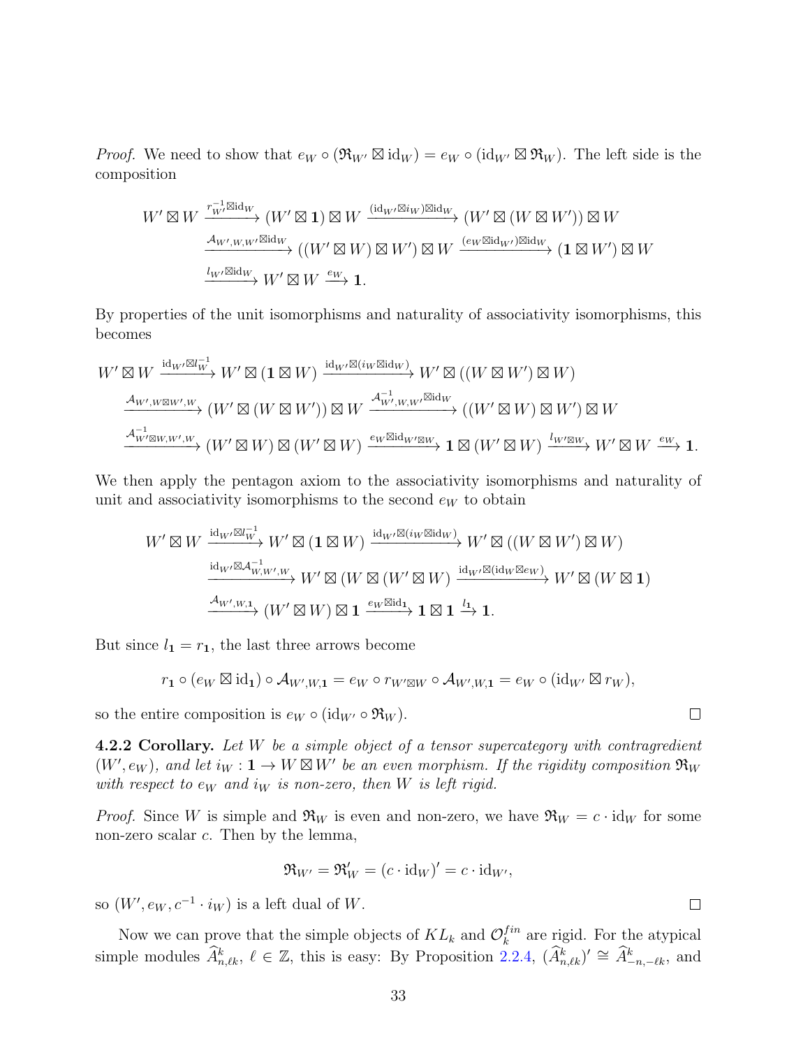*Proof.* We need to show that $e_W \circ (\mathfrak{R}_{W'} \boxtimes \mathrm{id}_W) = e_W \circ (\mathrm{id}_{W'} \boxtimes \mathfrak{R}_W)$. The left side is the composition

$$
\begin{aligned}
W' \boxtimes W &\xrightarrow{r_{W'}^{-1} \boxtimes \mathrm{id}_W} (W' \boxtimes \mathbf{1}) \boxtimes W \xrightarrow{(\mathrm{id}_{W'} \boxtimes i_W) \boxtimes \mathrm{id}_W} (W' \boxtimes (W \boxtimes W')) \boxtimes W \\
&\xrightarrow{\mathcal{A}_{W',W,W'} \boxtimes \mathrm{id}_W} ((W' \boxtimes W) \boxtimes W') \boxtimes W \xrightarrow{(e_W \boxtimes \mathrm{id}_{W'}) \boxtimes \mathrm{id}_W} (\mathbf{1} \boxtimes W') \boxtimes W \\
&\xrightarrow{l_{W'} \boxtimes \mathrm{id}_W} W' \boxtimes W \xrightarrow{e_W} \mathbf{1}.
\end{aligned}
$$

By properties of the unit isomorphisms and naturality of associativity isomorphisms, this becomes

$$
\begin{aligned}
W' \boxtimes W &\xrightarrow{\mathrm{id}_{W'} \boxtimes l_W^{-1}} W' \boxtimes (\mathbf{1} \boxtimes W) \xrightarrow{\mathrm{id}_{W'} \boxtimes (i_W \boxtimes \mathrm{id}_W)} W' \boxtimes ((W \boxtimes W') \boxtimes W) \\
&\xrightarrow{\mathcal{A}_{W',W \boxtimes W',W}} (W' \boxtimes (W \boxtimes W')) \boxtimes W \xrightarrow{\mathcal{A}_{W',W,W'}^{-1} \boxtimes \mathrm{id}_W} ((W' \boxtimes W) \boxtimes W') \boxtimes W \\
&\xrightarrow{\mathcal{A}_{W' \boxtimes W,W',W}^{-1}} (W' \boxtimes W) \boxtimes (W' \boxtimes W) \xrightarrow{e_W \boxtimes \mathrm{id}_{W' \boxtimes W}} \mathbf{1} \boxtimes (W' \boxtimes W) \xrightarrow{l_{W' \boxtimes W}} W' \boxtimes W \xrightarrow{e_W} \mathbf{1}.
\end{aligned}
$$

We then apply the pentagon axiom to the associativity isomorphisms and naturality of unit and associativity isomorphisms to the second $e_W$ to obtain

$$
\begin{aligned}
W' \boxtimes W &\xrightarrow{\mathrm{id}_{W'} \boxtimes l_W^{-1}} W' \boxtimes (\mathbf{1} \boxtimes W) \xrightarrow{\mathrm{id}_{W'} \boxtimes (i_W \boxtimes \mathrm{id}_W)} W' \boxtimes ((W \boxtimes W') \boxtimes W) \\
&\xrightarrow{\mathrm{id}_{W'} \boxtimes \mathcal{A}_{W,W',W}^{-1}} W' \boxtimes (W \boxtimes (W' \boxtimes W)) \xrightarrow{\mathrm{id}_{W'} \boxtimes (\mathrm{id}_W \boxtimes e_W)} W' \boxtimes (W \boxtimes \mathbf{1}) \\
&\xrightarrow{\mathcal{A}_{W',W,\mathbf{1}}} (W' \boxtimes W) \boxtimes \mathbf{1} \xrightarrow{e_W \boxtimes \mathrm{id}_{\mathbf{1}}} \mathbf{1} \boxtimes \mathbf{1} \xrightarrow{l_{\mathbf{1}}} \mathbf{1}.
\end{aligned}
$$

But since $l_{\mathbf{1}} = r_{\mathbf{1}}$, the last three arrows become

$$
r_{\mathbf{1}} \circ (e_W \boxtimes \mathrm{id}_{\mathbf{1}}) \circ \mathcal{A}_{W',W,\mathbf{1}} = e_W \circ r_{W' \boxtimes W} \circ \mathcal{A}_{W',W,\mathbf{1}} = e_W \circ (\mathrm{id}_{W'} \boxtimes r_W),
$$

so the entire composition is $e_W \circ (\mathrm{id}_{W'} \circ \mathfrak{R}_W)$. $\square$

**4.2.2 Corollary.** *Let $W$ be a simple object of a tensor supercategory with contragredient $(W', e_W)$, and let $i_W : \mathbf{1} \to W \boxtimes W'$ be an even morphism. If the rigidity composition $\mathfrak{R}_W$ with respect to $e_W$ and $i_W$ is non-zero, then $W$ is left rigid.*

*Proof.* Since $W$ is simple and $\mathfrak{R}_W$ is even and non-zero, we have $\mathfrak{R}_W = c \cdot \mathrm{id}_W$ for some non-zero scalar $c$. Then by the lemma,

$$
\mathfrak{R}_{W'} = \mathfrak{R}_W' = (c \cdot \mathrm{id}_W)' = c \cdot \mathrm{id}_{W'},
$$

so $(W', e_W, c^{-1} \cdot i_W)$ is a left dual of $W$. $\square$

Now we can prove that the simple objects of $KL_k$ and $\mathcal{O}_k^{fin}$ are rigid. For the atypical simple modules $\widehat{A}_{n,\ell k}^k$, $\ell \in \mathbb{Z}$, this is easy: By Proposition 2.2.4, $(\widehat{A}_{n,\ell k}^k)' \cong \widehat{A}_{-n,-\ell k}^k$, and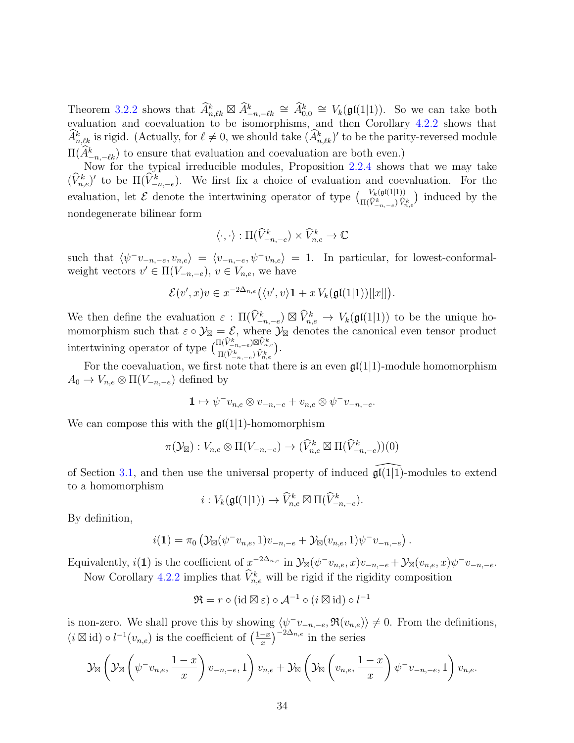Theorem 3.2.2 shows that $\widehat{A}^k_{n,\ell k} \boxtimes \widehat{A}^k_{-n,-\ell k} \cong \widehat{A}^k_{0,0} \cong V_k(\mathfrak{gl}(1|1))$. So we can take both evaluation and coevaluation to be isomorphisms, and then Corollary 4.2.2 shows that $\widehat{A}^k_{n,\ell k}$ is rigid. (Actually, for $\ell \neq 0$, we should take $(\widehat{A}^k_{n,\ell k})'$ to be the parity-reversed module $\Pi(\widehat{A}^k_{-n,-\ell k})$ to ensure that evaluation and coevaluation are both even.)

Now for the typical irreducible modules, Proposition 2.2.4 shows that we may take $(\widehat{V}^k_{n,e})'$ to be $\Pi(\widehat{V}^k_{-n,-e})$. We first fix a choice of evaluation and coevaluation. For the evaluation, let $\mathcal{E}$ denote the intertwining operator of type $\binom{V_k(\mathfrak{gl}(1|1))}{\Pi(\widehat{V}^k_{-n,-e})\,\widehat{V}^k_{n,e}}$ induced by the nondegenerate bilinear form

$$\langle \cdot, \cdot \rangle : \Pi(\widehat{V}^k_{-n,-e}) \times \widehat{V}^k_{n,e} \to \mathbb{C}$$

such that $\langle \psi^- v_{-n,-e}, v_{n,e} \rangle = \langle v_{-n,-e}, \psi^- v_{n,e} \rangle = 1$. In particular, for lowest-conformal-weight vectors $v' \in \Pi(V_{-n,-e})$, $v \in V_{n,e}$, we have

$$\mathcal{E}(v', x)v \in x^{-2\Delta_{n,e}}\big(\langle v', v\rangle \mathbf{1} + x\, V_k(\mathfrak{gl}(1|1))[[x]]\big).$$

We then define the evaluation $\varepsilon : \Pi(\widehat{V}^k_{-n,-e}) \boxtimes \widehat{V}^k_{n,e} \to V_k(\mathfrak{gl}(1|1))$ to be the unique homomorphism such that $\varepsilon \circ \mathcal{Y}_\boxtimes = \mathcal{E}$, where $\mathcal{Y}_\boxtimes$ denotes the canonical even tensor product intertwining operator of type $\binom{\Pi(\widehat{V}^k_{-n,-e})\boxtimes \widehat{V}^k_{n,e}}{\Pi(\widehat{V}^k_{-n,-e})\,\widehat{V}^k_{n,e}}$.

For the coevaluation, we first note that there is an even $\mathfrak{gl}(1|1)$-module homomorphism $A_0 \to V_{n,e} \otimes \Pi(V_{-n,-e})$ defined by

$$\mathbf{1} \mapsto \psi^- v_{n,e} \otimes v_{-n,-e} + v_{n,e} \otimes \psi^- v_{-n,-e}.$$

We can compose this with the $\mathfrak{gl}(1|1)$-homomorphism

$$\pi(\mathcal{Y}_\boxtimes) : V_{n,e} \otimes \Pi(V_{-n,-e}) \to (\widehat{V}^k_{n,e} \boxtimes \Pi(\widehat{V}^k_{-n,-e}))(0)$$

of Section 3.1, and then use the universal property of induced $\widehat{\mathfrak{gl}(1|1)}$-modules to extend to a homomorphism

$$i : V_k(\mathfrak{gl}(1|1)) \to \widehat{V}^k_{n,e} \boxtimes \Pi(\widehat{V}^k_{-n,-e}).$$

By definition,

$$i(\mathbf{1}) = \pi_0\left(\mathcal{Y}_\boxtimes(\psi^- v_{n,e}, 1)v_{-n,-e} + \mathcal{Y}_\boxtimes(v_{n,e}, 1)\psi^- v_{-n,-e}\right).$$

Equivalently, $i(\mathbf{1})$ is the coefficient of $x^{-2\Delta_{n,e}}$ in $\mathcal{Y}_\boxtimes(\psi^- v_{n,e}, x)v_{-n,-e} + \mathcal{Y}_\boxtimes(v_{n,e}, x)\psi^- v_{-n,-e}$.

Now Corollary 4.2.2 implies that $\widehat{V}^k_{n,e}$ will be rigid if the rigidity composition

$$\mathfrak{R} = r \circ (\mathrm{id} \boxtimes \varepsilon) \circ \mathcal{A}^{-1} \circ (i \boxtimes \mathrm{id}) \circ l^{-1}$$

is non-zero. We shall prove this by showing $\langle \psi^- v_{-n,-e}, \mathfrak{R}(v_{n,e})\rangle \neq 0$. From the definitions, $(i \boxtimes \mathrm{id}) \circ l^{-1}(v_{n,e})$ is the coefficient of $\left(\frac{1-x}{x}\right)^{-2\Delta_{n,e}}$ in the series

$$\mathcal{Y}_\boxtimes\left(\mathcal{Y}_\boxtimes\left(\psi^- v_{n,e}, \frac{1-x}{x}\right)v_{-n,-e}, 1\right)v_{n,e} + \mathcal{Y}_\boxtimes\left(\mathcal{Y}_\boxtimes\left(v_{n,e}, \frac{1-x}{x}\right)\psi^- v_{-n,-e}, 1\right)v_{n,e}.$$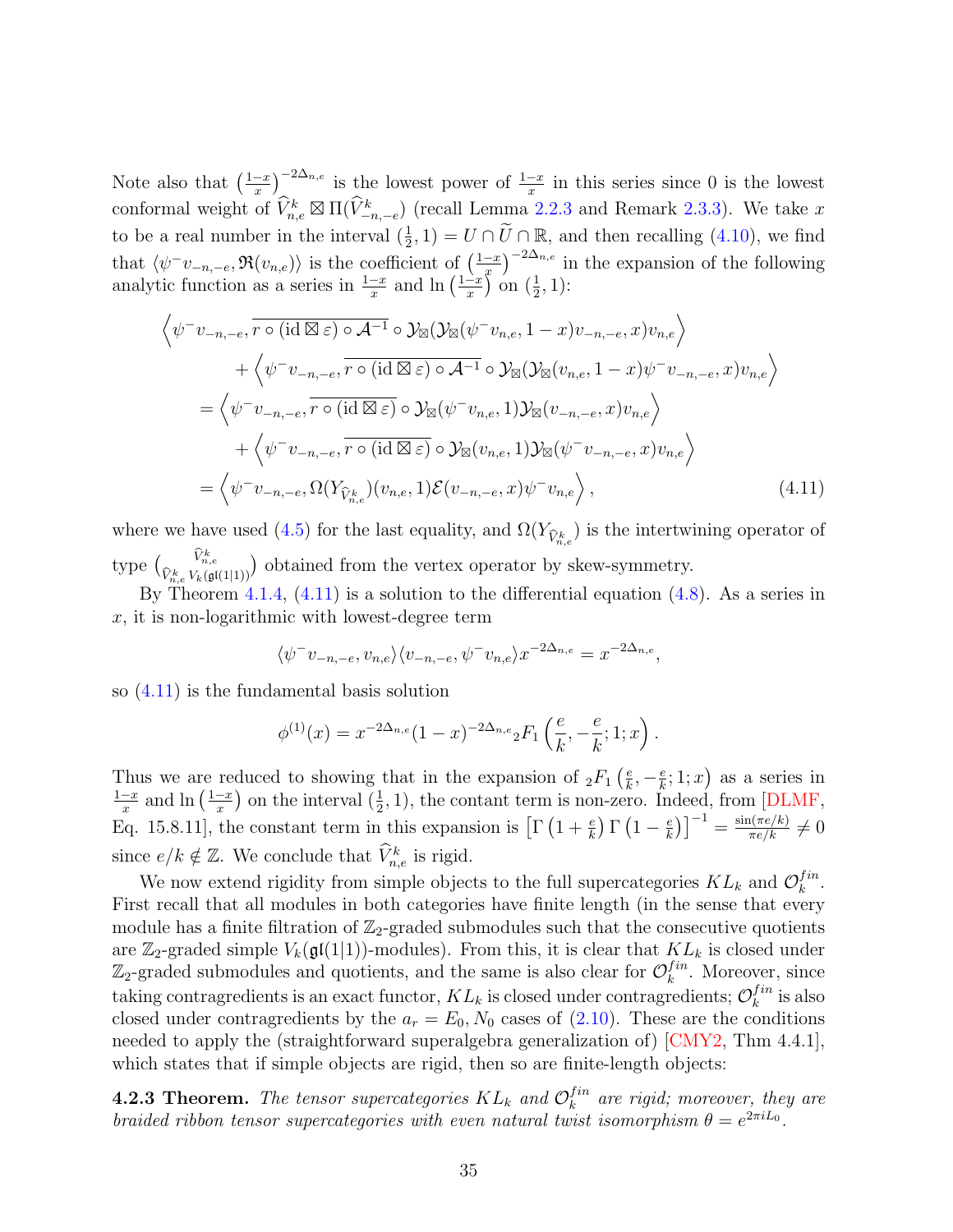Note also that $\left(\frac{1-x}{x}\right)^{-2\Delta_{n,e}}$ is the lowest power of $\frac{1-x}{x}$ in this series since 0 is the lowest conformal weight of $\widehat{V}^k_{n,e} \boxtimes \Pi(\widehat{V}^k_{-n,-e})$ (recall Lemma 2.2.3 and Remark 2.3.3). We take $x$ to be a real number in the interval $(\frac{1}{2}, 1) = U \cap \widetilde{U} \cap \mathbb{R}$, and then recalling (4.10), we find that $\langle \psi^- v_{-n,-e}, \mathfrak{R}(v_{n,e})\rangle$ is the coefficient of $\left(\frac{1-x}{x}\right)^{-2\Delta_{n,e}}$ in the expansion of the following analytic function as a series in $\frac{1-x}{x}$ and $\ln\left(\frac{1-x}{x}\right)$ on $(\frac{1}{2}, 1)$:

$$
\begin{aligned}
&\left\langle \psi^- v_{-n,-e}, \overline{r \circ (\mathrm{id} \boxtimes \varepsilon) \circ \mathcal{A}^{-1}} \circ \mathcal{Y}_\boxtimes(\mathcal{Y}_\boxtimes(\psi^- v_{n,e}, 1-x) v_{-n,-e}, x) v_{n,e} \right\rangle \\
&\qquad + \left\langle \psi^- v_{-n,-e}, \overline{r \circ (\mathrm{id} \boxtimes \varepsilon) \circ \mathcal{A}^{-1}} \circ \mathcal{Y}_\boxtimes(\mathcal{Y}_\boxtimes(v_{n,e}, 1-x) \psi^- v_{-n,-e}, x) v_{n,e} \right\rangle \\
&= \left\langle \psi^- v_{-n,-e}, \overline{r \circ (\mathrm{id} \boxtimes \varepsilon)} \circ \mathcal{Y}_\boxtimes(\psi^- v_{n,e}, 1) \mathcal{Y}_\boxtimes(v_{-n,-e}, x) v_{n,e} \right\rangle \\
&\qquad + \left\langle \psi^- v_{-n,-e}, \overline{r \circ (\mathrm{id} \boxtimes \varepsilon)} \circ \mathcal{Y}_\boxtimes(v_{n,e}, 1) \mathcal{Y}_\boxtimes(\psi^- v_{-n,-e}, x) v_{n,e} \right\rangle \\
&= \left\langle \psi^- v_{-n,-e}, \Omega(Y_{\widehat{V}^k_{n,e}})(v_{n,e}, 1) \mathcal{E}(v_{-n,-e}, x) \psi^- v_{n,e} \right\rangle,
\end{aligned}
\tag{4.11}
$$

where we have used (4.5) for the last equality, and $\Omega(Y_{\widehat{V}^k_{n,e}})$ is the intertwining operator of type $\binom{\widehat{V}^k_{n,e}}{\widehat{V}^k_{n,e}\; V_k(\mathfrak{gl}(1|1))}$ obtained from the vertex operator by skew-symmetry.

By Theorem 4.1.4, (4.11) is a solution to the differential equation (4.8). As a series in $x$, it is non-logarithmic with lowest-degree term

$$
\langle \psi^- v_{-n,-e}, v_{n,e}\rangle \langle v_{-n,-e}, \psi^- v_{n,e}\rangle x^{-2\Delta_{n,e}} = x^{-2\Delta_{n,e}},
$$

so (4.11) is the fundamental basis solution

$$
\phi^{(1)}(x) = x^{-2\Delta_{n,e}}(1-x)^{-2\Delta_{n,e}}{}_2F_1\left(\frac{e}{k}, -\frac{e}{k}; 1; x\right).
$$

Thus we are reduced to showing that in the expansion of ${}_2F_1\left(\frac{e}{k}, -\frac{e}{k}; 1; x\right)$ as a series in $\frac{1-x}{x}$ and $\ln\left(\frac{1-x}{x}\right)$ on the interval $(\frac{1}{2}, 1)$, the contant term is non-zero. Indeed, from [DLMF, Eq. 15.8.11], the constant term in this expansion is $\left[\Gamma\left(1+\frac{e}{k}\right)\Gamma\left(1-\frac{e}{k}\right)\right]^{-1} = \frac{\sin(\pi e/k)}{\pi e/k} \neq 0$ since $e/k \notin \mathbb{Z}$. We conclude that $\widehat{V}^k_{n,e}$ is rigid.

We now extend rigidity from simple objects to the full supercategories $KL_k$ and $\mathcal{O}^{fin}_k$. First recall that all modules in both categories have finite length (in the sense that every module has a finite filtration of $\mathbb{Z}_2$-graded submodules such that the consecutive quotients are $\mathbb{Z}_2$-graded simple $V_k(\mathfrak{gl}(1|1))$-modules). From this, it is clear that $KL_k$ is closed under $\mathbb{Z}_2$-graded submodules and quotients, and the same is also clear for $\mathcal{O}^{fin}_k$. Moreover, since taking contragredients is an exact functor, $KL_k$ is closed under contragredients; $\mathcal{O}^{fin}_k$ is also closed under contragredients by the $a_r = E_0, N_0$ cases of (2.10). These are the conditions needed to apply the (straightforward superalgebra generalization of) [CMY2, Thm 4.4.1], which states that if simple objects are rigid, then so are finite-length objects:

**4.2.3 Theorem.** *The tensor supercategories $KL_k$ and $\mathcal{O}^{fin}_k$ are rigid; moreover, they are braided ribbon tensor supercategories with even natural twist isomorphism $\theta = e^{2\pi i L_0}$.*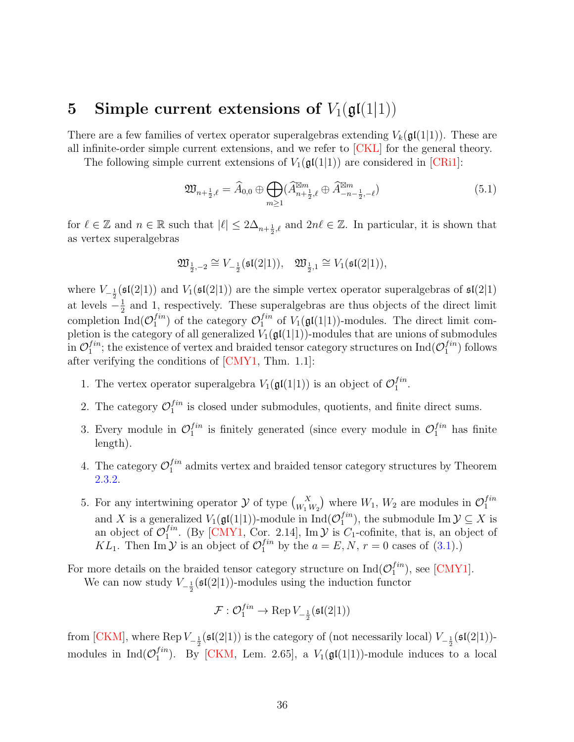# 5 Simple current extensions of $V_1(\mathfrak{gl}(1|1))$

There are a few families of vertex operator superalgebras extending $V_k(\mathfrak{gl}(1|1))$. These are all infinite-order simple current extensions, and we refer to [CKL] for the general theory.

The following simple current extensions of $V_1(\mathfrak{gl}(1|1))$ are considered in [CRi1]:

$$\mathfrak{W}_{n+\frac{1}{2},\ell} = \widehat{A}_{0,0} \oplus \bigoplus_{m\geq 1} (\widehat{A}^{\boxtimes m}_{n+\frac{1}{2},\ell} \oplus \widehat{A}^{\boxtimes m}_{-n-\frac{1}{2},-\ell}) \tag{5.1}$$

for $\ell \in \mathbb{Z}$ and $n \in \mathbb{R}$ such that $|\ell| \leq 2\Delta_{n+\frac{1}{2},\ell}$ and $2n\ell \in \mathbb{Z}$. In particular, it is shown that as vertex superalgebras

$$\mathfrak{W}_{\frac{1}{2},-2} \cong V_{-\frac{1}{2}}(\mathfrak{sl}(2|1)), \quad \mathfrak{W}_{\frac{1}{2},1} \cong V_1(\mathfrak{sl}(2|1)),$$

where $V_{-\frac{1}{2}}(\mathfrak{sl}(2|1))$ and $V_1(\mathfrak{sl}(2|1))$ are the simple vertex operator superalgebras of $\mathfrak{sl}(2|1)$ at levels $-\frac{1}{2}$ and 1, respectively. These superalgebras are thus objects of the direct limit completion $\mathrm{Ind}(\mathcal{O}_1^{fin})$ of the category $\mathcal{O}_1^{fin}$ of $V_1(\mathfrak{gl}(1|1))$-modules. The direct limit completion is the category of all generalized $V_1(\mathfrak{gl}(1|1))$-modules that are unions of submodules in $\mathcal{O}_1^{fin}$; the existence of vertex and braided tensor category structures on $\mathrm{Ind}(\mathcal{O}_1^{fin})$ follows after verifying the conditions of [CMY1, Thm. 1.1]:

1. The vertex operator superalgebra $V_1(\mathfrak{gl}(1|1))$ is an object of $\mathcal{O}_1^{fin}$.
2. The category $\mathcal{O}_1^{fin}$ is closed under submodules, quotients, and finite direct sums.
3. Every module in $\mathcal{O}_1^{fin}$ is finitely generated (since every module in $\mathcal{O}_1^{fin}$ has finite length).
4. The category $\mathcal{O}_1^{fin}$ admits vertex and braided tensor category structures by Theorem 2.3.2.
5. For any intertwining operator $\mathcal{Y}$ of type $\binom{X}{W_1\, W_2}$ where $W_1$, $W_2$ are modules in $\mathcal{O}_1^{fin}$ and $X$ is a generalized $V_1(\mathfrak{gl}(1|1))$-module in $\mathrm{Ind}(\mathcal{O}_1^{fin})$, the submodule $\mathrm{Im}\,\mathcal{Y} \subseteq X$ is an object of $\mathcal{O}_1^{fin}$. (By [CMY1, Cor. 2.14], $\mathrm{Im}\,\mathcal{Y}$ is $C_1$-cofinite, that is, an object of $KL_1$. Then $\mathrm{Im}\,\mathcal{Y}$ is an object of $\mathcal{O}_1^{fin}$ by the $a = E, N$, $r = 0$ cases of (3.1).)

For more details on the braided tensor category structure on $\mathrm{Ind}(\mathcal{O}_1^{fin})$, see [CMY1].

We can now study $V_{-\frac{1}{2}}(\mathfrak{sl}(2|1))$-modules using the induction functor

$$\mathcal{F} : \mathcal{O}_1^{fin} \to \mathrm{Rep}\, V_{-\frac{1}{2}}(\mathfrak{sl}(2|1))$$

from [CKM], where $\mathrm{Rep}\, V_{-\frac{1}{2}}(\mathfrak{sl}(2|1))$ is the category of (not necessarily local) $V_{-\frac{1}{2}}(\mathfrak{sl}(2|1))$-modules in $\mathrm{Ind}(\mathcal{O}_1^{fin})$. By [CKM, Lem. 2.65], a $V_1(\mathfrak{gl}(1|1))$-module induces to a local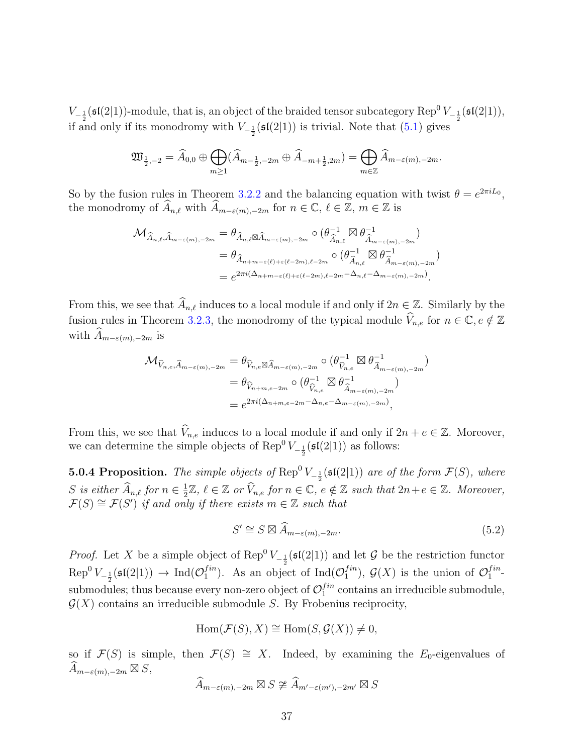$V_{-\frac{1}{2}}(\mathfrak{sl}(2|1))$-module, that is, an object of the braided tensor subcategory $\mathrm{Rep}^0\, V_{-\frac{1}{2}}(\mathfrak{sl}(2|1))$, if and only if its monodromy with $V_{-\frac{1}{2}}(\mathfrak{sl}(2|1))$ is trivial. Note that (5.1) gives

$$\mathfrak{W}_{\frac{1}{2},-2} = \widehat{A}_{0,0} \oplus \bigoplus_{m\geq 1} (\widehat{A}_{m-\frac{1}{2},-2m} \oplus \widehat{A}_{-m+\frac{1}{2},2m}) = \bigoplus_{m\in\mathbb{Z}} \widehat{A}_{m-\varepsilon(m),-2m}.$$

So by the fusion rules in Theorem 3.2.2 and the balancing equation with twist $\theta = e^{2\pi i L_0}$, the monodromy of $\widehat{A}_{n,\ell}$ with $\widehat{A}_{m-\varepsilon(m),-2m}$ for $n \in \mathbb{C}$, $\ell \in \mathbb{Z}$, $m \in \mathbb{Z}$ is

$$\begin{aligned}
\mathcal{M}_{\widehat{A}_{n,\ell},\widehat{A}_{m-\varepsilon(m),-2m}} &= \theta_{\widehat{A}_{n,\ell}\boxtimes\widehat{A}_{m-\varepsilon(m),-2m}} \circ (\theta^{-1}_{\widehat{A}_{n,\ell}} \boxtimes \theta^{-1}_{\widehat{A}_{m-\varepsilon(m),-2m}})\\
&= \theta_{\widehat{A}_{n+m-\varepsilon(\ell)+\varepsilon(\ell-2m),\ell-2m}} \circ (\theta^{-1}_{\widehat{A}_{n,\ell}} \boxtimes \theta^{-1}_{\widehat{A}_{m-\varepsilon(m),-2m}})\\
&= e^{2\pi i(\Delta_{n+m-\varepsilon(\ell)+\varepsilon(\ell-2m),\ell-2m} - \Delta_{n,\ell} - \Delta_{m-\varepsilon(m),-2m})}.
\end{aligned}$$

From this, we see that $\widehat{A}_{n,\ell}$ induces to a local module if and only if $2n \in \mathbb{Z}$. Similarly by the fusion rules in Theorem 3.2.3, the monodromy of the typical module $\widehat{V}_{n,e}$ for $n \in \mathbb{C}, e \notin \mathbb{Z}$ with $\widehat{A}_{m-\varepsilon(m),-2m}$ is

$$\begin{aligned}
\mathcal{M}_{\widehat{V}_{n,e},\widehat{A}_{m-\varepsilon(m),-2m}} &= \theta_{\widehat{V}_{n,e}\boxtimes\widehat{A}_{m-\varepsilon(m),-2m}} \circ (\theta^{-1}_{\widehat{V}_{n,e}} \boxtimes \theta^{-1}_{\widehat{A}_{m-\varepsilon(m),-2m}})\\
&= \theta_{\widehat{V}_{n+m,e-2m}} \circ (\theta^{-1}_{\widehat{V}_{n,e}} \boxtimes \theta^{-1}_{\widehat{A}_{m-\varepsilon(m),-2m}})\\
&= e^{2\pi i(\Delta_{n+m,e-2m} - \Delta_{n,e} - \Delta_{m-\varepsilon(m),-2m})},
\end{aligned}$$

From this, we see that $\widehat{V}_{n,e}$ induces to a local module if and only if $2n + e \in \mathbb{Z}$. Moreover, we can determine the simple objects of $\mathrm{Rep}^0\, V_{-\frac{1}{2}}(\mathfrak{sl}(2|1))$ as follows:

**5.0.4 Proposition.** *The simple objects of* $\mathrm{Rep}^0\, V_{-\frac{1}{2}}(\mathfrak{sl}(2|1))$ *are of the form* $\mathcal{F}(S)$*, where* $S$ *is either* $\widehat{A}_{n,\ell}$ *for* $n \in \frac{1}{2}\mathbb{Z}$*,* $\ell \in \mathbb{Z}$ *or* $\widehat{V}_{n,e}$ *for* $n \in \mathbb{C}$*,* $e \notin \mathbb{Z}$ *such that* $2n+e \in \mathbb{Z}$*. Moreover,* $\mathcal{F}(S) \cong \mathcal{F}(S')$ *if and only if there exists* $m \in \mathbb{Z}$ *such that*

$$S' \cong S \boxtimes \widehat{A}_{m-\varepsilon(m),-2m}. \tag{5.2}$$

*Proof.* Let $X$ be a simple object of $\mathrm{Rep}^0\, V_{-\frac{1}{2}}(\mathfrak{sl}(2|1))$ and let $\mathcal{G}$ be the restriction functor $\mathrm{Rep}^0\, V_{-\frac{1}{2}}(\mathfrak{sl}(2|1)) \to \mathrm{Ind}(\mathcal{O}_1^{fin})$. As an object of $\mathrm{Ind}(\mathcal{O}_1^{fin})$, $\mathcal{G}(X)$ is the union of $\mathcal{O}_1^{fin}$-submodules; thus because every non-zero object of $\mathcal{O}_1^{fin}$ contains an irreducible submodule, $\mathcal{G}(X)$ contains an irreducible submodule $S$. By Frobenius reciprocity,

$$\mathrm{Hom}(\mathcal{F}(S), X) \cong \mathrm{Hom}(S, \mathcal{G}(X)) \neq 0,$$

so if $\mathcal{F}(S)$ is simple, then $\mathcal{F}(S) \cong X$. Indeed, by examining the $E_0$-eigenvalues of $\widehat{A}_{m-\varepsilon(m),-2m} \boxtimes S$,

$$\widehat{A}_{m-\varepsilon(m),-2m} \boxtimes S \ncong \widehat{A}_{m'-\varepsilon(m'),-2m'} \boxtimes S$$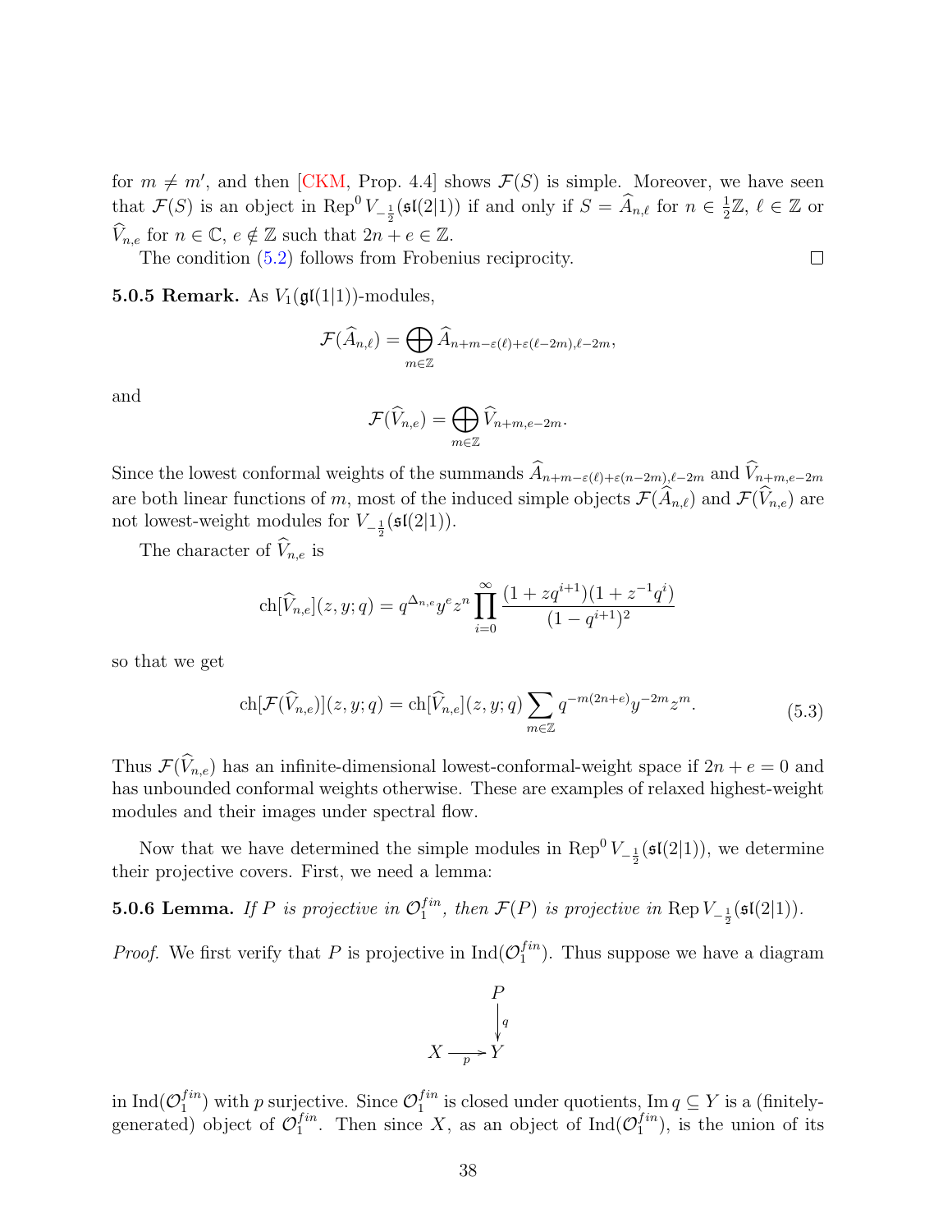for $m \neq m'$, and then [CKM, Prop. 4.4] shows $\mathcal{F}(S)$ is simple. Moreover, we have seen that $\mathcal{F}(S)$ is an object in $\mathrm{Rep}^0\, V_{-\frac{1}{2}}(\mathfrak{sl}(2|1))$ if and only if $S = \widehat{A}_{n,\ell}$ for $n \in \frac{1}{2}\mathbb{Z}$, $\ell \in \mathbb{Z}$ or $\widehat{V}_{n,e}$ for $n \in \mathbb{C}$, $e \notin \mathbb{Z}$ such that $2n + e \in \mathbb{Z}$.

The condition (5.2) follows from Frobenius reciprocity. $\square$

**5.0.5 Remark.** As $V_1(\mathfrak{gl}(1|1))$-modules,

$$\mathcal{F}(\widehat{A}_{n,\ell}) = \bigoplus_{m\in\mathbb{Z}} \widehat{A}_{n+m-\varepsilon(\ell)+\varepsilon(\ell-2m),\ell-2m},$$

and

$$\mathcal{F}(\widehat{V}_{n,e}) = \bigoplus_{m\in\mathbb{Z}} \widehat{V}_{n+m,e-2m}.$$

Since the lowest conformal weights of the summands $\widehat{A}_{n+m-\varepsilon(\ell)+\varepsilon(n-2m),\ell-2m}$ and $\widehat{V}_{n+m,e-2m}$ are both linear functions of $m$, most of the induced simple objects $\mathcal{F}(\widehat{A}_{n,\ell})$ and $\mathcal{F}(\widehat{V}_{n,e})$ are not lowest-weight modules for $V_{-\frac{1}{2}}(\mathfrak{sl}(2|1))$.

The character of $\widehat{V}_{n,e}$ is

$$\mathrm{ch}[\widehat{V}_{n,e}](z, y; q) = q^{\Delta_{n,e}} y^e z^n \prod_{i=0}^{\infty} \frac{(1 + zq^{i+1})(1 + z^{-1}q^i)}{(1 - q^{i+1})^2}$$

so that we get

$$\mathrm{ch}[\mathcal{F}(\widehat{V}_{n,e})](z, y; q) = \mathrm{ch}[\widehat{V}_{n,e}](z, y; q) \sum_{m\in\mathbb{Z}} q^{-m(2n+e)} y^{-2m} z^m. \tag{5.3}$$

Thus $\mathcal{F}(\widehat{V}_{n,e})$ has an infinite-dimensional lowest-conformal-weight space if $2n + e = 0$ and has unbounded conformal weights otherwise. These are examples of relaxed highest-weight modules and their images under spectral flow.

Now that we have determined the simple modules in $\mathrm{Rep}^0\, V_{-\frac{1}{2}}(\mathfrak{sl}(2|1))$, we determine their projective covers. First, we need a lemma:

**5.0.6 Lemma.** *If $P$ is projective in $\mathcal{O}_1^{fin}$, then $\mathcal{F}(P)$ is projective in $\mathrm{Rep}\, V_{-\frac{1}{2}}(\mathfrak{sl}(2|1))$.*

*Proof.* We first verify that $P$ is projective in $\mathrm{Ind}(\mathcal{O}_1^{fin})$. Thus suppose we have a diagram

$$\begin{array}{ccc} & & P \\ & & \downarrow{\scriptstyle q} \\ X & \xrightarrow[p]{} & Y \end{array}$$

in $\mathrm{Ind}(\mathcal{O}_1^{fin})$ with $p$ surjective. Since $\mathcal{O}_1^{fin}$ is closed under quotients, $\mathrm{Im}\, q \subseteq Y$ is a (finitely-generated) object of $\mathcal{O}_1^{fin}$. Then since $X$, as an object of $\mathrm{Ind}(\mathcal{O}_1^{fin})$, is the union of its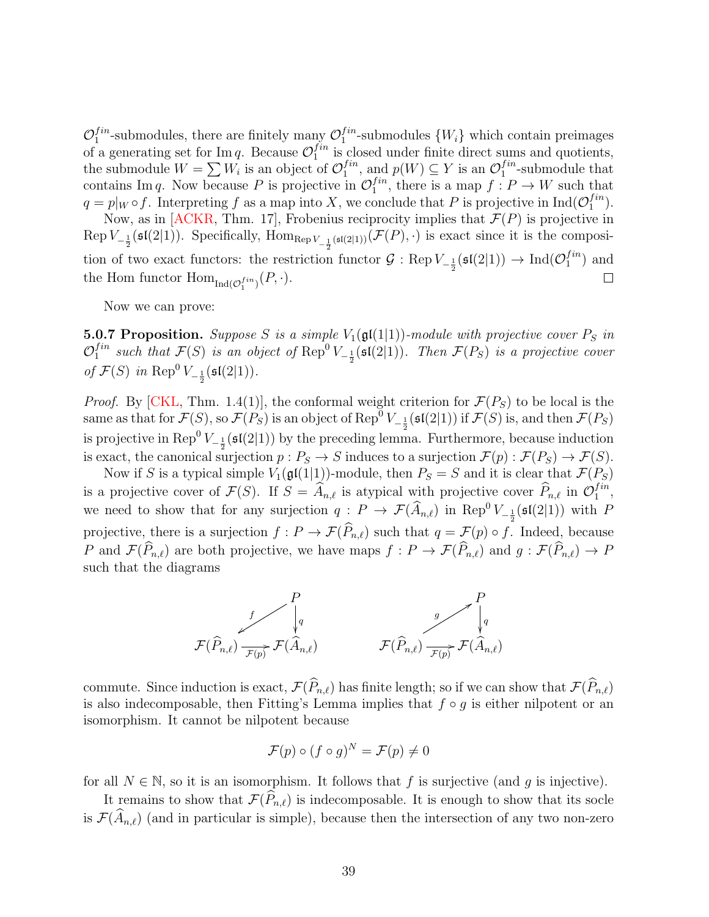$\mathcal{O}_1^{fin}$-submodules, there are finitely many $\mathcal{O}_1^{fin}$-submodules $\{W_i\}$ which contain preimages of a generating set for $\operatorname{Im} q$. Because $\mathcal{O}_1^{fin}$ is closed under finite direct sums and quotients, the submodule $W = \sum W_i$ is an object of $\mathcal{O}_1^{fin}$, and $p(W) \subseteq Y$ is an $\mathcal{O}_1^{fin}$-submodule that contains $\operatorname{Im} q$. Now because $P$ is projective in $\mathcal{O}_1^{fin}$, there is a map $f : P \to W$ such that $q = p|_W \circ f$. Interpreting $f$ as a map into $X$, we conclude that $P$ is projective in $\operatorname{Ind}(\mathcal{O}_1^{fin})$.

Now, as in [ACKR, Thm. 17], Frobenius reciprocity implies that $\mathcal{F}(P)$ is projective in $\operatorname{Rep} V_{-\frac{1}{2}}(\mathfrak{sl}(2|1))$. Specifically, $\operatorname{Hom}_{\operatorname{Rep} V_{-\frac{1}{2}}(\mathfrak{sl}(2|1))}(\mathcal{F}(P), \cdot)$ is exact since it is the composition of two exact functors: the restriction functor $\mathcal{G} : \operatorname{Rep} V_{-\frac{1}{2}}(\mathfrak{sl}(2|1)) \to \operatorname{Ind}(\mathcal{O}_1^{fin})$ and the Hom functor $\operatorname{Hom}_{\operatorname{Ind}(\mathcal{O}_1^{fin})}(P, \cdot)$. $\square$

Now we can prove:

**5.0.7 Proposition.** *Suppose $S$ is a simple $V_1(\mathfrak{gl}(1|1))$-module with projective cover $P_S$ in $\mathcal{O}_1^{fin}$ such that $\mathcal{F}(S)$ is an object of $\operatorname{Rep}^0 V_{-\frac{1}{2}}(\mathfrak{sl}(2|1))$. Then $\mathcal{F}(P_S)$ is a projective cover of $\mathcal{F}(S)$ in $\operatorname{Rep}^0 V_{-\frac{1}{2}}(\mathfrak{sl}(2|1))$.*

*Proof.* By [CKL, Thm. 1.4(1)], the conformal weight criterion for $\mathcal{F}(P_S)$ to be local is the same as that for $\mathcal{F}(S)$, so $\mathcal{F}(P_S)$ is an object of $\operatorname{Rep}^0 V_{-\frac{1}{2}}(\mathfrak{sl}(2|1))$ if $\mathcal{F}(S)$ is, and then $\mathcal{F}(P_S)$ is projective in $\operatorname{Rep}^0 V_{-\frac{1}{2}}(\mathfrak{sl}(2|1))$ by the preceding lemma. Furthermore, because induction is exact, the canonical surjection $p : P_S \to S$ induces to a surjection $\mathcal{F}(p) : \mathcal{F}(P_S) \to \mathcal{F}(S)$.

Now if $S$ is a typical simple $V_1(\mathfrak{gl}(1|1))$-module, then $P_S = S$ and it is clear that $\mathcal{F}(P_S)$ is a projective cover of $\mathcal{F}(S)$. If $S = \widehat{A}_{n,\ell}$ is atypical with projective cover $\widehat{P}_{n,\ell}$ in $\mathcal{O}_1^{fin}$, we need to show that for any surjection $q : P \to \mathcal{F}(\widehat{A}_{n,\ell})$ in $\operatorname{Rep}^0 V_{-\frac{1}{2}}(\mathfrak{sl}(2|1))$ with $P$ projective, there is a surjection $f : P \to \mathcal{F}(\widehat{P}_{n,\ell})$ such that $q = \mathcal{F}(p) \circ f$. Indeed, because $P$ and $\mathcal{F}(\widehat{P}_{n,\ell})$ are both projective, we have maps $f : P \to \mathcal{F}(\widehat{P}_{n,\ell})$ and $g : \mathcal{F}(\widehat{P}_{n,\ell}) \to P$ such that the diagrams

$$
\begin{array}{ccc}
 & & P \\
 & \swarrow^{f} & \downarrow q \\
\mathcal{F}(\widehat{P}_{n,\ell}) & \xrightarrow[\mathcal{F}(p)]{} & \mathcal{F}(\widehat{A}_{n,\ell})
\end{array}
\qquad\qquad
\begin{array}{ccc}
 & & P \\
 & \nearrow^{g} & \downarrow q \\
\mathcal{F}(\widehat{P}_{n,\ell}) & \xrightarrow[\mathcal{F}(p)]{} & \mathcal{F}(\widehat{A}_{n,\ell})
\end{array}
$$

commute. Since induction is exact, $\mathcal{F}(\widehat{P}_{n,\ell})$ has finite length; so if we can show that $\mathcal{F}(\widehat{P}_{n,\ell})$ is also indecomposable, then Fitting's Lemma implies that $f \circ g$ is either nilpotent or an isomorphism. It cannot be nilpotent because

$$\mathcal{F}(p) \circ (f \circ g)^N = \mathcal{F}(p) \neq 0$$

for all $N \in \mathbb{N}$, so it is an isomorphism. It follows that $f$ is surjective (and $g$ is injective).

It remains to show that $\mathcal{F}(\widehat{P}_{n,\ell})$ is indecomposable. It is enough to show that its socle is $\mathcal{F}(\widehat{A}_{n,\ell})$ (and in particular is simple), because then the intersection of any two non-zero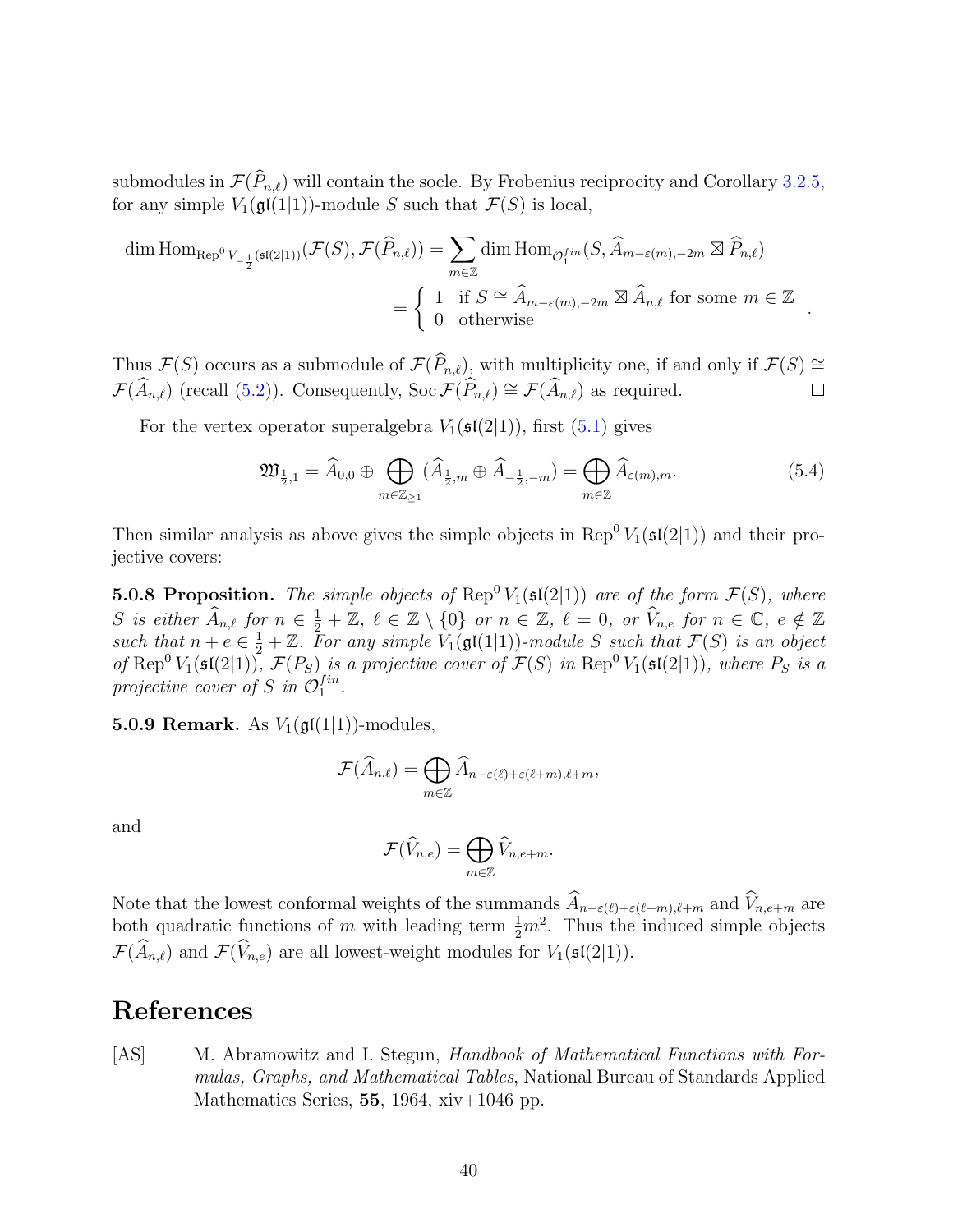submodules in $\mathcal{F}(\widehat{P}_{n,\ell})$ will contain the socle. By Frobenius reciprocity and Corollary 3.2.5, for any simple $V_1(\mathfrak{gl}(1|1))$-module $S$ such that $\mathcal{F}(S)$ is local,

$$\dim \mathrm{Hom}_{\mathrm{Rep}^0 V_{-\frac{1}{2}}(\mathfrak{sl}(2|1))}(\mathcal{F}(S), \mathcal{F}(\widehat{P}_{n,\ell})) = \sum_{m\in\mathbb{Z}} \dim \mathrm{Hom}_{\mathcal{O}_1^{fin}}(S, \widehat{A}_{m-\varepsilon(m),-2m} \boxtimes \widehat{P}_{n,\ell})$$
$$= \begin{cases} 1 & \text{if } S \cong \widehat{A}_{m-\varepsilon(m),-2m} \boxtimes \widehat{A}_{n,\ell} \text{ for some } m \in \mathbb{Z} \\ 0 & \text{otherwise} \end{cases}.$$

Thus $\mathcal{F}(S)$ occurs as a submodule of $\mathcal{F}(\widehat{P}_{n,\ell})$, with multiplicity one, if and only if $\mathcal{F}(S) \cong \mathcal{F}(\widehat{A}_{n,\ell})$ (recall (5.2)). Consequently, $\mathrm{Soc}\,\mathcal{F}(\widehat{P}_{n,\ell}) \cong \mathcal{F}(\widehat{A}_{n,\ell})$ as required. $\square$

For the vertex operator superalgebra $V_1(\mathfrak{sl}(2|1))$, first (5.1) gives

$$\mathfrak{W}_{\frac{1}{2},1} = \widehat{A}_{0,0} \oplus \bigoplus_{m\in\mathbb{Z}_{\geq 1}} (\widehat{A}_{\frac{1}{2},m} \oplus \widehat{A}_{-\frac{1}{2},-m}) = \bigoplus_{m\in\mathbb{Z}} \widehat{A}_{\varepsilon(m),m}. \tag{5.4}$$

Then similar analysis as above gives the simple objects in $\mathrm{Rep}^0 V_1(\mathfrak{sl}(2|1))$ and their projective covers:

**5.0.8 Proposition.** *The simple objects of $\mathrm{Rep}^0 V_1(\mathfrak{sl}(2|1))$ are of the form $\mathcal{F}(S)$, where $S$ is either $\widehat{A}_{n,\ell}$ for $n \in \frac{1}{2}+\mathbb{Z}$, $\ell \in \mathbb{Z}\setminus\{0\}$ or $n \in \mathbb{Z}$, $\ell = 0$, or $\widehat{V}_{n,e}$ for $n \in \mathbb{C}$, $e \notin \mathbb{Z}$ such that $n + e \in \frac{1}{2}+\mathbb{Z}$. For any simple $V_1(\mathfrak{gl}(1|1))$-module $S$ such that $\mathcal{F}(S)$ is an object of $\mathrm{Rep}^0 V_1(\mathfrak{sl}(2|1))$, $\mathcal{F}(P_S)$ is a projective cover of $\mathcal{F}(S)$ in $\mathrm{Rep}^0 V_1(\mathfrak{sl}(2|1))$, where $P_S$ is a projective cover of $S$ in $\mathcal{O}_1^{fin}$.*

**5.0.9 Remark.** As $V_1(\mathfrak{gl}(1|1))$-modules,

$$\mathcal{F}(\widehat{A}_{n,\ell}) = \bigoplus_{m\in\mathbb{Z}} \widehat{A}_{n-\varepsilon(\ell)+\varepsilon(\ell+m),\ell+m},$$

and

$$\mathcal{F}(\widehat{V}_{n,e}) = \bigoplus_{m\in\mathbb{Z}} \widehat{V}_{n,e+m}.$$

Note that the lowest conformal weights of the summands $\widehat{A}_{n-\varepsilon(\ell)+\varepsilon(\ell+m),\ell+m}$ and $\widehat{V}_{n,e+m}$ are both quadratic functions of $m$ with leading term $\frac{1}{2}m^2$. Thus the induced simple objects $\mathcal{F}(\widehat{A}_{n,\ell})$ and $\mathcal{F}(\widehat{V}_{n,e})$ are all lowest-weight modules for $V_1(\mathfrak{sl}(2|1))$.

# References

[AS] M. Abramowitz and I. Stegun, *Handbook of Mathematical Functions with Formulas, Graphs, and Mathematical Tables*, National Bureau of Standards Applied Mathematics Series, **55**, 1964, xiv+1046 pp.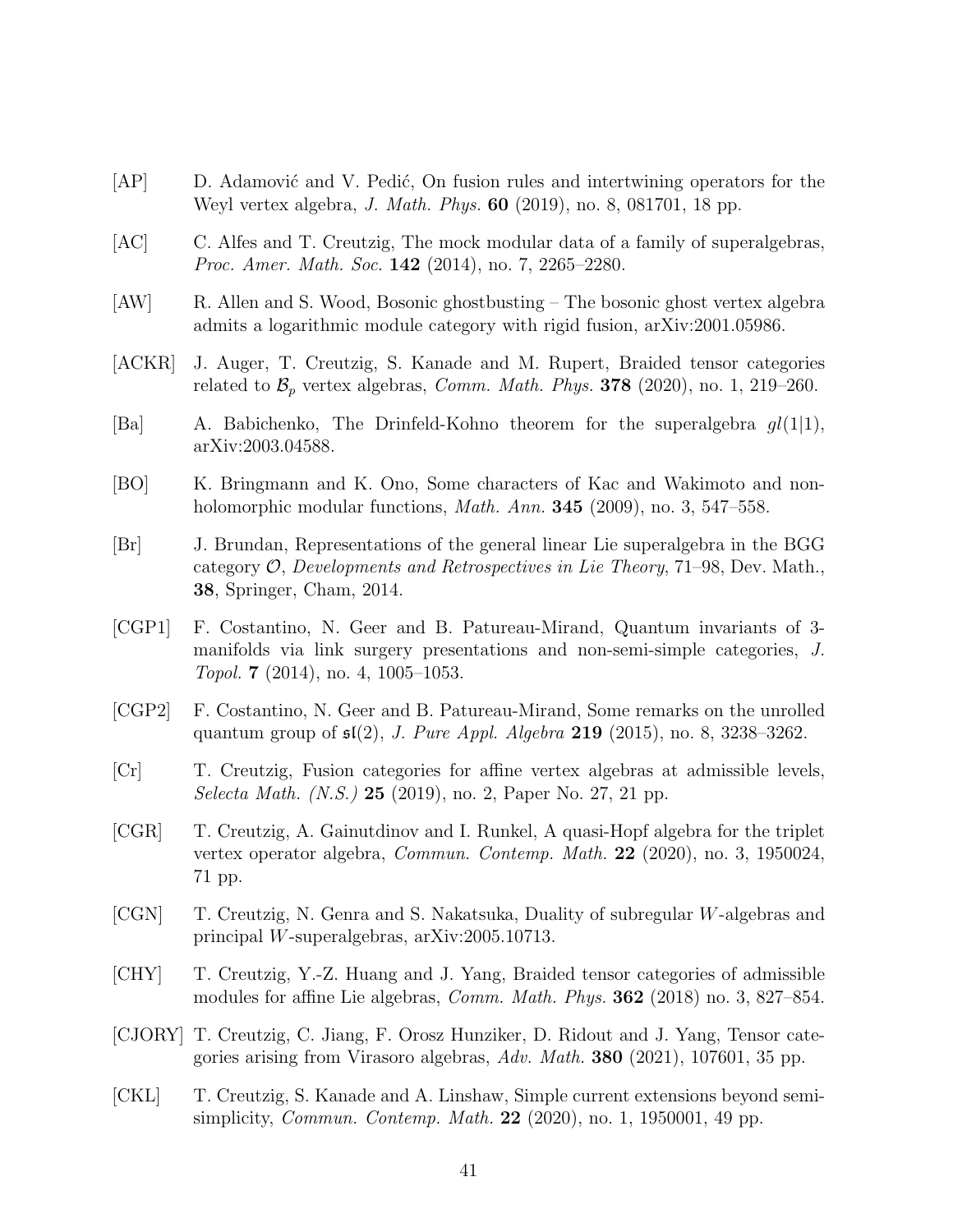[AP] D. Adamović and V. Pedić, On fusion rules and intertwining operators for the Weyl vertex algebra, *J. Math. Phys.* **60** (2019), no. 8, 081701, 18 pp.

[AC] C. Alfes and T. Creutzig, The mock modular data of a family of superalgebras, *Proc. Amer. Math. Soc.* **142** (2014), no. 7, 2265–2280.

[AW] R. Allen and S. Wood, Bosonic ghostbusting – The bosonic ghost vertex algebra admits a logarithmic module category with rigid fusion, arXiv:2001.05986.

[ACKR] J. Auger, T. Creutzig, S. Kanade and M. Rupert, Braided tensor categories related to $\mathcal{B}_p$ vertex algebras, *Comm. Math. Phys.* **378** (2020), no. 1, 219–260.

[Ba] A. Babichenko, The Drinfeld-Kohno theorem for the superalgebra $gl(1|1)$, arXiv:2003.04588.

[BO] K. Bringmann and K. Ono, Some characters of Kac and Wakimoto and non-holomorphic modular functions, *Math. Ann.* **345** (2009), no. 3, 547–558.

[Br] J. Brundan, Representations of the general linear Lie superalgebra in the BGG category $\mathcal{O}$, *Developments and Retrospectives in Lie Theory*, 71–98, Dev. Math., **38**, Springer, Cham, 2014.

[CGP1] F. Costantino, N. Geer and B. Patureau-Mirand, Quantum invariants of 3-manifolds via link surgery presentations and non-semi-simple categories, *J. Topol.* **7** (2014), no. 4, 1005–1053.

[CGP2] F. Costantino, N. Geer and B. Patureau-Mirand, Some remarks on the unrolled quantum group of $\mathfrak{sl}(2)$, *J. Pure Appl. Algebra* **219** (2015), no. 8, 3238–3262.

[Cr] T. Creutzig, Fusion categories for affine vertex algebras at admissible levels, *Selecta Math. (N.S.)* **25** (2019), no. 2, Paper No. 27, 21 pp.

[CGR] T. Creutzig, A. Gainutdinov and I. Runkel, A quasi-Hopf algebra for the triplet vertex operator algebra, *Commun. Contemp. Math.* **22** (2020), no. 3, 1950024, 71 pp.

[CGN] T. Creutzig, N. Genra and S. Nakatsuka, Duality of subregular $W$-algebras and principal $W$-superalgebras, arXiv:2005.10713.

[CHY] T. Creutzig, Y.-Z. Huang and J. Yang, Braided tensor categories of admissible modules for affine Lie algebras, *Comm. Math. Phys.* **362** (2018) no. 3, 827–854.

[CJORY] T. Creutzig, C. Jiang, F. Orosz Hunziker, D. Ridout and J. Yang, Tensor categories arising from Virasoro algebras, *Adv. Math.* **380** (2021), 107601, 35 pp.

[CKL] T. Creutzig, S. Kanade and A. Linshaw, Simple current extensions beyond semi-simplicity, *Commun. Contemp. Math.* **22** (2020), no. 1, 1950001, 49 pp.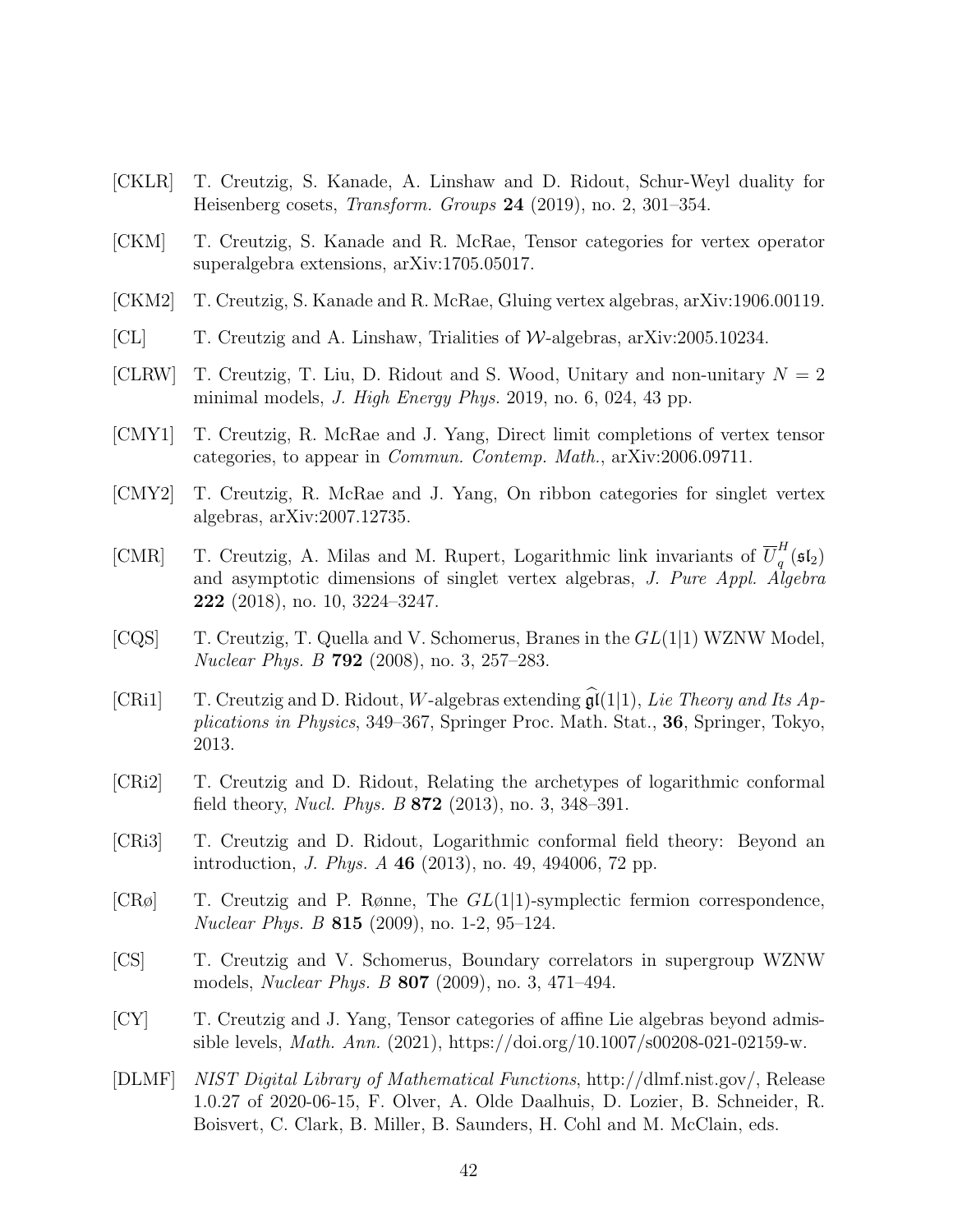[CKLR] T. Creutzig, S. Kanade, A. Linshaw and D. Ridout, Schur-Weyl duality for Heisenberg cosets, *Transform. Groups* **24** (2019), no. 2, 301–354.

[CKM] T. Creutzig, S. Kanade and R. McRae, Tensor categories for vertex operator superalgebra extensions, arXiv:1705.05017.

[CKM2] T. Creutzig, S. Kanade and R. McRae, Gluing vertex algebras, arXiv:1906.00119.

[CL] T. Creutzig and A. Linshaw, Trialities of $\mathcal{W}$-algebras, arXiv:2005.10234.

[CLRW] T. Creutzig, T. Liu, D. Ridout and S. Wood, Unitary and non-unitary $N = 2$ minimal models, *J. High Energy Phys.* 2019, no. 6, 024, 43 pp.

[CMY1] T. Creutzig, R. McRae and J. Yang, Direct limit completions of vertex tensor categories, to appear in *Commun. Contemp. Math.*, arXiv:2006.09711.

[CMY2] T. Creutzig, R. McRae and J. Yang, On ribbon categories for singlet vertex algebras, arXiv:2007.12735.

[CMR] T. Creutzig, A. Milas and M. Rupert, Logarithmic link invariants of $\overline{U}_q^H(\mathfrak{sl}_2)$ and asymptotic dimensions of singlet vertex algebras, *J. Pure Appl. Algebra* **222** (2018), no. 10, 3224–3247.

[CQS] T. Creutzig, T. Quella and V. Schomerus, Branes in the $GL(1|1)$ WZNW Model, *Nuclear Phys. B* **792** (2008), no. 3, 257–283.

[CRi1] T. Creutzig and D. Ridout, $W$-algebras extending $\widehat{\mathfrak{gl}}(1|1)$, *Lie Theory and Its Applications in Physics*, 349–367, Springer Proc. Math. Stat., **36**, Springer, Tokyo, 2013.

[CRi2] T. Creutzig and D. Ridout, Relating the archetypes of logarithmic conformal field theory, *Nucl. Phys. B* **872** (2013), no. 3, 348–391.

[CRi3] T. Creutzig and D. Ridout, Logarithmic conformal field theory: Beyond an introduction, *J. Phys. A* **46** (2013), no. 49, 494006, 72 pp.

[CRø] T. Creutzig and P. Rønne, The $GL(1|1)$-symplectic fermion correspondence, *Nuclear Phys. B* **815** (2009), no. 1-2, 95–124.

[CS] T. Creutzig and V. Schomerus, Boundary correlators in supergroup WZNW models, *Nuclear Phys. B* **807** (2009), no. 3, 471–494.

[CY] T. Creutzig and J. Yang, Tensor categories of affine Lie algebras beyond admissible levels, *Math. Ann.* (2021), https://doi.org/10.1007/s00208-021-02159-w.

[DLMF] *NIST Digital Library of Mathematical Functions*, http://dlmf.nist.gov/, Release 1.0.27 of 2020-06-15, F. Olver, A. Olde Daalhuis, D. Lozier, B. Schneider, R. Boisvert, C. Clark, B. Miller, B. Saunders, H. Cohl and M. McClain, eds.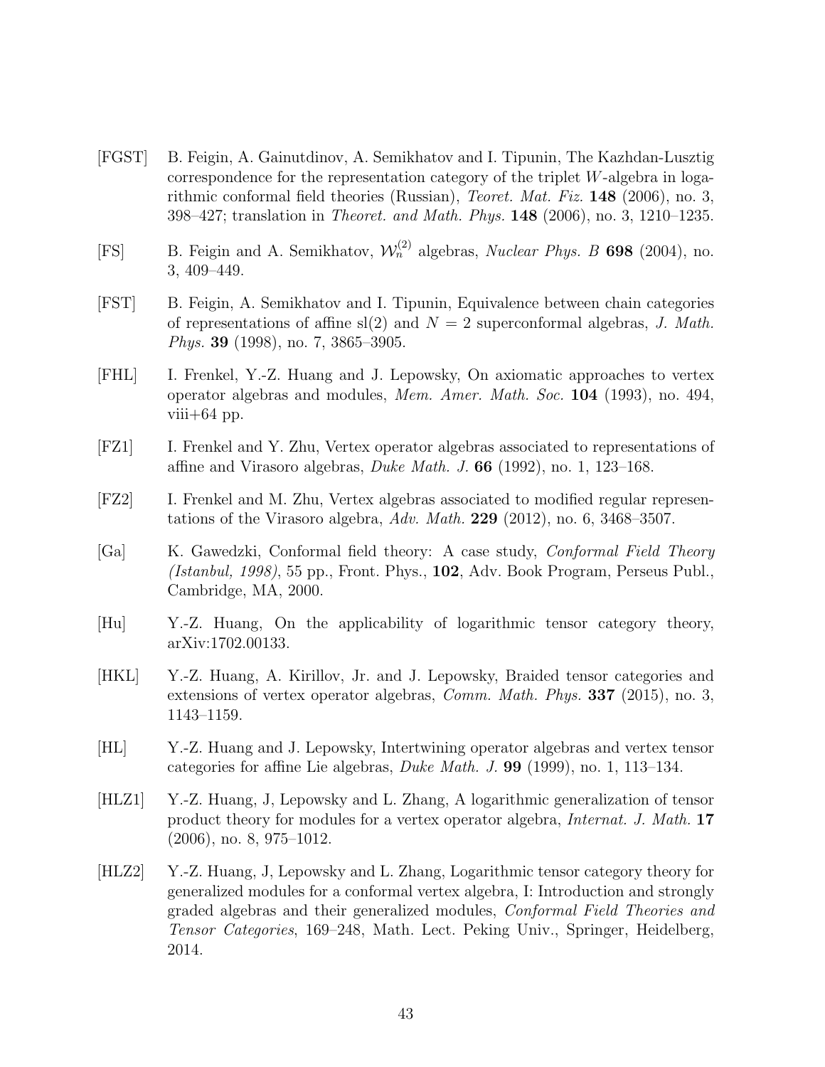[FGST] B. Feigin, A. Gainutdinov, A. Semikhatov and I. Tipunin, The Kazhdan-Lusztig correspondence for the representation category of the triplet $W$-algebra in logarithmic conformal field theories (Russian), *Teoret. Mat. Fiz.* **148** (2006), no. 3, 398–427; translation in *Theoret. and Math. Phys.* **148** (2006), no. 3, 1210–1235.

[FS] B. Feigin and A. Semikhatov, $\mathcal{W}_n^{(2)}$ algebras, *Nuclear Phys. B* **698** (2004), no. 3, 409–449.

[FST] B. Feigin, A. Semikhatov and I. Tipunin, Equivalence between chain categories of representations of affine sl(2) and $N = 2$ superconformal algebras, *J. Math. Phys.* **39** (1998), no. 7, 3865–3905.

[FHL] I. Frenkel, Y.-Z. Huang and J. Lepowsky, On axiomatic approaches to vertex operator algebras and modules, *Mem. Amer. Math. Soc.* **104** (1993), no. 494, viii+64 pp.

[FZ1] I. Frenkel and Y. Zhu, Vertex operator algebras associated to representations of affine and Virasoro algebras, *Duke Math. J.* **66** (1992), no. 1, 123–168.

[FZ2] I. Frenkel and M. Zhu, Vertex algebras associated to modified regular representations of the Virasoro algebra, *Adv. Math.* **229** (2012), no. 6, 3468–3507.

[Ga] K. Gawedzki, Conformal field theory: A case study, *Conformal Field Theory (Istanbul, 1998)*, 55 pp., Front. Phys., **102**, Adv. Book Program, Perseus Publ., Cambridge, MA, 2000.

[Hu] Y.-Z. Huang, On the applicability of logarithmic tensor category theory, arXiv:1702.00133.

[HKL] Y.-Z. Huang, A. Kirillov, Jr. and J. Lepowsky, Braided tensor categories and extensions of vertex operator algebras, *Comm. Math. Phys.* **337** (2015), no. 3, 1143–1159.

[HL] Y.-Z. Huang and J. Lepowsky, Intertwining operator algebras and vertex tensor categories for affine Lie algebras, *Duke Math. J.* **99** (1999), no. 1, 113–134.

[HLZ1] Y.-Z. Huang, J, Lepowsky and L. Zhang, A logarithmic generalization of tensor product theory for modules for a vertex operator algebra, *Internat. J. Math.* **17** (2006), no. 8, 975–1012.

[HLZ2] Y.-Z. Huang, J, Lepowsky and L. Zhang, Logarithmic tensor category theory for generalized modules for a conformal vertex algebra, I: Introduction and strongly graded algebras and their generalized modules, *Conformal Field Theories and Tensor Categories*, 169–248, Math. Lect. Peking Univ., Springer, Heidelberg, 2014.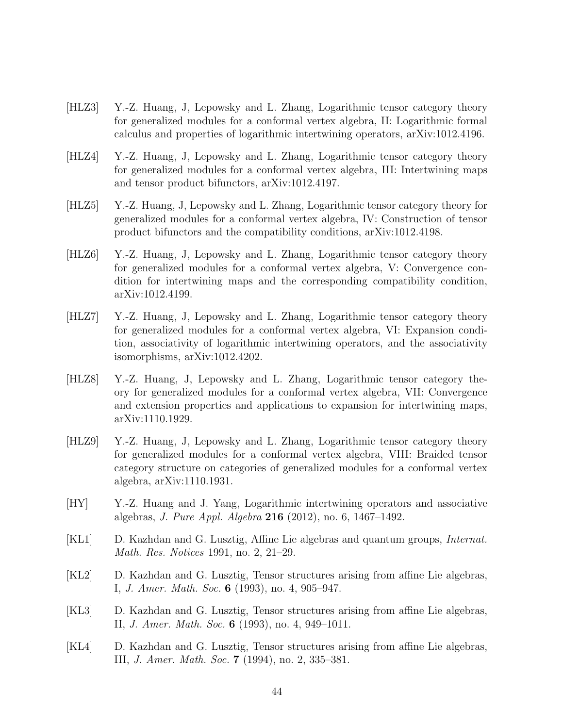[HLZ3] Y.-Z. Huang, J, Lepowsky and L. Zhang, Logarithmic tensor category theory for generalized modules for a conformal vertex algebra, II: Logarithmic formal calculus and properties of logarithmic intertwining operators, arXiv:1012.4196.

[HLZ4] Y.-Z. Huang, J, Lepowsky and L. Zhang, Logarithmic tensor category theory for generalized modules for a conformal vertex algebra, III: Intertwining maps and tensor product bifunctors, arXiv:1012.4197.

[HLZ5] Y.-Z. Huang, J, Lepowsky and L. Zhang, Logarithmic tensor category theory for generalized modules for a conformal vertex algebra, IV: Construction of tensor product bifunctors and the compatibility conditions, arXiv:1012.4198.

[HLZ6] Y.-Z. Huang, J, Lepowsky and L. Zhang, Logarithmic tensor category theory for generalized modules for a conformal vertex algebra, V: Convergence condition for intertwining maps and the corresponding compatibility condition, arXiv:1012.4199.

[HLZ7] Y.-Z. Huang, J, Lepowsky and L. Zhang, Logarithmic tensor category theory for generalized modules for a conformal vertex algebra, VI: Expansion condition, associativity of logarithmic intertwining operators, and the associativity isomorphisms, arXiv:1012.4202.

[HLZ8] Y.-Z. Huang, J, Lepowsky and L. Zhang, Logarithmic tensor category theory for generalized modules for a conformal vertex algebra, VII: Convergence and extension properties and applications to expansion for intertwining maps, arXiv:1110.1929.

[HLZ9] Y.-Z. Huang, J, Lepowsky and L. Zhang, Logarithmic tensor category theory for generalized modules for a conformal vertex algebra, VIII: Braided tensor category structure on categories of generalized modules for a conformal vertex algebra, arXiv:1110.1931.

[HY] Y.-Z. Huang and J. Yang, Logarithmic intertwining operators and associative algebras, *J. Pure Appl. Algebra* **216** (2012), no. 6, 1467–1492.

[KL1] D. Kazhdan and G. Lusztig, Affine Lie algebras and quantum groups, *Internat. Math. Res. Notices* 1991, no. 2, 21–29.

[KL2] D. Kazhdan and G. Lusztig, Tensor structures arising from affine Lie algebras, I, *J. Amer. Math. Soc.* **6** (1993), no. 4, 905–947.

[KL3] D. Kazhdan and G. Lusztig, Tensor structures arising from affine Lie algebras, II, *J. Amer. Math. Soc.* **6** (1993), no. 4, 949–1011.

[KL4] D. Kazhdan and G. Lusztig, Tensor structures arising from affine Lie algebras, III, *J. Amer. Math. Soc.* **7** (1994), no. 2, 335–381.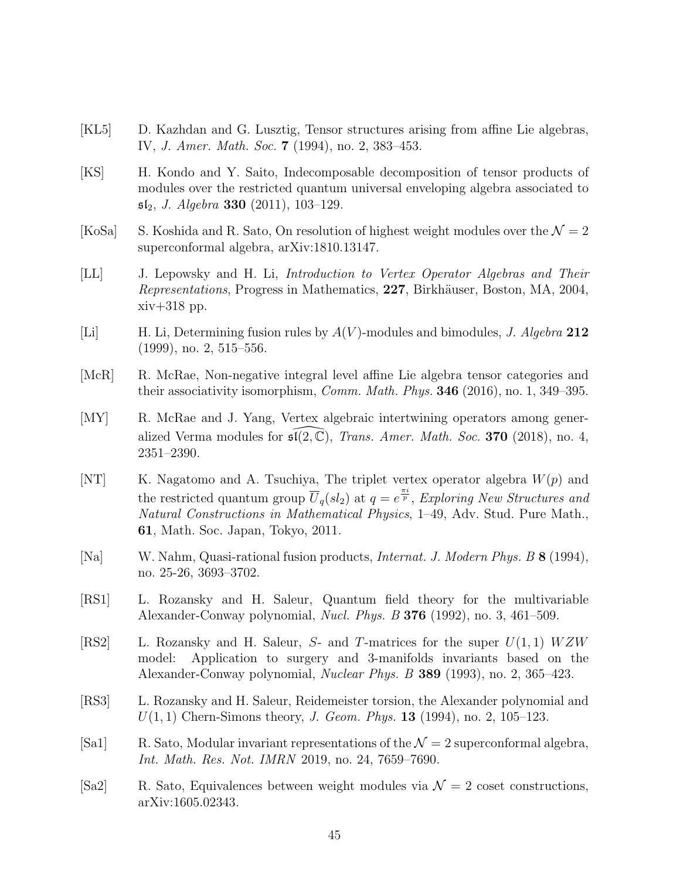[KL5] D. Kazhdan and G. Lusztig, Tensor structures arising from affine Lie algebras, IV, *J. Amer. Math. Soc.* **7** (1994), no. 2, 383–453.

[KS] H. Kondo and Y. Saito, Indecomposable decomposition of tensor products of modules over the restricted quantum universal enveloping algebra associated to $\mathfrak{sl}_2$, *J. Algebra* **330** (2011), 103–129.

[KoSa] S. Koshida and R. Sato, On resolution of highest weight modules over the $\mathcal{N} = 2$ superconformal algebra, arXiv:1810.13147.

[LL] J. Lepowsky and H. Li, *Introduction to Vertex Operator Algebras and Their Representations*, Progress in Mathematics, **227**, Birkhäuser, Boston, MA, 2004, xiv+318 pp.

[Li] H. Li, Determining fusion rules by $A(V)$-modules and bimodules, *J. Algebra* **212** (1999), no. 2, 515–556.

[McR] R. McRae, Non-negative integral level affine Lie algebra tensor categories and their associativity isomorphism, *Comm. Math. Phys.* **346** (2016), no. 1, 349–395.

[MY] R. McRae and J. Yang, Vertex algebraic intertwining operators among generalized Verma modules for $\widehat{\mathfrak{sl}(2,\mathbb{C})}$, *Trans. Amer. Math. Soc.* **370** (2018), no. 4, 2351–2390.

[NT] K. Nagatomo and A. Tsuchiya, The triplet vertex operator algebra $W(p)$ and the restricted quantum group $\overline{U}_q(sl_2)$ at $q = e^{\frac{\pi i}{p}}$, *Exploring New Structures and Natural Constructions in Mathematical Physics*, 1–49, Adv. Stud. Pure Math., **61**, Math. Soc. Japan, Tokyo, 2011.

[Na] W. Nahm, Quasi-rational fusion products, *Internat. J. Modern Phys. B* **8** (1994), no. 25-26, 3693–3702.

[RS1] L. Rozansky and H. Saleur, Quantum field theory for the multivariable Alexander-Conway polynomial, *Nucl. Phys. B* **376** (1992), no. 3, 461–509.

[RS2] L. Rozansky and H. Saleur, $S$- and $T$-matrices for the super $U(1,1)$ $WZW$ model: Application to surgery and 3-manifolds invariants based on the Alexander-Conway polynomial, *Nuclear Phys. B* **389** (1993), no. 2, 365–423.

[RS3] L. Rozansky and H. Saleur, Reidemeister torsion, the Alexander polynomial and $U(1,1)$ Chern-Simons theory, *J. Geom. Phys.* **13** (1994), no. 2, 105–123.

[Sa1] R. Sato, Modular invariant representations of the $\mathcal{N} = 2$ superconformal algebra, *Int. Math. Res. Not. IMRN* 2019, no. 24, 7659–7690.

[Sa2] R. Sato, Equivalences between weight modules via $\mathcal{N} = 2$ coset constructions, arXiv:1605.02343.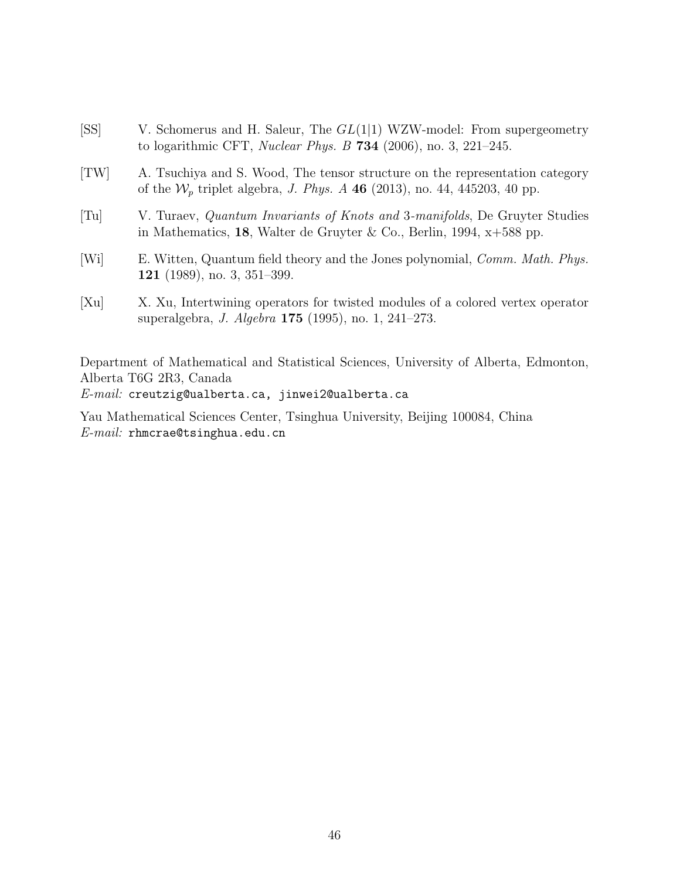[SS] V. Schomerus and H. Saleur, The $GL(1|1)$ WZW-model: From supergeometry to logarithmic CFT, *Nuclear Phys. B* **734** (2006), no. 3, 221–245.

[TW] A. Tsuchiya and S. Wood, The tensor structure on the representation category of the $\mathcal{W}_p$ triplet algebra, *J. Phys. A* **46** (2013), no. 44, 445203, 40 pp.

[Tu] V. Turaev, *Quantum Invariants of Knots and 3-manifolds*, De Gruyter Studies in Mathematics, **18**, Walter de Gruyter & Co., Berlin, 1994, x+588 pp.

[Wi] E. Witten, Quantum field theory and the Jones polynomial, *Comm. Math. Phys.* **121** (1989), no. 3, 351–399.

[Xu] X. Xu, Intertwining operators for twisted modules of a colored vertex operator superalgebra, *J. Algebra* **175** (1995), no. 1, 241–273.

Department of Mathematical and Statistical Sciences, University of Alberta, Edmonton, Alberta T6G 2R3, Canada
*E-mail:* `creutzig@ualberta.ca, jinwei2@ualberta.ca`

Yau Mathematical Sciences Center, Tsinghua University, Beijing 100084, China
*E-mail:* `rhmcrae@tsinghua.edu.cn`